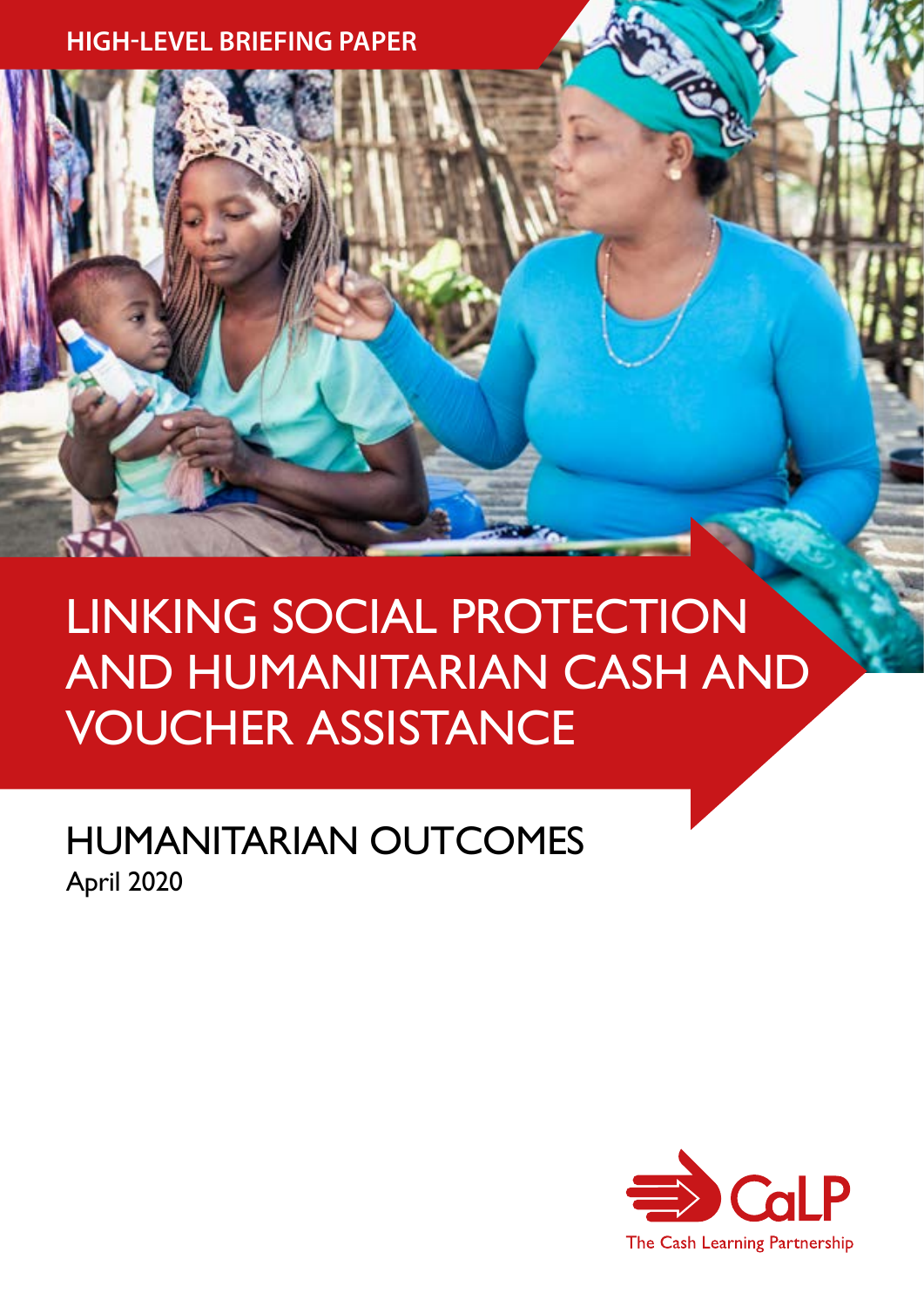HIGH-LEVEL BRIEFING PAPER

# LINKING SOCIAL PROTECTION AND HUMANITARIAN CASH AND VOUCHER ASSISTANCE

## HUMANITARIAN OUTCOMES

April 2020

CaLP

The Cash Learning Partnership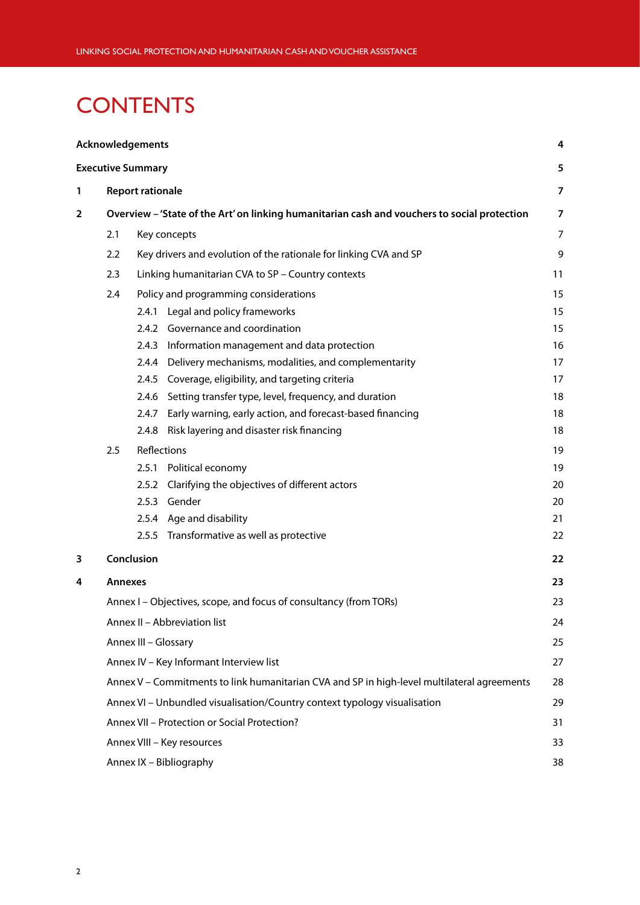# CONTENTS

| | | |
|---|---|---|
| **Acknowledgements** | | **4** |
| **Executive Summary** | | **5** |
| **1** | **Report rationale** | **7** |
| **2** | **Overview – 'State of the Art' on linking humanitarian cash and vouchers to social protection** | **7** |
| | 2.1 Key concepts | 7 |
| | 2.2 Key drivers and evolution of the rationale for linking CVA and SP | 9 |
| | 2.3 Linking humanitarian CVA to SP – Country contexts | 11 |
| | 2.4 Policy and programming considerations | 15 |
| | 2.4.1 Legal and policy frameworks | 15 |
| | 2.4.2 Governance and coordination | 15 |
| | 2.4.3 Information management and data protection | 16 |
| | 2.4.4 Delivery mechanisms, modalities, and complementarity | 17 |
| | 2.4.5 Coverage, eligibility, and targeting criteria | 17 |
| | 2.4.6 Setting transfer type, level, frequency, and duration | 18 |
| | 2.4.7 Early warning, early action, and forecast-based financing | 18 |
| | 2.4.8 Risk layering and disaster risk financing | 18 |
| | 2.5 Reflections | 19 |
| | 2.5.1 Political economy | 19 |
| | 2.5.2 Clarifying the objectives of different actors | 20 |
| | 2.5.3 Gender | 20 |
| | 2.5.4 Age and disability | 21 |
| | 2.5.5 Transformative as well as protective | 22 |
| **3** | **Conclusion** | **22** |
| **4** | **Annexes** | **23** |
| | Annex I – Objectives, scope, and focus of consultancy (from TORs) | 23 |
| | Annex II – Abbreviation list | 24 |
| | Annex III – Glossary | 25 |
| | Annex IV – Key Informant Interview list | 27 |
| | Annex V – Commitments to link humanitarian CVA and SP in high-level multilateral agreements | 28 |
| | Annex VI – Unbundled visualisation/Country context typology visualisation | 29 |
| | Annex VII – Protection or Social Protection? | 31 |
| | Annex VIII – Key resources | 33 |
| | Annex IX – Bibliography | 38 |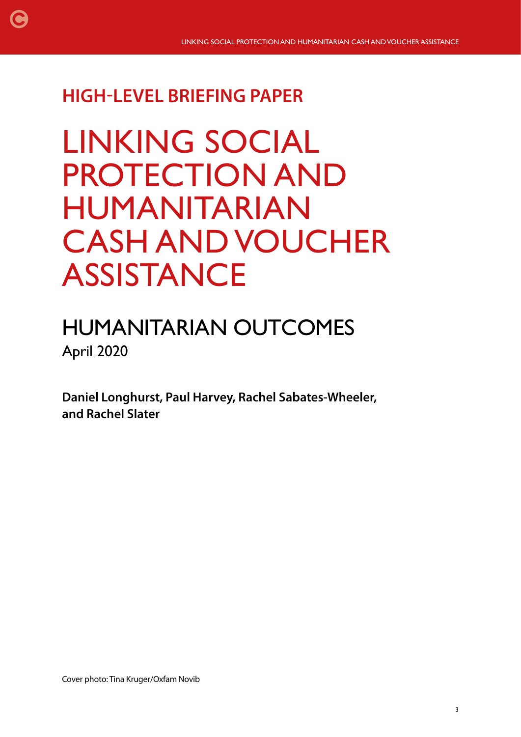## HIGH-LEVEL BRIEFING PAPER

# LINKING SOCIAL PROTECTION AND HUMANITARIAN CASH AND VOUCHER ASSISTANCE

## HUMANITARIAN OUTCOMES

April 2020

**Daniel Longhurst, Paul Harvey, Rachel Sabates-Wheeler, and Rachel Slater**

Cover photo: Tina Kruger/Oxfam Novib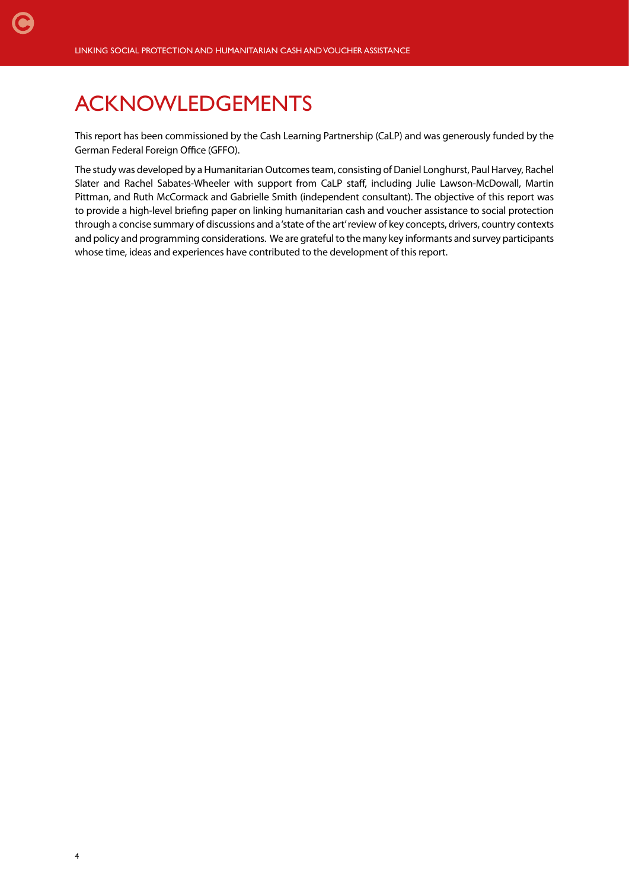# ACKNOWLEDGEMENTS

This report has been commissioned by the Cash Learning Partnership (CaLP) and was generously funded by the German Federal Foreign Office (GFFO).

The study was developed by a Humanitarian Outcomes team, consisting of Daniel Longhurst, Paul Harvey, Rachel Slater and Rachel Sabates-Wheeler with support from CaLP staff, including Julie Lawson-McDowall, Martin Pittman, and Ruth McCormack and Gabrielle Smith (independent consultant). The objective of this report was to provide a high-level briefing paper on linking humanitarian cash and voucher assistance to social protection through a concise summary of discussions and a 'state of the art' review of key concepts, drivers, country contexts and policy and programming considerations. We are grateful to the many key informants and survey participants whose time, ideas and experiences have contributed to the development of this report.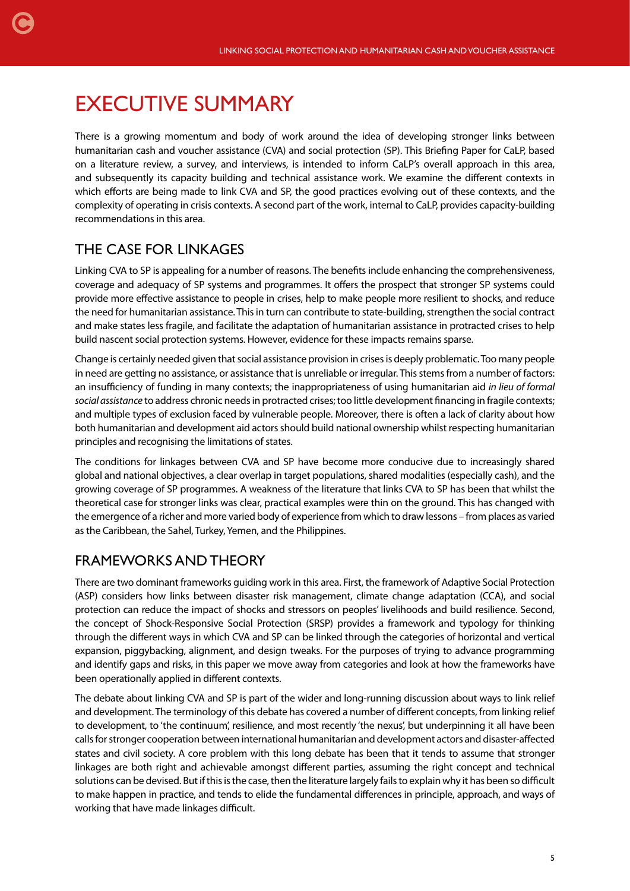# EXECUTIVE SUMMARY

There is a growing momentum and body of work around the idea of developing stronger links between humanitarian cash and voucher assistance (CVA) and social protection (SP). This Briefing Paper for CaLP, based on a literature review, a survey, and interviews, is intended to inform CaLP's overall approach in this area, and subsequently its capacity building and technical assistance work. We examine the different contexts in which efforts are being made to link CVA and SP, the good practices evolving out of these contexts, and the complexity of operating in crisis contexts. A second part of the work, internal to CaLP, provides capacity-building recommendations in this area.

## THE CASE FOR LINKAGES

Linking CVA to SP is appealing for a number of reasons. The benefits include enhancing the comprehensiveness, coverage and adequacy of SP systems and programmes. It offers the prospect that stronger SP systems could provide more effective assistance to people in crises, help to make people more resilient to shocks, and reduce the need for humanitarian assistance. This in turn can contribute to state-building, strengthen the social contract and make states less fragile, and facilitate the adaptation of humanitarian assistance in protracted crises to help build nascent social protection systems. However, evidence for these impacts remains sparse.

Change is certainly needed given that social assistance provision in crises is deeply problematic. Too many people in need are getting no assistance, or assistance that is unreliable or irregular. This stems from a number of factors: an insufficiency of funding in many contexts; the inappropriateness of using humanitarian aid *in lieu of formal social assistance* to address chronic needs in protracted crises; too little development financing in fragile contexts; and multiple types of exclusion faced by vulnerable people. Moreover, there is often a lack of clarity about how both humanitarian and development aid actors should build national ownership whilst respecting humanitarian principles and recognising the limitations of states.

The conditions for linkages between CVA and SP have become more conducive due to increasingly shared global and national objectives, a clear overlap in target populations, shared modalities (especially cash), and the growing coverage of SP programmes. A weakness of the literature that links CVA to SP has been that whilst the theoretical case for stronger links was clear, practical examples were thin on the ground. This has changed with the emergence of a richer and more varied body of experience from which to draw lessons – from places as varied as the Caribbean, the Sahel, Turkey, Yemen, and the Philippines.

## FRAMEWORKS AND THEORY

There are two dominant frameworks guiding work in this area. First, the framework of Adaptive Social Protection (ASP) considers how links between disaster risk management, climate change adaptation (CCA), and social protection can reduce the impact of shocks and stressors on peoples' livelihoods and build resilience. Second, the concept of Shock-Responsive Social Protection (SRSP) provides a framework and typology for thinking through the different ways in which CVA and SP can be linked through the categories of horizontal and vertical expansion, piggybacking, alignment, and design tweaks. For the purposes of trying to advance programming and identify gaps and risks, in this paper we move away from categories and look at how the frameworks have been operationally applied in different contexts.

The debate about linking CVA and SP is part of the wider and long-running discussion about ways to link relief and development. The terminology of this debate has covered a number of different concepts, from linking relief to development, to 'the continuum', resilience, and most recently 'the nexus', but underpinning it all have been calls for stronger cooperation between international humanitarian and development actors and disaster-affected states and civil society. A core problem with this long debate has been that it tends to assume that stronger linkages are both right and achievable amongst different parties, assuming the right concept and technical solutions can be devised. But if this is the case, then the literature largely fails to explain why it has been so difficult to make happen in practice, and tends to elide the fundamental differences in principle, approach, and ways of working that have made linkages difficult.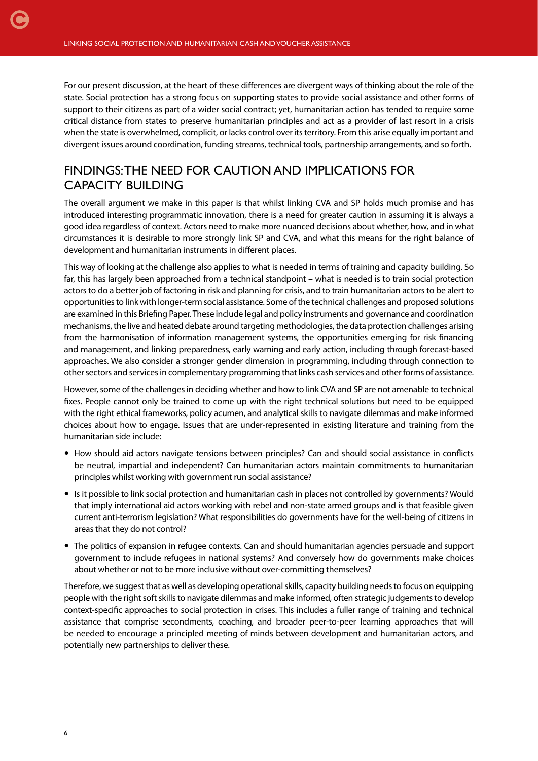For our present discussion, at the heart of these differences are divergent ways of thinking about the role of the state. Social protection has a strong focus on supporting states to provide social assistance and other forms of support to their citizens as part of a wider social contract; yet, humanitarian action has tended to require some critical distance from states to preserve humanitarian principles and act as a provider of last resort in a crisis when the state is overwhelmed, complicit, or lacks control over its territory. From this arise equally important and divergent issues around coordination, funding streams, technical tools, partnership arrangements, and so forth.

## FINDINGS: THE NEED FOR CAUTION AND IMPLICATIONS FOR CAPACITY BUILDING

The overall argument we make in this paper is that whilst linking CVA and SP holds much promise and has introduced interesting programmatic innovation, there is a need for greater caution in assuming it is always a good idea regardless of context. Actors need to make more nuanced decisions about whether, how, and in what circumstances it is desirable to more strongly link SP and CVA, and what this means for the right balance of development and humanitarian instruments in different places.

This way of looking at the challenge also applies to what is needed in terms of training and capacity building. So far, this has largely been approached from a technical standpoint – what is needed is to train social protection actors to do a better job of factoring in risk and planning for crisis, and to train humanitarian actors to be alert to opportunities to link with longer-term social assistance. Some of the technical challenges and proposed solutions are examined in this Briefing Paper. These include legal and policy instruments and governance and coordination mechanisms, the live and heated debate around targeting methodologies, the data protection challenges arising from the harmonisation of information management systems, the opportunities emerging for risk financing and management, and linking preparedness, early warning and early action, including through forecast-based approaches. We also consider a stronger gender dimension in programming, including through connection to other sectors and services in complementary programming that links cash services and other forms of assistance.

However, some of the challenges in deciding whether and how to link CVA and SP are not amenable to technical fixes. People cannot only be trained to come up with the right technical solutions but need to be equipped with the right ethical frameworks, policy acumen, and analytical skills to navigate dilemmas and make informed choices about how to engage. Issues that are under-represented in existing literature and training from the humanitarian side include:

- How should aid actors navigate tensions between principles? Can and should social assistance in conflicts be neutral, impartial and independent? Can humanitarian actors maintain commitments to humanitarian principles whilst working with government run social assistance?
- Is it possible to link social protection and humanitarian cash in places not controlled by governments? Would that imply international aid actors working with rebel and non-state armed groups and is that feasible given current anti-terrorism legislation? What responsibilities do governments have for the well-being of citizens in areas that they do not control?
- The politics of expansion in refugee contexts. Can and should humanitarian agencies persuade and support government to include refugees in national systems? And conversely how do governments make choices about whether or not to be more inclusive without over-committing themselves?

Therefore, we suggest that as well as developing operational skills, capacity building needs to focus on equipping people with the right soft skills to navigate dilemmas and make informed, often strategic judgements to develop context-specific approaches to social protection in crises. This includes a fuller range of training and technical assistance that comprise secondments, coaching, and broader peer-to-peer learning approaches that will be needed to encourage a principled meeting of minds between development and humanitarian actors, and potentially new partnerships to deliver these.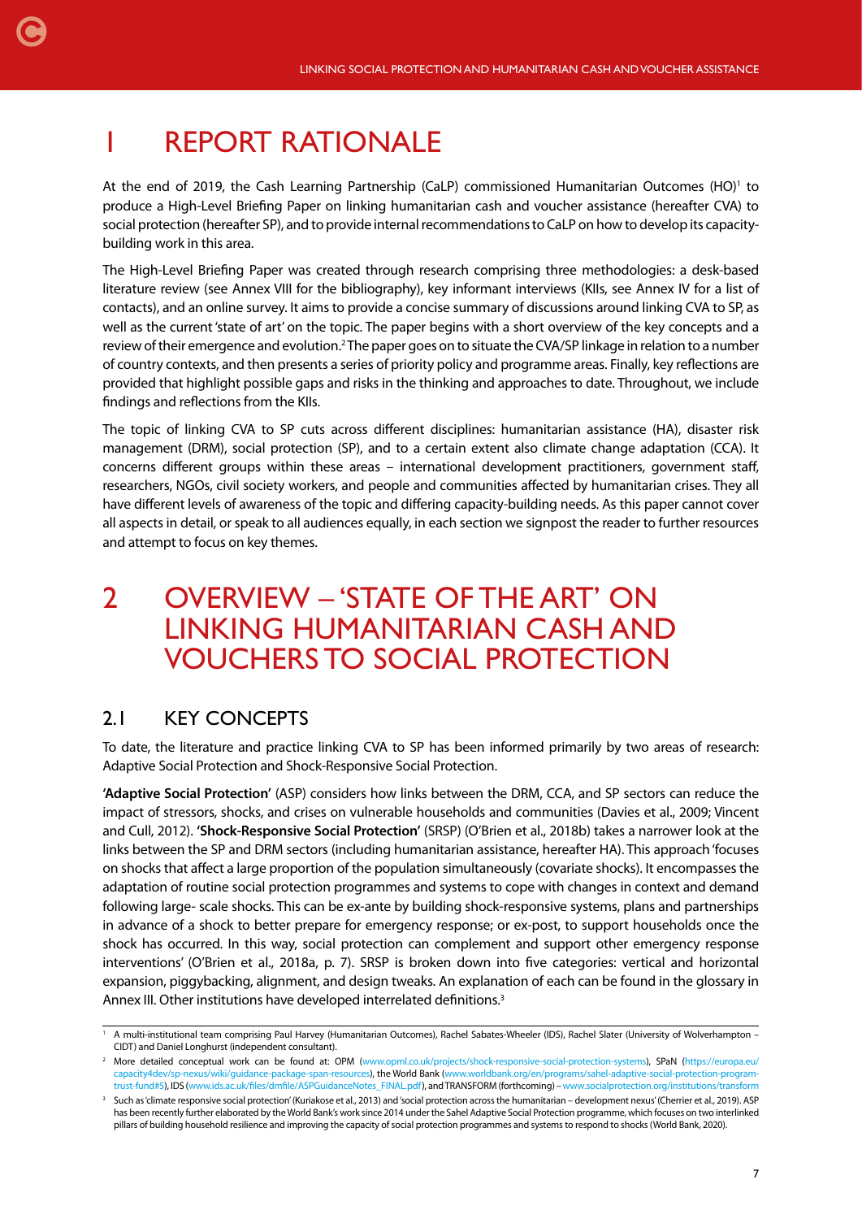# 1 REPORT RATIONALE

At the end of 2019, the Cash Learning Partnership (CaLP) commissioned Humanitarian Outcomes (HO)[1] to produce a High-Level Briefing Paper on linking humanitarian cash and voucher assistance (hereafter CVA) to social protection (hereafter SP), and to provide internal recommendations to CaLP on how to develop its capacity-building work in this area.

The High-Level Briefing Paper was created through research comprising three methodologies: a desk-based literature review (see Annex VIII for the bibliography), key informant interviews (KIIs, see Annex IV for a list of contacts), and an online survey. It aims to provide a concise summary of discussions around linking CVA to SP, as well as the current 'state of art' on the topic. The paper begins with a short overview of the key concepts and a review of their emergence and evolution.[2] The paper goes on to situate the CVA/SP linkage in relation to a number of country contexts, and then presents a series of priority policy and programme areas. Finally, key reflections are provided that highlight possible gaps and risks in the thinking and approaches to date. Throughout, we include findings and reflections from the KIIs.

The topic of linking CVA to SP cuts across different disciplines: humanitarian assistance (HA), disaster risk management (DRM), social protection (SP), and to a certain extent also climate change adaptation (CCA). It concerns different groups within these areas – international development practitioners, government staff, researchers, NGOs, civil society workers, and people and communities affected by humanitarian crises. They all have different levels of awareness of the topic and differing capacity-building needs. As this paper cannot cover all aspects in detail, or speak to all audiences equally, in each section we signpost the reader to further resources and attempt to focus on key themes.

# 2 OVERVIEW – 'STATE OF THE ART' ON LINKING HUMANITARIAN CASH AND VOUCHERS TO SOCIAL PROTECTION

## 2.1 KEY CONCEPTS

To date, the literature and practice linking CVA to SP has been informed primarily by two areas of research: Adaptive Social Protection and Shock-Responsive Social Protection.

**'Adaptive Social Protection'** (ASP) considers how links between the DRM, CCA, and SP sectors can reduce the impact of stressors, shocks, and crises on vulnerable households and communities (Davies et al., 2009; Vincent and Cull, 2012). **'Shock-Responsive Social Protection'** (SRSP) (O'Brien et al., 2018b) takes a narrower look at the links between the SP and DRM sectors (including humanitarian assistance, hereafter HA). This approach 'focuses on shocks that affect a large proportion of the population simultaneously (covariate shocks). It encompasses the adaptation of routine social protection programmes and systems to cope with changes in context and demand following large- scale shocks. This can be ex-ante by building shock-responsive systems, plans and partnerships in advance of a shock to better prepare for emergency response; or ex-post, to support households once the shock has occurred. In this way, social protection can complement and support other emergency response interventions' (O'Brien et al., 2018a, p. 7). SRSP is broken down into five categories: vertical and horizontal expansion, piggybacking, alignment, and design tweaks. An explanation of each can be found in the glossary in Annex III. Other institutions have developed interrelated definitions.[3]

---

[1] A multi-institutional team comprising Paul Harvey (Humanitarian Outcomes), Rachel Sabates-Wheeler (IDS), Rachel Slater (University of Wolverhampton – CIDT) and Daniel Longhurst (independent consultant).

[2] More detailed conceptual work can be found at: OPM (www.opml.co.uk/projects/shock-responsive-social-protection-systems), SPaN (https://europa.eu/capacity4dev/sp-nexus/wiki/guidance-package-span-resources), the World Bank (www.worldbank.org/en/programs/sahel-adaptive-social-protection-program-trust-fund#5), IDS (www.ids.ac.uk/files/dmfile/ASPGuidanceNotes_FINAL.pdf), and TRANSFORM (forthcoming) – www.socialprotection.org/institutions/transform

[3] Such as 'climate responsive social protection' (Kuriakose et al., 2013) and 'social protection across the humanitarian – development nexus' (Cherrier et al., 2019). ASP has been recently further elaborated by the World Bank's work since 2014 under the Sahel Adaptive Social Protection programme, which focuses on two interlinked pillars of building household resilience and improving the capacity of social protection programmes and systems to respond to shocks (World Bank, 2020).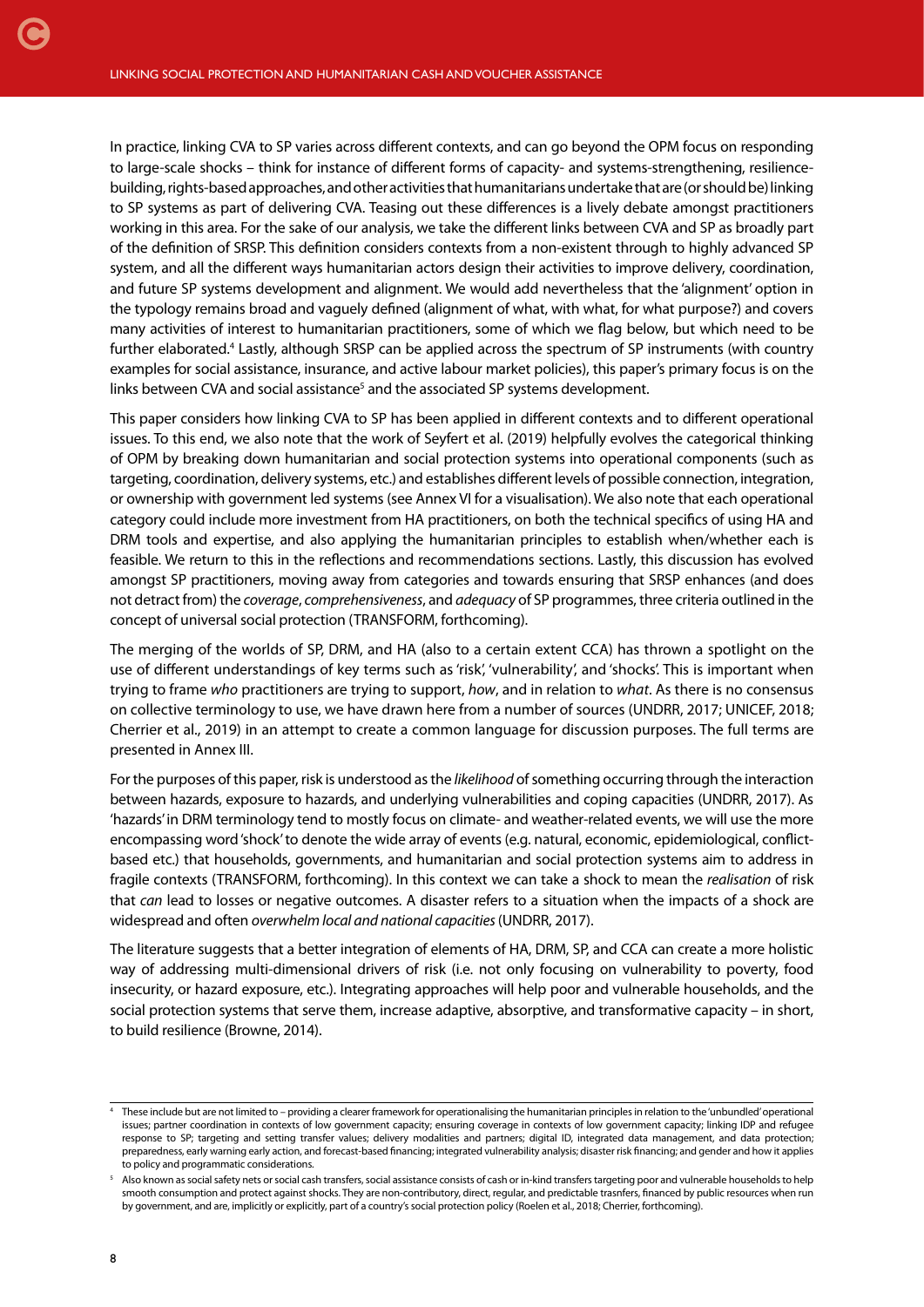In practice, linking CVA to SP varies across different contexts, and can go beyond the OPM focus on responding to large-scale shocks – think for instance of different forms of capacity- and systems-strengthening, resilience-building, rights-based approaches, and other activities that humanitarians undertake that are (or should be) linking to SP systems as part of delivering CVA. Teasing out these differences is a lively debate amongst practitioners working in this area. For the sake of our analysis, we take the different links between CVA and SP as broadly part of the definition of SRSP. This definition considers contexts from a non-existent through to highly advanced SP system, and all the different ways humanitarian actors design their activities to improve delivery, coordination, and future SP systems development and alignment. We would add nevertheless that the 'alignment' option in the typology remains broad and vaguely defined (alignment of what, with what, for what purpose?) and covers many activities of interest to humanitarian practitioners, some of which we flag below, but which need to be further elaborated.[4] Lastly, although SRSP can be applied across the spectrum of SP instruments (with country examples for social assistance, insurance, and active labour market policies), this paper's primary focus is on the links between CVA and social assistance[5] and the associated SP systems development.

This paper considers how linking CVA to SP has been applied in different contexts and to different operational issues. To this end, we also note that the work of Seyfert et al. (2019) helpfully evolves the categorical thinking of OPM by breaking down humanitarian and social protection systems into operational components (such as targeting, coordination, delivery systems, etc.) and establishes different levels of possible connection, integration, or ownership with government led systems (see Annex VI for a visualisation). We also note that each operational category could include more investment from HA practitioners, on both the technical specifics of using HA and DRM tools and expertise, and also applying the humanitarian principles to establish when/whether each is feasible. We return to this in the reflections and recommendations sections. Lastly, this discussion has evolved amongst SP practitioners, moving away from categories and towards ensuring that SRSP enhances (and does not detract from) the *coverage*, *comprehensiveness*, and *adequacy* of SP programmes, three criteria outlined in the concept of universal social protection (TRANSFORM, forthcoming).

The merging of the worlds of SP, DRM, and HA (also to a certain extent CCA) has thrown a spotlight on the use of different understandings of key terms such as 'risk', 'vulnerability', and 'shocks'. This is important when trying to frame *who* practitioners are trying to support, *how*, and in relation to *what*. As there is no consensus on collective terminology to use, we have drawn here from a number of sources (UNDRR, 2017; UNICEF, 2018; Cherrier et al., 2019) in an attempt to create a common language for discussion purposes. The full terms are presented in Annex III.

For the purposes of this paper, risk is understood as the *likelihood* of something occurring through the interaction between hazards, exposure to hazards, and underlying vulnerabilities and coping capacities (UNDRR, 2017). As 'hazards' in DRM terminology tend to mostly focus on climate- and weather-related events, we will use the more encompassing word 'shock' to denote the wide array of events (e.g. natural, economic, epidemiological, conflict-based etc.) that households, governments, and humanitarian and social protection systems aim to address in fragile contexts (TRANSFORM, forthcoming). In this context we can take a shock to mean the *realisation* of risk that *can* lead to losses or negative outcomes. A disaster refers to a situation when the impacts of a shock are widespread and often *overwhelm local and national capacities* (UNDRR, 2017).

The literature suggests that a better integration of elements of HA, DRM, SP, and CCA can create a more holistic way of addressing multi-dimensional drivers of risk (i.e. not only focusing on vulnerability to poverty, food insecurity, or hazard exposure, etc.). Integrating approaches will help poor and vulnerable households, and the social protection systems that serve them, increase adaptive, absorptive, and transformative capacity – in short, to build resilience (Browne, 2014).

---

[4] These include but are not limited to – providing a clearer framework for operationalising the humanitarian principles in relation to the 'unbundled' operational issues; partner coordination in contexts of low government capacity; ensuring coverage in contexts of low government capacity; linking IDP and refugee response to SP; targeting and setting transfer values; delivery modalities and partners; digital ID, integrated data management, and data protection; preparedness, early warning early action, and forecast-based financing; integrated vulnerability analysis; disaster risk financing; and gender and how it applies to policy and programmatic considerations.

[5] Also known as social safety nets or social cash transfers, social assistance consists of cash or in-kind transfers targeting poor and vulnerable households to help smooth consumption and protect against shocks. They are non-contributory, direct, regular, and predictable trasnfers, financed by public resources when run by government, and are, implicitly or explicitly, part of a country's social protection policy (Roelen et al., 2018; Cherrier, forthcoming).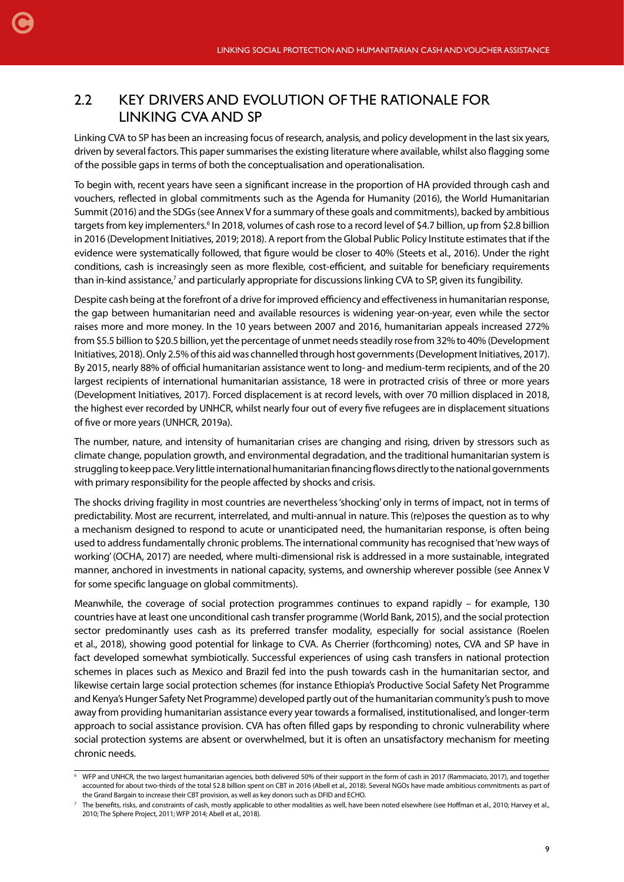## 2.2 KEY DRIVERS AND EVOLUTION OF THE RATIONALE FOR LINKING CVA AND SP

Linking CVA to SP has been an increasing focus of research, analysis, and policy development in the last six years, driven by several factors. This paper summarises the existing literature where available, whilst also flagging some of the possible gaps in terms of both the conceptualisation and operationalisation.

To begin with, recent years have seen a significant increase in the proportion of HA provided through cash and vouchers, reflected in global commitments such as the Agenda for Humanity (2016), the World Humanitarian Summit (2016) and the SDGs (see Annex V for a summary of these goals and commitments), backed by ambitious targets from key implementers.[6] In 2018, volumes of cash rose to a record level of $4.7 billion, up from $2.8 billion in 2016 (Development Initiatives, 2019; 2018). A report from the Global Public Policy Institute estimates that if the evidence were systematically followed, that figure would be closer to 40% (Steets et al., 2016). Under the right conditions, cash is increasingly seen as more flexible, cost-efficient, and suitable for beneficiary requirements than in-kind assistance,[7] and particularly appropriate for discussions linking CVA to SP, given its fungibility.

Despite cash being at the forefront of a drive for improved efficiency and effectiveness in humanitarian response, the gap between humanitarian need and available resources is widening year-on-year, even while the sector raises more and more money. In the 10 years between 2007 and 2016, humanitarian appeals increased 272% from $5.5 billion to $20.5 billion, yet the percentage of unmet needs steadily rose from 32% to 40% (Development Initiatives, 2018). Only 2.5% of this aid was channelled through host governments (Development Initiatives, 2017). By 2015, nearly 88% of official humanitarian assistance went to long- and medium-term recipients, and of the 20 largest recipients of international humanitarian assistance, 18 were in protracted crisis of three or more years (Development Initiatives, 2017). Forced displacement is at record levels, with over 70 million displaced in 2018, the highest ever recorded by UNHCR, whilst nearly four out of every five refugees are in displacement situations of five or more years (UNHCR, 2019a).

The number, nature, and intensity of humanitarian crises are changing and rising, driven by stressors such as climate change, population growth, and environmental degradation, and the traditional humanitarian system is struggling to keep pace. Very little international humanitarian financing flows directly to the national governments with primary responsibility for the people affected by shocks and crisis.

The shocks driving fragility in most countries are nevertheless 'shocking' only in terms of impact, not in terms of predictability. Most are recurrent, interrelated, and multi-annual in nature. This (re)poses the question as to why a mechanism designed to respond to acute or unanticipated need, the humanitarian response, is often being used to address fundamentally chronic problems. The international community has recognised that 'new ways of working' (OCHA, 2017) are needed, where multi-dimensional risk is addressed in a more sustainable, integrated manner, anchored in investments in national capacity, systems, and ownership wherever possible (see Annex V for some specific language on global commitments).

Meanwhile, the coverage of social protection programmes continues to expand rapidly – for example, 130 countries have at least one unconditional cash transfer programme (World Bank, 2015), and the social protection sector predominantly uses cash as its preferred transfer modality, especially for social assistance (Roelen et al., 2018), showing good potential for linkage to CVA. As Cherrier (forthcoming) notes, CVA and SP have in fact developed somewhat symbiotically. Successful experiences of using cash transfers in national protection schemes in places such as Mexico and Brazil fed into the push towards cash in the humanitarian sector, and likewise certain large social protection schemes (for instance Ethiopia's Productive Social Safety Net Programme and Kenya's Hunger Safety Net Programme) developed partly out of the humanitarian community's push to move away from providing humanitarian assistance every year towards a formalised, institutionalised, and longer-term approach to social assistance provision. CVA has often filled gaps by responding to chronic vulnerability where social protection systems are absent or overwhelmed, but it is often an unsatisfactory mechanism for meeting chronic needs.

---

[6] WFP and UNHCR, the two largest humanitarian agencies, both delivered 50% of their support in the form of cash in 2017 (Rammaciato, 2017), and together accounted for about two-thirds of the total $2.8 billion spent on CBT in 2016 (Abell et al., 2018). Several NGOs have made ambitious commitments as part of the Grand Bargain to increase their CBT provision, as well as key donors such as DFID and ECHO.

[7] The benefits, risks, and constraints of cash, mostly applicable to other modalities as well, have been noted elsewhere (see Hoffman et al., 2010; Harvey et al., 2010; The Sphere Project, 2011; WFP 2014; Abell et al., 2018).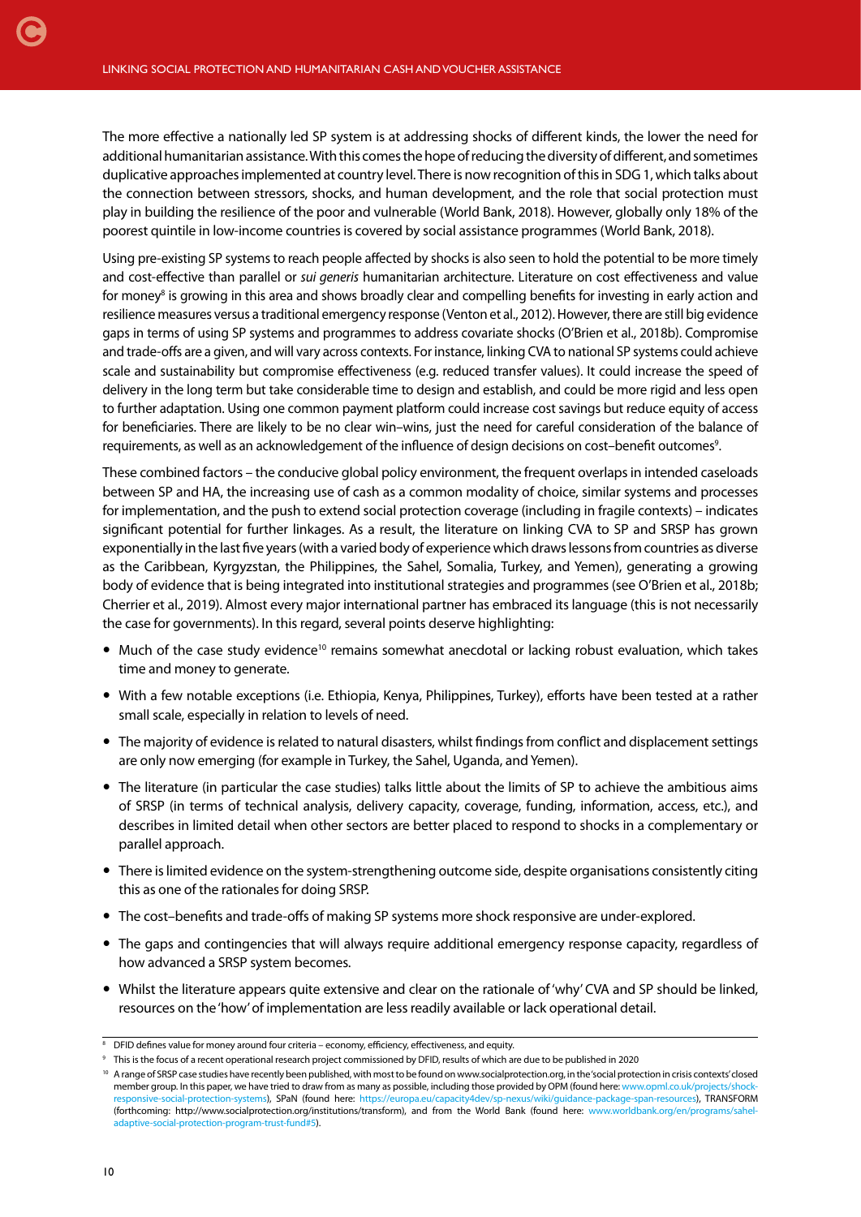The more effective a nationally led SP system is at addressing shocks of different kinds, the lower the need for additional humanitarian assistance. With this comes the hope of reducing the diversity of different, and sometimes duplicative approaches implemented at country level. There is now recognition of this in SDG 1, which talks about the connection between stressors, shocks, and human development, and the role that social protection must play in building the resilience of the poor and vulnerable (World Bank, 2018). However, globally only 18% of the poorest quintile in low-income countries is covered by social assistance programmes (World Bank, 2018).

Using pre-existing SP systems to reach people affected by shocks is also seen to hold the potential to be more timely and cost-effective than parallel or *sui generis* humanitarian architecture. Literature on cost effectiveness and value for money[8] is growing in this area and shows broadly clear and compelling benefits for investing in early action and resilience measures versus a traditional emergency response (Venton et al., 2012). However, there are still big evidence gaps in terms of using SP systems and programmes to address covariate shocks (O'Brien et al., 2018b). Compromise and trade-offs are a given, and will vary across contexts. For instance, linking CVA to national SP systems could achieve scale and sustainability but compromise effectiveness (e.g. reduced transfer values). It could increase the speed of delivery in the long term but take considerable time to design and establish, and could be more rigid and less open to further adaptation. Using one common payment platform could increase cost savings but reduce equity of access for beneficiaries. There are likely to be no clear win–wins, just the need for careful consideration of the balance of requirements, as well as an acknowledgement of the influence of design decisions on cost–benefit outcomes[9].

These combined factors – the conducive global policy environment, the frequent overlaps in intended caseloads between SP and HA, the increasing use of cash as a common modality of choice, similar systems and processes for implementation, and the push to extend social protection coverage (including in fragile contexts) – indicates significant potential for further linkages. As a result, the literature on linking CVA to SP and SRSP has grown exponentially in the last five years (with a varied body of experience which draws lessons from countries as diverse as the Caribbean, Kyrgyzstan, the Philippines, the Sahel, Somalia, Turkey, and Yemen), generating a growing body of evidence that is being integrated into institutional strategies and programmes (see O'Brien et al., 2018b; Cherrier et al., 2019). Almost every major international partner has embraced its language (this is not necessarily the case for governments). In this regard, several points deserve highlighting:

- Much of the case study evidence[10] remains somewhat anecdotal or lacking robust evaluation, which takes time and money to generate.
- With a few notable exceptions (i.e. Ethiopia, Kenya, Philippines, Turkey), efforts have been tested at a rather small scale, especially in relation to levels of need.
- The majority of evidence is related to natural disasters, whilst findings from conflict and displacement settings are only now emerging (for example in Turkey, the Sahel, Uganda, and Yemen).
- The literature (in particular the case studies) talks little about the limits of SP to achieve the ambitious aims of SRSP (in terms of technical analysis, delivery capacity, coverage, funding, information, access, etc.), and describes in limited detail when other sectors are better placed to respond to shocks in a complementary or parallel approach.
- There is limited evidence on the system-strengthening outcome side, despite organisations consistently citing this as one of the rationales for doing SRSP.
- The cost–benefits and trade-offs of making SP systems more shock responsive are under-explored.
- The gaps and contingencies that will always require additional emergency response capacity, regardless of how advanced a SRSP system becomes.
- Whilst the literature appears quite extensive and clear on the rationale of 'why' CVA and SP should be linked, resources on the 'how' of implementation are less readily available or lack operational detail.

---

[8] DFID defines value for money around four criteria – economy, efficiency, effectiveness, and equity.

[9] This is the focus of a recent operational research project commissioned by DFID, results of which are due to be published in 2020

[10] A range of SRSP case studies have recently been published, with most to be found on www.socialprotection.org, in the 'social protection in crisis contexts' closed member group. In this paper, we have tried to draw from as many as possible, including those provided by OPM (found here: www.opml.co.uk/projects/shock-responsive-social-protection-systems), SPaN (found here: https://europa.eu/capacity4dev/sp-nexus/wiki/guidance-package-span-resources), TRANSFORM (forthcoming: http://www.socialprotection.org/institutions/transform), and from the World Bank (found here: www.worldbank.org/en/programs/sahel-adaptive-social-protection-program-trust-fund#5).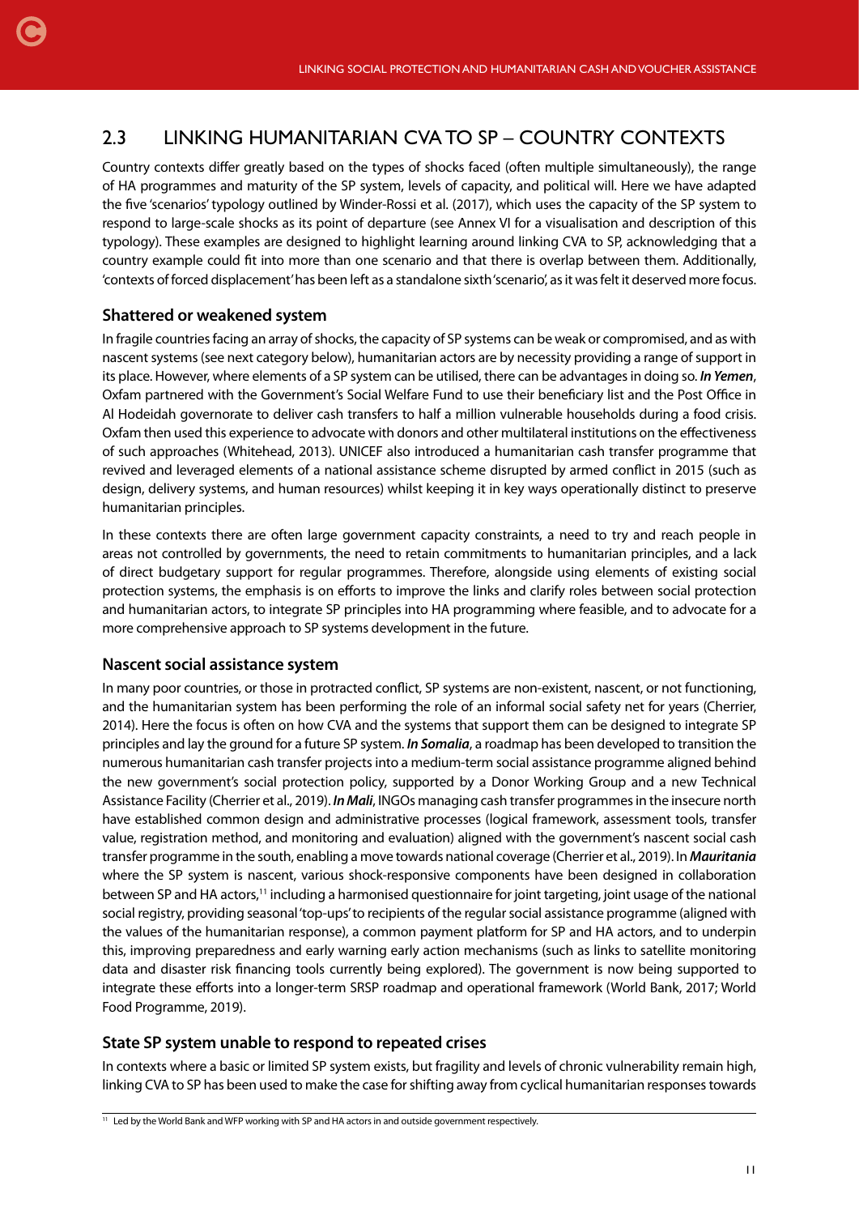## 2.3 LINKING HUMANITARIAN CVA TO SP – COUNTRY CONTEXTS

Country contexts differ greatly based on the types of shocks faced (often multiple simultaneously), the range of HA programmes and maturity of the SP system, levels of capacity, and political will. Here we have adapted the five 'scenarios' typology outlined by Winder-Rossi et al. (2017), which uses the capacity of the SP system to respond to large-scale shocks as its point of departure (see Annex VI for a visualisation and description of this typology). These examples are designed to highlight learning around linking CVA to SP, acknowledging that a country example could fit into more than one scenario and that there is overlap between them. Additionally, 'contexts of forced displacement' has been left as a standalone sixth 'scenario', as it was felt it deserved more focus.

### Shattered or weakened system

In fragile countries facing an array of shocks, the capacity of SP systems can be weak or compromised, and as with nascent systems (see next category below), humanitarian actors are by necessity providing a range of support in its place. However, where elements of a SP system can be utilised, there can be advantages in doing so. ***In Yemen***, Oxfam partnered with the Government's Social Welfare Fund to use their beneficiary list and the Post Office in Al Hodeidah governorate to deliver cash transfers to half a million vulnerable households during a food crisis. Oxfam then used this experience to advocate with donors and other multilateral institutions on the effectiveness of such approaches (Whitehead, 2013). UNICEF also introduced a humanitarian cash transfer programme that revived and leveraged elements of a national assistance scheme disrupted by armed conflict in 2015 (such as design, delivery systems, and human resources) whilst keeping it in key ways operationally distinct to preserve humanitarian principles.

In these contexts there are often large government capacity constraints, a need to try and reach people in areas not controlled by governments, the need to retain commitments to humanitarian principles, and a lack of direct budgetary support for regular programmes. Therefore, alongside using elements of existing social protection systems, the emphasis is on efforts to improve the links and clarify roles between social protection and humanitarian actors, to integrate SP principles into HA programming where feasible, and to advocate for a more comprehensive approach to SP systems development in the future.

### Nascent social assistance system

In many poor countries, or those in protracted conflict, SP systems are non-existent, nascent, or not functioning, and the humanitarian system has been performing the role of an informal social safety net for years (Cherrier, 2014). Here the focus is often on how CVA and the systems that support them can be designed to integrate SP principles and lay the ground for a future SP system. ***In Somalia***, a roadmap has been developed to transition the numerous humanitarian cash transfer projects into a medium-term social assistance programme aligned behind the new government's social protection policy, supported by a Donor Working Group and a new Technical Assistance Facility (Cherrier et al., 2019). ***In Mali***, INGOs managing cash transfer programmes in the insecure north have established common design and administrative processes (logical framework, assessment tools, transfer value, registration method, and monitoring and evaluation) aligned with the government's nascent social cash transfer programme in the south, enabling a move towards national coverage (Cherrier et al., 2019). In ***Mauritania*** where the SP system is nascent, various shock-responsive components have been designed in collaboration between SP and HA actors,[11] including a harmonised questionnaire for joint targeting, joint usage of the national social registry, providing seasonal 'top-ups' to recipients of the regular social assistance programme (aligned with the values of the humanitarian response), a common payment platform for SP and HA actors, and to underpin this, improving preparedness and early warning early action mechanisms (such as links to satellite monitoring data and disaster risk financing tools currently being explored). The government is now being supported to integrate these efforts into a longer-term SRSP roadmap and operational framework (World Bank, 2017; World Food Programme, 2019).

### State SP system unable to respond to repeated crises

In contexts where a basic or limited SP system exists, but fragility and levels of chronic vulnerability remain high, linking CVA to SP has been used to make the case for shifting away from cyclical humanitarian responses towards

[11] Led by the World Bank and WFP working with SP and HA actors in and outside government respectively.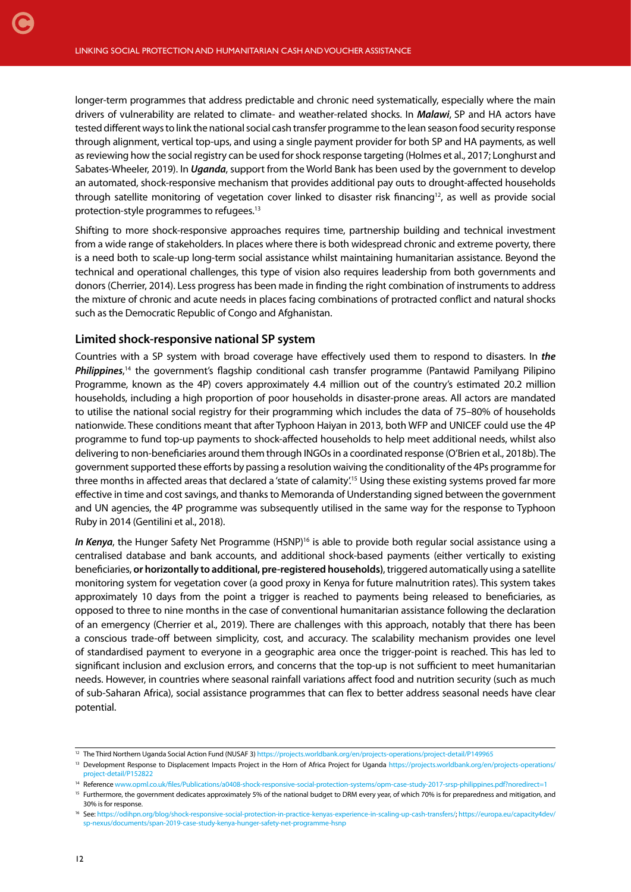longer-term programmes that address predictable and chronic need systematically, especially where the main drivers of vulnerability are related to climate- and weather-related shocks. In ***Malawi***, SP and HA actors have tested different ways to link the national social cash transfer programme to the lean season food security response through alignment, vertical top-ups, and using a single payment provider for both SP and HA payments, as well as reviewing how the social registry can be used for shock response targeting (Holmes et al., 2017; Longhurst and Sabates-Wheeler, 2019). In ***Uganda***, support from the World Bank has been used by the government to develop an automated, shock-responsive mechanism that provides additional pay outs to drought-affected households through satellite monitoring of vegetation cover linked to disaster risk financing[12], as well as provide social protection-style programmes to refugees.[13]

Shifting to more shock-responsive approaches requires time, partnership building and technical investment from a wide range of stakeholders. In places where there is both widespread chronic and extreme poverty, there is a need both to scale-up long-term social assistance whilst maintaining humanitarian assistance. Beyond the technical and operational challenges, this type of vision also requires leadership from both governments and donors (Cherrier, 2014). Less progress has been made in finding the right combination of instruments to address the mixture of chronic and acute needs in places facing combinations of protracted conflict and natural shocks such as the Democratic Republic of Congo and Afghanistan.

## Limited shock-responsive national SP system

Countries with a SP system with broad coverage have effectively used them to respond to disasters. In ***the Philippines***,[14] the government's flagship conditional cash transfer programme (Pantawid Pamilyang Pilipino Programme, known as the 4P) covers approximately 4.4 million out of the country's estimated 20.2 million households, including a high proportion of poor households in disaster-prone areas. All actors are mandated to utilise the national social registry for their programming which includes the data of 75–80% of households nationwide. These conditions meant that after Typhoon Haiyan in 2013, both WFP and UNICEF could use the 4P programme to fund top-up payments to shock-affected households to help meet additional needs, whilst also delivering to non-beneficiaries around them through INGOs in a coordinated response (O'Brien et al., 2018b). The government supported these efforts by passing a resolution waiving the conditionality of the 4Ps programme for three months in affected areas that declared a 'state of calamity'.[15] Using these existing systems proved far more effective in time and cost savings, and thanks to Memoranda of Understanding signed between the government and UN agencies, the 4P programme was subsequently utilised in the same way for the response to Typhoon Ruby in 2014 (Gentilini et al., 2018).

***In Kenya***, the Hunger Safety Net Programme (HSNP)[16] is able to provide both regular social assistance using a centralised database and bank accounts, and additional shock-based payments (either vertically to existing beneficiaries, **or horizontally to additional, pre-registered households**), triggered automatically using a satellite monitoring system for vegetation cover (a good proxy in Kenya for future malnutrition rates). This system takes approximately 10 days from the point a trigger is reached to payments being released to beneficiaries, as opposed to three to nine months in the case of conventional humanitarian assistance following the declaration of an emergency (Cherrier et al., 2019). There are challenges with this approach, notably that there has been a conscious trade-off between simplicity, cost, and accuracy. The scalability mechanism provides one level of standardised payment to everyone in a geographic area once the trigger-point is reached. This has led to significant inclusion and exclusion errors, and concerns that the top-up is not sufficient to meet humanitarian needs. However, in countries where seasonal rainfall variations affect food and nutrition security (such as much of sub-Saharan Africa), social assistance programmes that can flex to better address seasonal needs have clear potential.

---

[12] The Third Northern Uganda Social Action Fund (NUSAF 3) https://projects.worldbank.org/en/projects-operations/project-detail/P149965

[13] Development Response to Displacement Impacts Project in the Horn of Africa Project for Uganda https://projects.worldbank.org/en/projects-operations/project-detail/P152822

[14] Reference www.opml.co.uk/files/Publications/a0408-shock-responsive-social-protection-systems/opm-case-study-2017-srsp-philippines.pdf?noredirect=1

[15] Furthermore, the government dedicates approximately 5% of the national budget to DRM every year, of which 70% is for preparedness and mitigation, and 30% is for response.

[16] See: https://odihpn.org/blog/shock-responsive-social-protection-in-practice-kenyas-experience-in-scaling-up-cash-transfers/; https://europa.eu/capacity4dev/sp-nexus/documents/span-2019-case-study-kenya-hunger-safety-net-programme-hsnp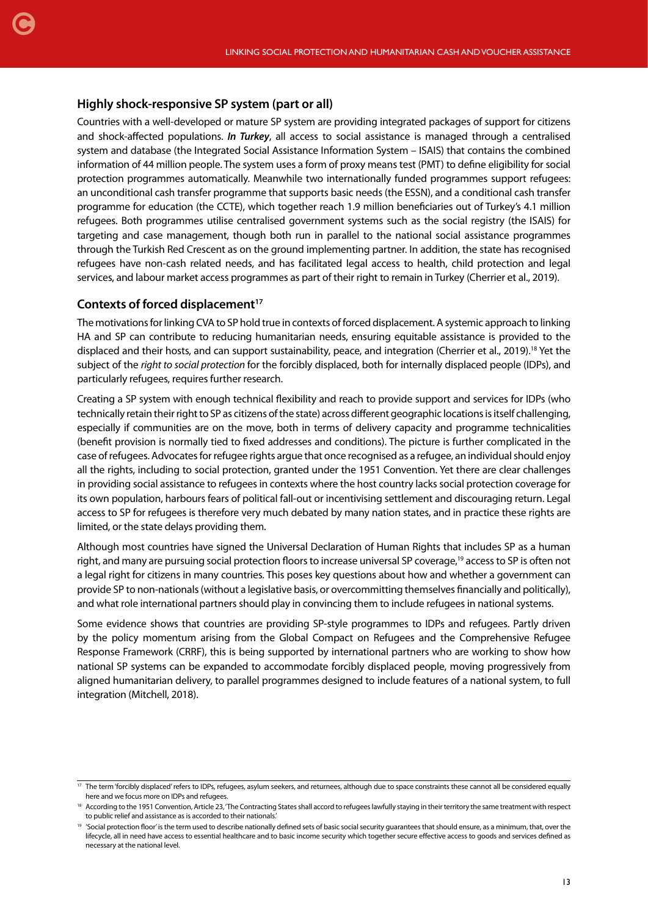## Highly shock-responsive SP system (part or all)

Countries with a well-developed or mature SP system are providing integrated packages of support for citizens and shock-affected populations. ***In Turkey***, all access to social assistance is managed through a centralised system and database (the Integrated Social Assistance Information System – ISAIS) that contains the combined information of 44 million people. The system uses a form of proxy means test (PMT) to define eligibility for social protection programmes automatically. Meanwhile two internationally funded programmes support refugees: an unconditional cash transfer programme that supports basic needs (the ESSN), and a conditional cash transfer programme for education (the CCTE), which together reach 1.9 million beneficiaries out of Turkey's 4.1 million refugees. Both programmes utilise centralised government systems such as the social registry (the ISAIS) for targeting and case management, though both run in parallel to the national social assistance programmes through the Turkish Red Crescent as on the ground implementing partner. In addition, the state has recognised refugees have non-cash related needs, and has facilitated legal access to health, child protection and legal services, and labour market access programmes as part of their right to remain in Turkey (Cherrier et al., 2019).

## Contexts of forced displacement[17]

The motivations for linking CVA to SP hold true in contexts of forced displacement. A systemic approach to linking HA and SP can contribute to reducing humanitarian needs, ensuring equitable assistance is provided to the displaced and their hosts, and can support sustainability, peace, and integration (Cherrier et al., 2019).[18] Yet the subject of the *right to social protection* for the forcibly displaced, both for internally displaced people (IDPs), and particularly refugees, requires further research.

Creating a SP system with enough technical flexibility and reach to provide support and services for IDPs (who technically retain their right to SP as citizens of the state) across different geographic locations is itself challenging, especially if communities are on the move, both in terms of delivery capacity and programme technicalities (benefit provision is normally tied to fixed addresses and conditions). The picture is further complicated in the case of refugees. Advocates for refugee rights argue that once recognised as a refugee, an individual should enjoy all the rights, including to social protection, granted under the 1951 Convention. Yet there are clear challenges in providing social assistance to refugees in contexts where the host country lacks social protection coverage for its own population, harbours fears of political fall-out or incentivising settlement and discouraging return. Legal access to SP for refugees is therefore very much debated by many nation states, and in practice these rights are limited, or the state delays providing them.

Although most countries have signed the Universal Declaration of Human Rights that includes SP as a human right, and many are pursuing social protection floors to increase universal SP coverage,[19] access to SP is often not a legal right for citizens in many countries. This poses key questions about how and whether a government can provide SP to non-nationals (without a legislative basis, or overcommitting themselves financially and politically), and what role international partners should play in convincing them to include refugees in national systems.

Some evidence shows that countries are providing SP-style programmes to IDPs and refugees. Partly driven by the policy momentum arising from the Global Compact on Refugees and the Comprehensive Refugee Response Framework (CRRF), this is being supported by international partners who are working to show how national SP systems can be expanded to accommodate forcibly displaced people, moving progressively from aligned humanitarian delivery, to parallel programmes designed to include features of a national system, to full integration (Mitchell, 2018).

---

[17] The term 'forcibly displaced' refers to IDPs, refugees, asylum seekers, and returnees, although due to space constraints these cannot all be considered equally here and we focus more on IDPs and refugees.

[18] According to the 1951 Convention, Article 23, 'The Contracting States shall accord to refugees lawfully staying in their territory the same treatment with respect to public relief and assistance as is accorded to their nationals.'

[19] 'Social protection floor' is the term used to describe nationally defined sets of basic social security guarantees that should ensure, as a minimum, that, over the lifecycle, all in need have access to essential healthcare and to basic income security which together secure effective access to goods and services defined as necessary at the national level.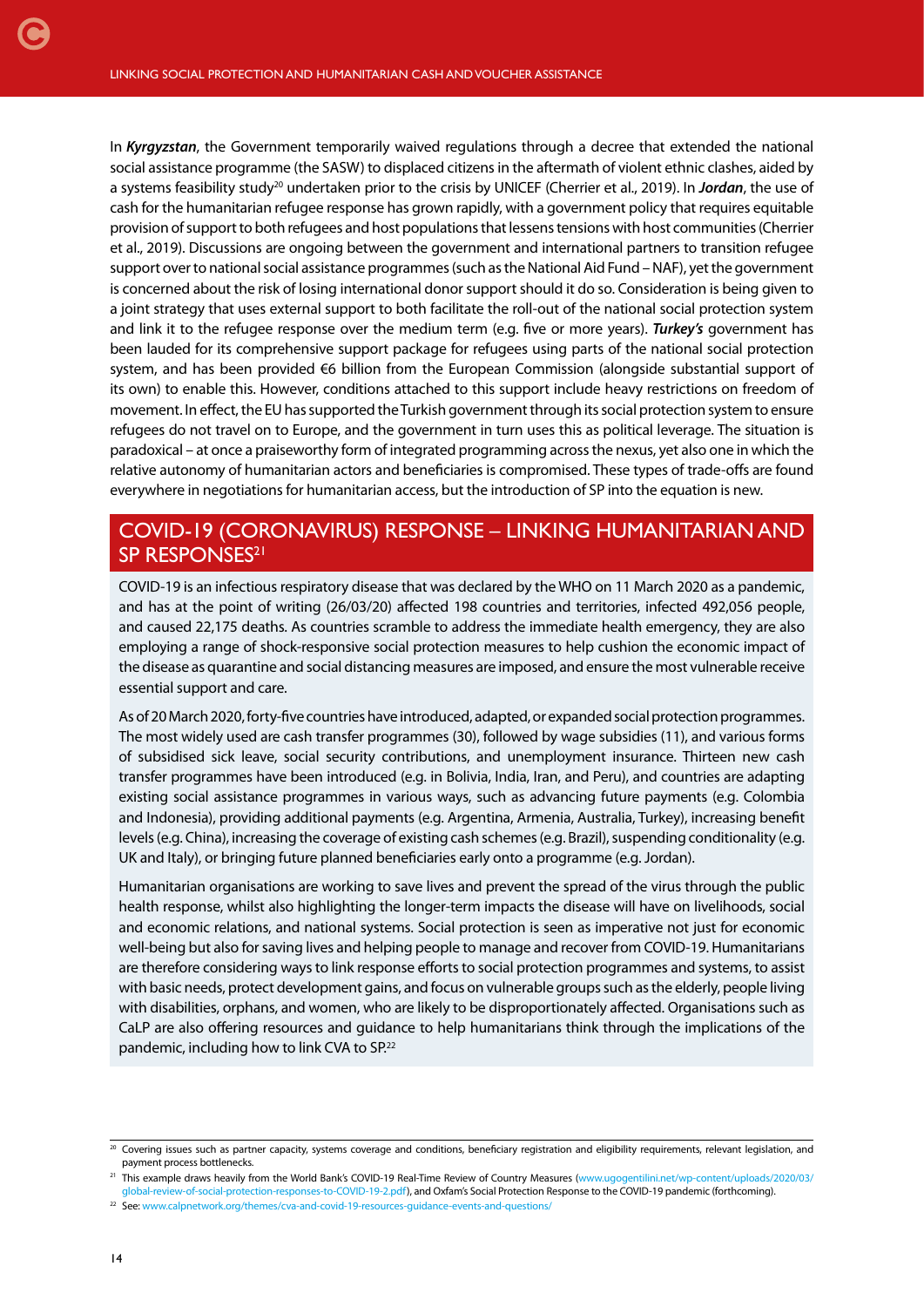In ***Kyrgyzstan***, the Government temporarily waived regulations through a decree that extended the national social assistance programme (the SASW) to displaced citizens in the aftermath of violent ethnic clashes, aided by a systems feasibility study[20] undertaken prior to the crisis by UNICEF (Cherrier et al., 2019). In ***Jordan***, the use of cash for the humanitarian refugee response has grown rapidly, with a government policy that requires equitable provision of support to both refugees and host populations that lessens tensions with host communities (Cherrier et al., 2019). Discussions are ongoing between the government and international partners to transition refugee support over to national social assistance programmes (such as the National Aid Fund – NAF), yet the government is concerned about the risk of losing international donor support should it do so. Consideration is being given to a joint strategy that uses external support to both facilitate the roll-out of the national social protection system and link it to the refugee response over the medium term (e.g. five or more years). ***Turkey's*** government has been lauded for its comprehensive support package for refugees using parts of the national social protection system, and has been provided €6 billion from the European Commission (alongside substantial support of its own) to enable this. However, conditions attached to this support include heavy restrictions on freedom of movement. In effect, the EU has supported the Turkish government through its social protection system to ensure refugees do not travel on to Europe, and the government in turn uses this as political leverage. The situation is paradoxical – at once a praiseworthy form of integrated programming across the nexus, yet also one in which the relative autonomy of humanitarian actors and beneficiaries is compromised. These types of trade-offs are found everywhere in negotiations for humanitarian access, but the introduction of SP into the equation is new.

## COVID-19 (CORONAVIRUS) RESPONSE – LINKING HUMANITARIAN AND SP RESPONSES[21]

COVID-19 is an infectious respiratory disease that was declared by the WHO on 11 March 2020 as a pandemic, and has at the point of writing (26/03/20) affected 198 countries and territories, infected 492,056 people, and caused 22,175 deaths. As countries scramble to address the immediate health emergency, they are also employing a range of shock-responsive social protection measures to help cushion the economic impact of the disease as quarantine and social distancing measures are imposed, and ensure the most vulnerable receive essential support and care.

As of 20 March 2020, forty-five countries have introduced, adapted, or expanded social protection programmes. The most widely used are cash transfer programmes (30), followed by wage subsidies (11), and various forms of subsidised sick leave, social security contributions, and unemployment insurance. Thirteen new cash transfer programmes have been introduced (e.g. in Bolivia, India, Iran, and Peru), and countries are adapting existing social assistance programmes in various ways, such as advancing future payments (e.g. Colombia and Indonesia), providing additional payments (e.g. Argentina, Armenia, Australia, Turkey), increasing benefit levels (e.g. China), increasing the coverage of existing cash schemes (e.g. Brazil), suspending conditionality (e.g. UK and Italy), or bringing future planned beneficiaries early onto a programme (e.g. Jordan).

Humanitarian organisations are working to save lives and prevent the spread of the virus through the public health response, whilst also highlighting the longer-term impacts the disease will have on livelihoods, social and economic relations, and national systems. Social protection is seen as imperative not just for economic well-being but also for saving lives and helping people to manage and recover from COVID-19. Humanitarians are therefore considering ways to link response efforts to social protection programmes and systems, to assist with basic needs, protect development gains, and focus on vulnerable groups such as the elderly, people living with disabilities, orphans, and women, who are likely to be disproportionately affected. Organisations such as CaLP are also offering resources and guidance to help humanitarians think through the implications of the pandemic, including how to link CVA to SP.[22]

---

[20] Covering issues such as partner capacity, systems coverage and conditions, beneficiary registration and eligibility requirements, relevant legislation, and payment process bottlenecks.

[21] This example draws heavily from the World Bank's COVID-19 Real-Time Review of Country Measures (www.ugogentilini.net/wp-content/uploads/2020/03/global-review-of-social-protection-responses-to-COVID-19-2.pdf), and Oxfam's Social Protection Response to the COVID-19 pandemic (forthcoming).

[22] See: www.calpnetwork.org/themes/cva-and-covid-19-resources-guidance-events-and-questions/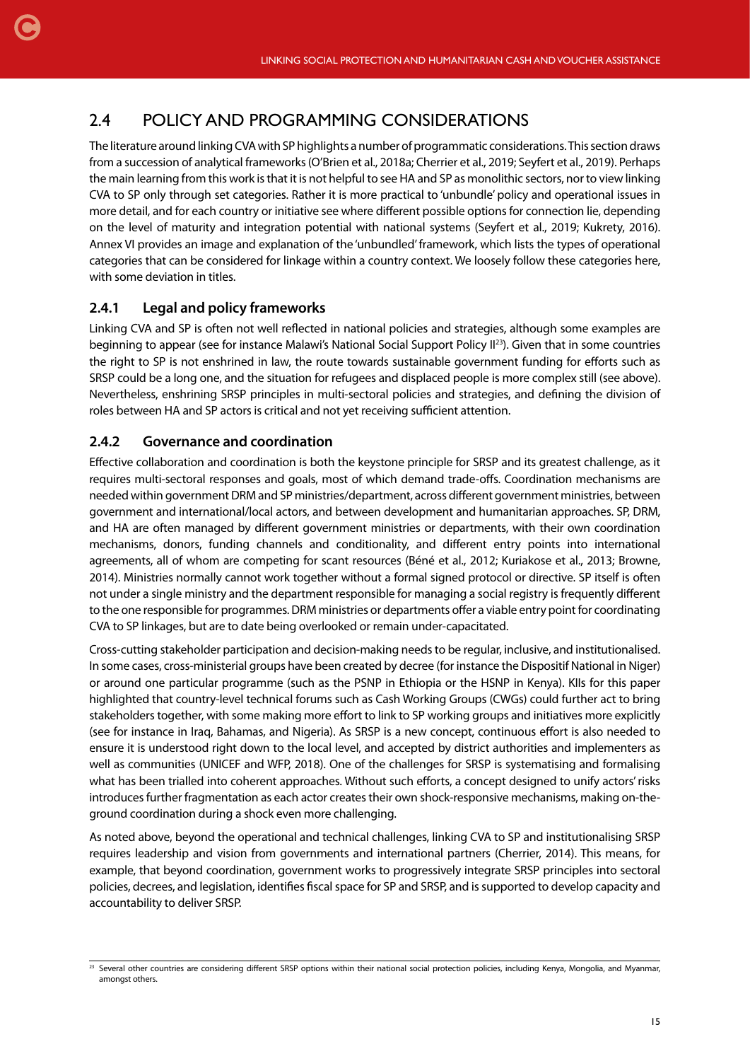## 2.4 POLICY AND PROGRAMMING CONSIDERATIONS

The literature around linking CVA with SP highlights a number of programmatic considerations. This section draws from a succession of analytical frameworks (O'Brien et al., 2018a; Cherrier et al., 2019; Seyfert et al., 2019). Perhaps the main learning from this work is that it is not helpful to see HA and SP as monolithic sectors, nor to view linking CVA to SP only through set categories. Rather it is more practical to 'unbundle' policy and operational issues in more detail, and for each country or initiative see where different possible options for connection lie, depending on the level of maturity and integration potential with national systems (Seyfert et al., 2019; Kukrety, 2016). Annex VI provides an image and explanation of the 'unbundled' framework, which lists the types of operational categories that can be considered for linkage within a country context. We loosely follow these categories here, with some deviation in titles.

### 2.4.1 Legal and policy frameworks

Linking CVA and SP is often not well reflected in national policies and strategies, although some examples are beginning to appear (see for instance Malawi's National Social Support Policy II[23]). Given that in some countries the right to SP is not enshrined in law, the route towards sustainable government funding for efforts such as SRSP could be a long one, and the situation for refugees and displaced people is more complex still (see above). Nevertheless, enshrining SRSP principles in multi-sectoral policies and strategies, and defining the division of roles between HA and SP actors is critical and not yet receiving sufficient attention.

### 2.4.2 Governance and coordination

Effective collaboration and coordination is both the keystone principle for SRSP and its greatest challenge, as it requires multi-sectoral responses and goals, most of which demand trade-offs. Coordination mechanisms are needed within government DRM and SP ministries/department, across different government ministries, between government and international/local actors, and between development and humanitarian approaches. SP, DRM, and HA are often managed by different government ministries or departments, with their own coordination mechanisms, donors, funding channels and conditionality, and different entry points into international agreements, all of whom are competing for scant resources (Béné et al., 2012; Kuriakose et al., 2013; Browne, 2014). Ministries normally cannot work together without a formal signed protocol or directive. SP itself is often not under a single ministry and the department responsible for managing a social registry is frequently different to the one responsible for programmes. DRM ministries or departments offer a viable entry point for coordinating CVA to SP linkages, but are to date being overlooked or remain under-capacitated.

Cross-cutting stakeholder participation and decision-making needs to be regular, inclusive, and institutionalised. In some cases, cross-ministerial groups have been created by decree (for instance the Dispositif National in Niger) or around one particular programme (such as the PSNP in Ethiopia or the HSNP in Kenya). KIIs for this paper highlighted that country-level technical forums such as Cash Working Groups (CWGs) could further act to bring stakeholders together, with some making more effort to link to SP working groups and initiatives more explicitly (see for instance in Iraq, Bahamas, and Nigeria). As SRSP is a new concept, continuous effort is also needed to ensure it is understood right down to the local level, and accepted by district authorities and implementers as well as communities (UNICEF and WFP, 2018). One of the challenges for SRSP is systematising and formalising what has been trialled into coherent approaches. Without such efforts, a concept designed to unify actors' risks introduces further fragmentation as each actor creates their own shock-responsive mechanisms, making on-the-ground coordination during a shock even more challenging.

As noted above, beyond the operational and technical challenges, linking CVA to SP and institutionalising SRSP requires leadership and vision from governments and international partners (Cherrier, 2014). This means, for example, that beyond coordination, government works to progressively integrate SRSP principles into sectoral policies, decrees, and legislation, identifies fiscal space for SP and SRSP, and is supported to develop capacity and accountability to deliver SRSP.

---

[23] Several other countries are considering different SRSP options within their national social protection policies, including Kenya, Mongolia, and Myanmar, amongst others.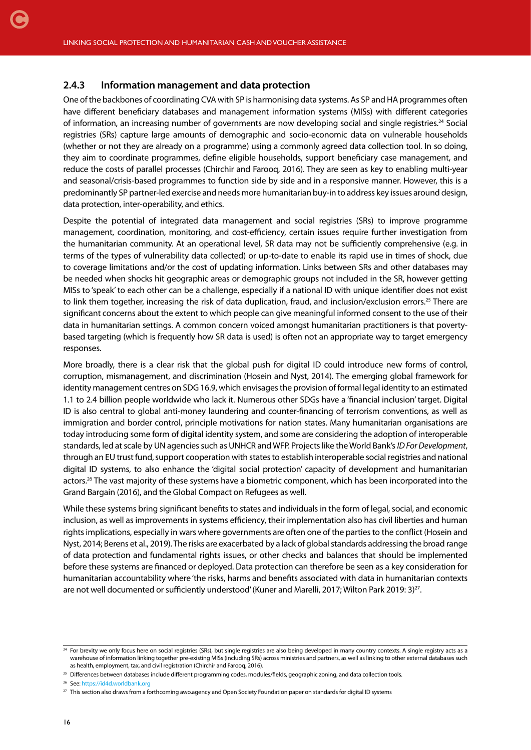### 2.4.3 Information management and data protection

One of the backbones of coordinating CVA with SP is harmonising data systems. As SP and HA programmes often have different beneficiary databases and management information systems (MISs) with different categories of information, an increasing number of governments are now developing social and single registries.[24] Social registries (SRs) capture large amounts of demographic and socio-economic data on vulnerable households (whether or not they are already on a programme) using a commonly agreed data collection tool. In so doing, they aim to coordinate programmes, define eligible households, support beneficiary case management, and reduce the costs of parallel processes (Chirchir and Farooq, 2016). They are seen as key to enabling multi-year and seasonal/crisis-based programmes to function side by side and in a responsive manner. However, this is a predominantly SP partner-led exercise and needs more humanitarian buy-in to address key issues around design, data protection, inter-operability, and ethics.

Despite the potential of integrated data management and social registries (SRs) to improve programme management, coordination, monitoring, and cost-efficiency, certain issues require further investigation from the humanitarian community. At an operational level, SR data may not be sufficiently comprehensive (e.g. in terms of the types of vulnerability data collected) or up-to-date to enable its rapid use in times of shock, due to coverage limitations and/or the cost of updating information. Links between SRs and other databases may be needed when shocks hit geographic areas or demographic groups not included in the SR, however getting MISs to 'speak' to each other can be a challenge, especially if a national ID with unique identifier does not exist to link them together, increasing the risk of data duplication, fraud, and inclusion/exclusion errors.[25] There are significant concerns about the extent to which people can give meaningful informed consent to the use of their data in humanitarian settings. A common concern voiced amongst humanitarian practitioners is that poverty-based targeting (which is frequently how SR data is used) is often not an appropriate way to target emergency responses.

More broadly, there is a clear risk that the global push for digital ID could introduce new forms of control, corruption, mismanagement, and discrimination (Hosein and Nyst, 2014). The emerging global framework for identity management centres on SDG 16.9, which envisages the provision of formal legal identity to an estimated 1.1 to 2.4 billion people worldwide who lack it. Numerous other SDGs have a 'financial inclusion' target. Digital ID is also central to global anti-money laundering and counter-financing of terrorism conventions, as well as immigration and border control, principle motivations for nation states. Many humanitarian organisations are today introducing some form of digital identity system, and some are considering the adoption of interoperable standards, led at scale by UN agencies such as UNHCR and WFP. Projects like the World Bank's *ID For Development*, through an EU trust fund, support cooperation with states to establish interoperable social registries and national digital ID systems, to also enhance the 'digital social protection' capacity of development and humanitarian actors.[26] The vast majority of these systems have a biometric component, which has been incorporated into the Grand Bargain (2016), and the Global Compact on Refugees as well.

While these systems bring significant benefits to states and individuals in the form of legal, social, and economic inclusion, as well as improvements in systems efficiency, their implementation also has civil liberties and human rights implications, especially in wars where governments are often one of the parties to the conflict (Hosein and Nyst, 2014; Berens et al., 2019). The risks are exacerbated by a lack of global standards addressing the broad range of data protection and fundamental rights issues, or other checks and balances that should be implemented before these systems are financed or deployed. Data protection can therefore be seen as a key consideration for humanitarian accountability where 'the risks, harms and benefits associated with data in humanitarian contexts are not well documented or sufficiently understood' (Kuner and Marelli, 2017; Wilton Park 2019: 3)[27].

---

[24] For brevity we only focus here on social registries (SRs), but single registries are also being developed in many country contexts. A single registry acts as a warehouse of information linking together pre-existing MISs (including SRs) across ministries and partners, as well as linking to other external databases such as health, employment, tax, and civil registration (Chirchir and Farooq, 2016).

[25] Differences between databases include different programming codes, modules/fields, geographic zoning, and data collection tools.

[26] See: https://id4d.worldbank.org

[27] This section also draws from a forthcoming awo.agency and Open Society Foundation paper on standards for digital ID systems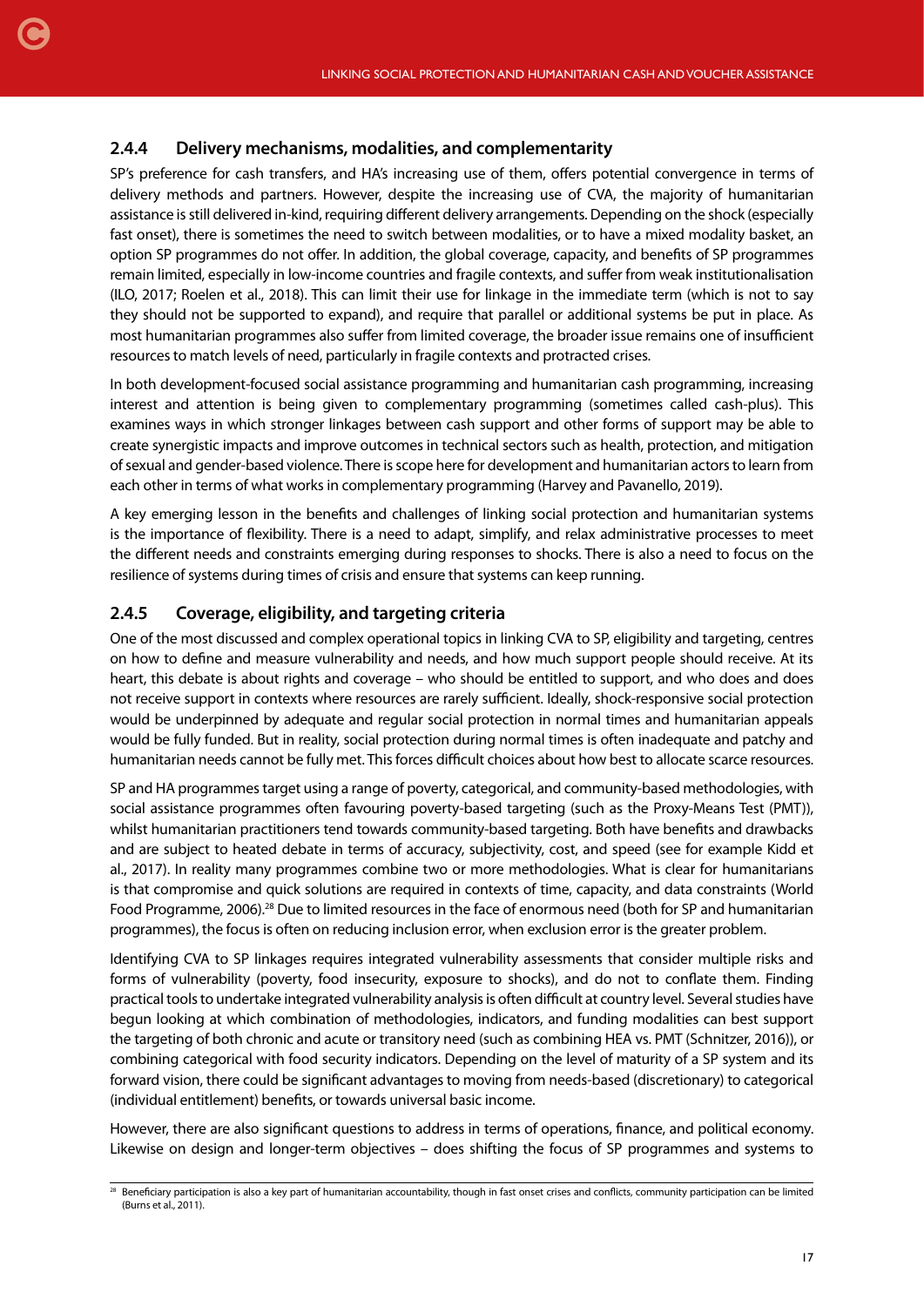### 2.4.4 Delivery mechanisms, modalities, and complementarity

SP's preference for cash transfers, and HA's increasing use of them, offers potential convergence in terms of delivery methods and partners. However, despite the increasing use of CVA, the majority of humanitarian assistance is still delivered in-kind, requiring different delivery arrangements. Depending on the shock (especially fast onset), there is sometimes the need to switch between modalities, or to have a mixed modality basket, an option SP programmes do not offer. In addition, the global coverage, capacity, and benefits of SP programmes remain limited, especially in low-income countries and fragile contexts, and suffer from weak institutionalisation (ILO, 2017; Roelen et al., 2018). This can limit their use for linkage in the immediate term (which is not to say they should not be supported to expand), and require that parallel or additional systems be put in place. As most humanitarian programmes also suffer from limited coverage, the broader issue remains one of insufficient resources to match levels of need, particularly in fragile contexts and protracted crises.

In both development-focused social assistance programming and humanitarian cash programming, increasing interest and attention is being given to complementary programming (sometimes called cash-plus). This examines ways in which stronger linkages between cash support and other forms of support may be able to create synergistic impacts and improve outcomes in technical sectors such as health, protection, and mitigation of sexual and gender-based violence. There is scope here for development and humanitarian actors to learn from each other in terms of what works in complementary programming (Harvey and Pavanello, 2019).

A key emerging lesson in the benefits and challenges of linking social protection and humanitarian systems is the importance of flexibility. There is a need to adapt, simplify, and relax administrative processes to meet the different needs and constraints emerging during responses to shocks. There is also a need to focus on the resilience of systems during times of crisis and ensure that systems can keep running.

### 2.4.5 Coverage, eligibility, and targeting criteria

One of the most discussed and complex operational topics in linking CVA to SP, eligibility and targeting, centres on how to define and measure vulnerability and needs, and how much support people should receive. At its heart, this debate is about rights and coverage – who should be entitled to support, and who does and does not receive support in contexts where resources are rarely sufficient. Ideally, shock-responsive social protection would be underpinned by adequate and regular social protection in normal times and humanitarian appeals would be fully funded. But in reality, social protection during normal times is often inadequate and patchy and humanitarian needs cannot be fully met. This forces difficult choices about how best to allocate scarce resources.

SP and HA programmes target using a range of poverty, categorical, and community-based methodologies, with social assistance programmes often favouring poverty-based targeting (such as the Proxy-Means Test (PMT)), whilst humanitarian practitioners tend towards community-based targeting. Both have benefits and drawbacks and are subject to heated debate in terms of accuracy, subjectivity, cost, and speed (see for example Kidd et al., 2017). In reality many programmes combine two or more methodologies. What is clear for humanitarians is that compromise and quick solutions are required in contexts of time, capacity, and data constraints (World Food Programme, 2006).[28] Due to limited resources in the face of enormous need (both for SP and humanitarian programmes), the focus is often on reducing inclusion error, when exclusion error is the greater problem.

Identifying CVA to SP linkages requires integrated vulnerability assessments that consider multiple risks and forms of vulnerability (poverty, food insecurity, exposure to shocks), and do not to conflate them. Finding practical tools to undertake integrated vulnerability analysis is often difficult at country level. Several studies have begun looking at which combination of methodologies, indicators, and funding modalities can best support the targeting of both chronic and acute or transitory need (such as combining HEA vs. PMT (Schnitzer, 2016)), or combining categorical with food security indicators. Depending on the level of maturity of a SP system and its forward vision, there could be significant advantages to moving from needs-based (discretionary) to categorical (individual entitlement) benefits, or towards universal basic income.

However, there are also significant questions to address in terms of operations, finance, and political economy. Likewise on design and longer-term objectives – does shifting the focus of SP programmes and systems to

[28] Beneficiary participation is also a key part of humanitarian accountability, though in fast onset crises and conflicts, community participation can be limited (Burns et al., 2011).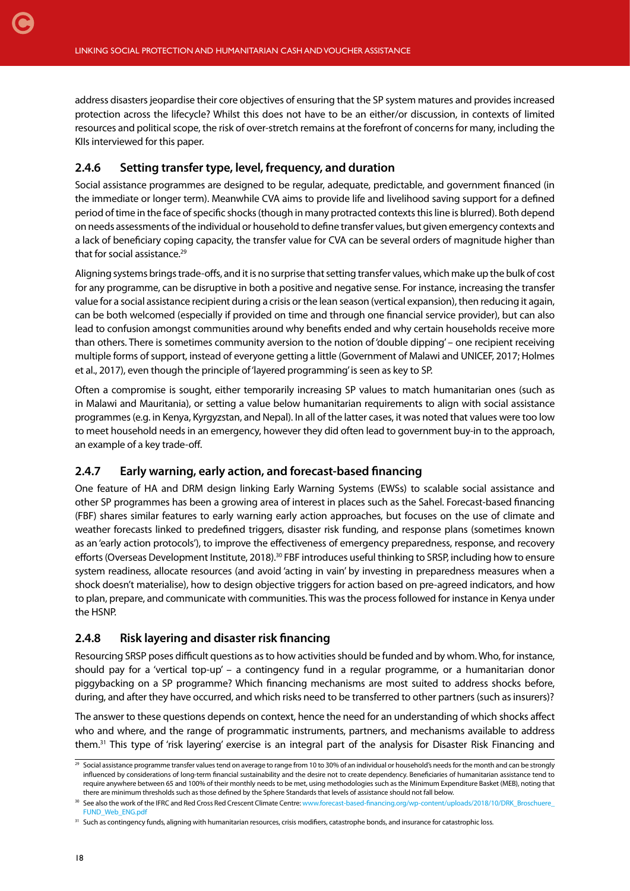address disasters jeopardise their core objectives of ensuring that the SP system matures and provides increased protection across the lifecycle? Whilst this does not have to be an either/or discussion, in contexts of limited resources and political scope, the risk of over-stretch remains at the forefront of concerns for many, including the KIIs interviewed for this paper.

### 2.4.6 Setting transfer type, level, frequency, and duration

Social assistance programmes are designed to be regular, adequate, predictable, and government financed (in the immediate or longer term). Meanwhile CVA aims to provide life and livelihood saving support for a defined period of time in the face of specific shocks (though in many protracted contexts this line is blurred). Both depend on needs assessments of the individual or household to define transfer values, but given emergency contexts and a lack of beneficiary coping capacity, the transfer value for CVA can be several orders of magnitude higher than that for social assistance.[29]

Aligning systems brings trade-offs, and it is no surprise that setting transfer values, which make up the bulk of cost for any programme, can be disruptive in both a positive and negative sense. For instance, increasing the transfer value for a social assistance recipient during a crisis or the lean season (vertical expansion), then reducing it again, can be both welcomed (especially if provided on time and through one financial service provider), but can also lead to confusion amongst communities around why benefits ended and why certain households receive more than others. There is sometimes community aversion to the notion of 'double dipping' – one recipient receiving multiple forms of support, instead of everyone getting a little (Government of Malawi and UNICEF, 2017; Holmes et al., 2017), even though the principle of 'layered programming' is seen as key to SP.

Often a compromise is sought, either temporarily increasing SP values to match humanitarian ones (such as in Malawi and Mauritania), or setting a value below humanitarian requirements to align with social assistance programmes (e.g. in Kenya, Kyrgyzstan, and Nepal). In all of the latter cases, it was noted that values were too low to meet household needs in an emergency, however they did often lead to government buy-in to the approach, an example of a key trade-off.

### 2.4.7 Early warning, early action, and forecast-based financing

One feature of HA and DRM design linking Early Warning Systems (EWSs) to scalable social assistance and other SP programmes has been a growing area of interest in places such as the Sahel. Forecast-based financing (FBF) shares similar features to early warning early action approaches, but focuses on the use of climate and weather forecasts linked to predefined triggers, disaster risk funding, and response plans (sometimes known as an 'early action protocols'), to improve the effectiveness of emergency preparedness, response, and recovery efforts (Overseas Development Institute, 2018).[30] FBF introduces useful thinking to SRSP, including how to ensure system readiness, allocate resources (and avoid 'acting in vain' by investing in preparedness measures when a shock doesn't materialise), how to design objective triggers for action based on pre-agreed indicators, and how to plan, prepare, and communicate with communities. This was the process followed for instance in Kenya under the HSNP.

### 2.4.8 Risk layering and disaster risk financing

Resourcing SRSP poses difficult questions as to how activities should be funded and by whom. Who, for instance, should pay for a 'vertical top-up' – a contingency fund in a regular programme, or a humanitarian donor piggybacking on a SP programme? Which financing mechanisms are most suited to address shocks before, during, and after they have occurred, and which risks need to be transferred to other partners (such as insurers)?

The answer to these questions depends on context, hence the need for an understanding of which shocks affect who and where, and the range of programmatic instruments, partners, and mechanisms available to address them.[31] This type of 'risk layering' exercise is an integral part of the analysis for Disaster Risk Financing and

---

[29] Social assistance programme transfer values tend on average to range from 10 to 30% of an individual or household's needs for the month and can be strongly influenced by considerations of long-term financial sustainability and the desire not to create dependency. Beneficiaries of humanitarian assistance tend to require anywhere between 65 and 100% of their monthly needs to be met, using methodologies such as the Minimum Expenditure Basket (MEB), noting that there are minimum thresholds such as those defined by the Sphere Standards that levels of assistance should not fall below.

[30] See also the work of the IFRC and Red Cross Red Crescent Climate Centre: www.forecast-based-financing.org/wp-content/uploads/2018/10/DRK_Broschuere_FUND_Web_ENG.pdf

[31] Such as contingency funds, aligning with humanitarian resources, crisis modifiers, catastrophe bonds, and insurance for catastrophic loss.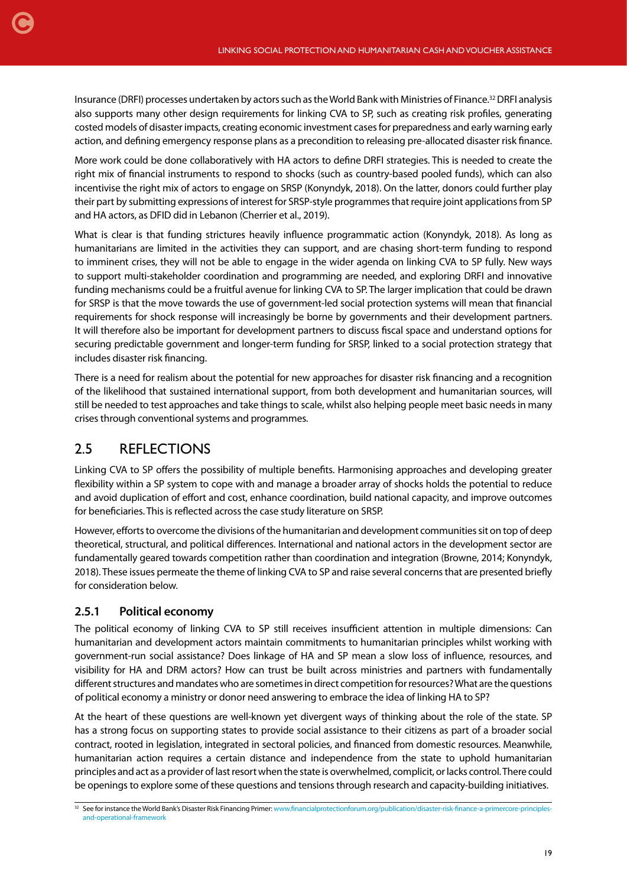Insurance (DRFI) processes undertaken by actors such as the World Bank with Ministries of Finance.[32] DRFI analysis also supports many other design requirements for linking CVA to SP, such as creating risk profiles, generating costed models of disaster impacts, creating economic investment cases for preparedness and early warning early action, and defining emergency response plans as a precondition to releasing pre-allocated disaster risk finance.

More work could be done collaboratively with HA actors to define DRFI strategies. This is needed to create the right mix of financial instruments to respond to shocks (such as country-based pooled funds), which can also incentivise the right mix of actors to engage on SRSP (Konyndyk, 2018). On the latter, donors could further play their part by submitting expressions of interest for SRSP-style programmes that require joint applications from SP and HA actors, as DFID did in Lebanon (Cherrier et al., 2019).

What is clear is that funding strictures heavily influence programmatic action (Konyndyk, 2018). As long as humanitarians are limited in the activities they can support, and are chasing short-term funding to respond to imminent crises, they will not be able to engage in the wider agenda on linking CVA to SP fully. New ways to support multi-stakeholder coordination and programming are needed, and exploring DRFI and innovative funding mechanisms could be a fruitful avenue for linking CVA to SP. The larger implication that could be drawn for SRSP is that the move towards the use of government-led social protection systems will mean that financial requirements for shock response will increasingly be borne by governments and their development partners. It will therefore also be important for development partners to discuss fiscal space and understand options for securing predictable government and longer-term funding for SRSP, linked to a social protection strategy that includes disaster risk financing.

There is a need for realism about the potential for new approaches for disaster risk financing and a recognition of the likelihood that sustained international support, from both development and humanitarian sources, will still be needed to test approaches and take things to scale, whilst also helping people meet basic needs in many crises through conventional systems and programmes.

## 2.5 REFLECTIONS

Linking CVA to SP offers the possibility of multiple benefits. Harmonising approaches and developing greater flexibility within a SP system to cope with and manage a broader array of shocks holds the potential to reduce and avoid duplication of effort and cost, enhance coordination, build national capacity, and improve outcomes for beneficiaries. This is reflected across the case study literature on SRSP.

However, efforts to overcome the divisions of the humanitarian and development communities sit on top of deep theoretical, structural, and political differences. International and national actors in the development sector are fundamentally geared towards competition rather than coordination and integration (Browne, 2014; Konyndyk, 2018). These issues permeate the theme of linking CVA to SP and raise several concerns that are presented briefly for consideration below.

### 2.5.1 Political economy

The political economy of linking CVA to SP still receives insufficient attention in multiple dimensions: Can humanitarian and development actors maintain commitments to humanitarian principles whilst working with government-run social assistance? Does linkage of HA and SP mean a slow loss of influence, resources, and visibility for HA and DRM actors? How can trust be built across ministries and partners with fundamentally different structures and mandates who are sometimes in direct competition for resources? What are the questions of political economy a ministry or donor need answering to embrace the idea of linking HA to SP?

At the heart of these questions are well-known yet divergent ways of thinking about the role of the state. SP has a strong focus on supporting states to provide social assistance to their citizens as part of a broader social contract, rooted in legislation, integrated in sectoral policies, and financed from domestic resources. Meanwhile, humanitarian action requires a certain distance and independence from the state to uphold humanitarian principles and act as a provider of last resort when the state is overwhelmed, complicit, or lacks control. There could be openings to explore some of these questions and tensions through research and capacity-building initiatives.

[32] See for instance the World Bank's Disaster Risk Financing Primer: www.financialprotectionforum.org/publication/disaster-risk-finance-a-primercore-principles-and-operational-framework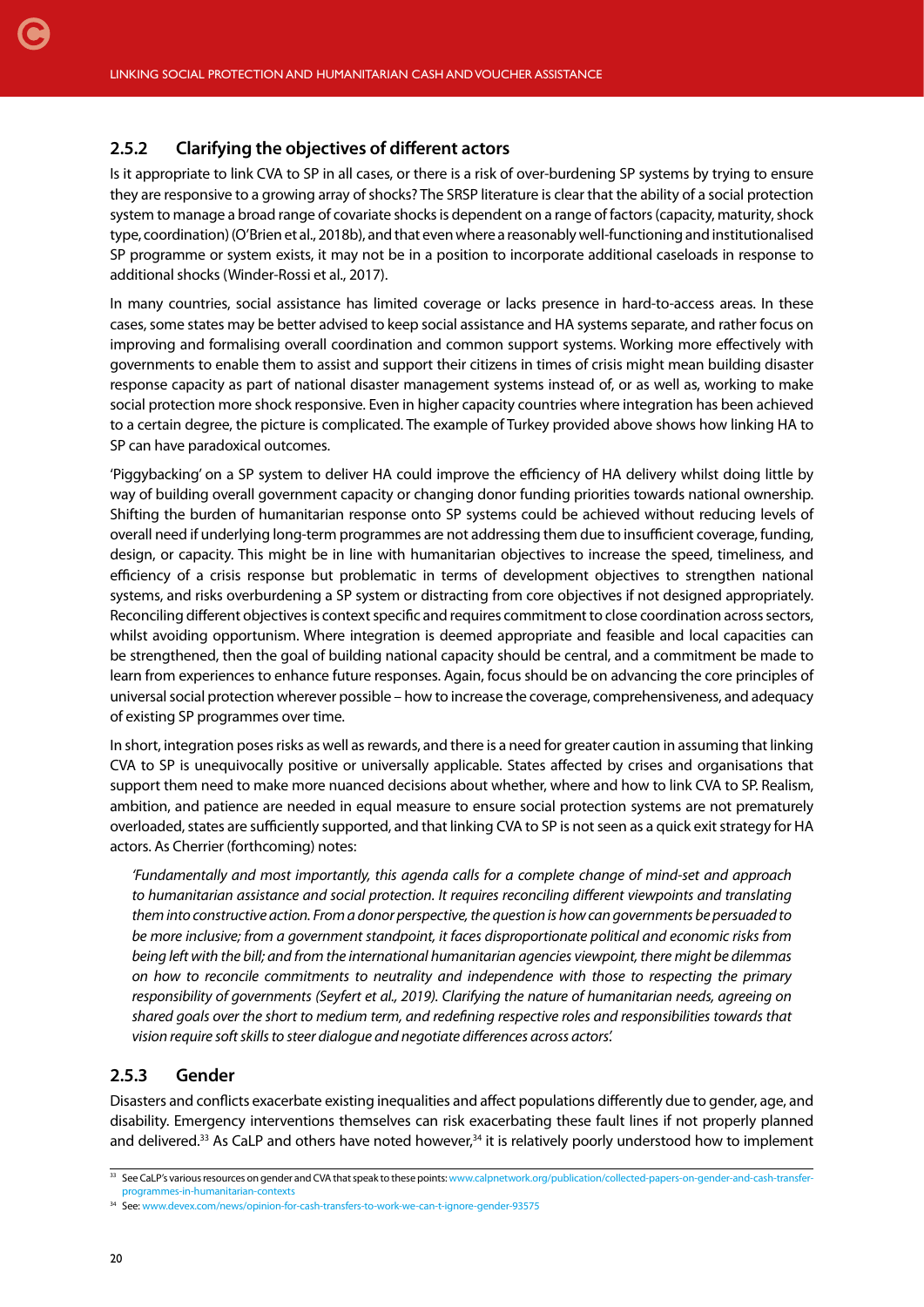### 2.5.2 Clarifying the objectives of different actors

Is it appropriate to link CVA to SP in all cases, or there is a risk of over-burdening SP systems by trying to ensure they are responsive to a growing array of shocks? The SRSP literature is clear that the ability of a social protection system to manage a broad range of covariate shocks is dependent on a range of factors (capacity, maturity, shock type, coordination) (O'Brien et al., 2018b), and that even where a reasonably well-functioning and institutionalised SP programme or system exists, it may not be in a position to incorporate additional caseloads in response to additional shocks (Winder-Rossi et al., 2017).

In many countries, social assistance has limited coverage or lacks presence in hard-to-access areas. In these cases, some states may be better advised to keep social assistance and HA systems separate, and rather focus on improving and formalising overall coordination and common support systems. Working more effectively with governments to enable them to assist and support their citizens in times of crisis might mean building disaster response capacity as part of national disaster management systems instead of, or as well as, working to make social protection more shock responsive. Even in higher capacity countries where integration has been achieved to a certain degree, the picture is complicated. The example of Turkey provided above shows how linking HA to SP can have paradoxical outcomes.

'Piggybacking' on a SP system to deliver HA could improve the efficiency of HA delivery whilst doing little by way of building overall government capacity or changing donor funding priorities towards national ownership. Shifting the burden of humanitarian response onto SP systems could be achieved without reducing levels of overall need if underlying long-term programmes are not addressing them due to insufficient coverage, funding, design, or capacity. This might be in line with humanitarian objectives to increase the speed, timeliness, and efficiency of a crisis response but problematic in terms of development objectives to strengthen national systems, and risks overburdening a SP system or distracting from core objectives if not designed appropriately. Reconciling different objectives is context specific and requires commitment to close coordination across sectors, whilst avoiding opportunism. Where integration is deemed appropriate and feasible and local capacities can be strengthened, then the goal of building national capacity should be central, and a commitment be made to learn from experiences to enhance future responses. Again, focus should be on advancing the core principles of universal social protection wherever possible – how to increase the coverage, comprehensiveness, and adequacy of existing SP programmes over time.

In short, integration poses risks as well as rewards, and there is a need for greater caution in assuming that linking CVA to SP is unequivocally positive or universally applicable. States affected by crises and organisations that support them need to make more nuanced decisions about whether, where and how to link CVA to SP. Realism, ambition, and patience are needed in equal measure to ensure social protection systems are not prematurely overloaded, states are sufficiently supported, and that linking CVA to SP is not seen as a quick exit strategy for HA actors. As Cherrier (forthcoming) notes:

> *'Fundamentally and most importantly, this agenda calls for a complete change of mind-set and approach to humanitarian assistance and social protection. It requires reconciling different viewpoints and translating them into constructive action. From a donor perspective, the question is how can governments be persuaded to be more inclusive; from a government standpoint, it faces disproportionate political and economic risks from being left with the bill; and from the international humanitarian agencies viewpoint, there might be dilemmas on how to reconcile commitments to neutrality and independence with those to respecting the primary responsibility of governments (Seyfert et al., 2019). Clarifying the nature of humanitarian needs, agreeing on shared goals over the short to medium term, and redefining respective roles and responsibilities towards that vision require soft skills to steer dialogue and negotiate differences across actors'.*

### 2.5.3 Gender

Disasters and conflicts exacerbate existing inequalities and affect populations differently due to gender, age, and disability. Emergency interventions themselves can risk exacerbating these fault lines if not properly planned and delivered.[33] As CaLP and others have noted however,[34] it is relatively poorly understood how to implement

[33] See CaLP's various resources on gender and CVA that speak to these points: www.calpnetwork.org/publication/collected-papers-on-gender-and-cash-transfer-programmes-in-humanitarian-contexts

[34] See: www.devex.com/news/opinion-for-cash-transfers-to-work-we-can-t-ignore-gender-93575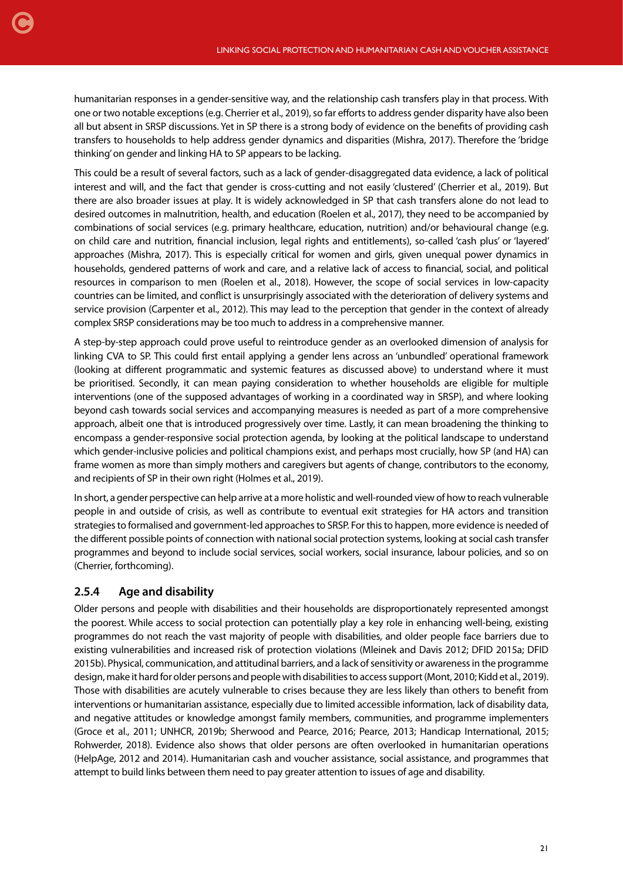humanitarian responses in a gender-sensitive way, and the relationship cash transfers play in that process. With one or two notable exceptions (e.g. Cherrier et al., 2019), so far efforts to address gender disparity have also been all but absent in SRSP discussions. Yet in SP there is a strong body of evidence on the benefits of providing cash transfers to households to help address gender dynamics and disparities (Mishra, 2017). Therefore the 'bridge thinking' on gender and linking HA to SP appears to be lacking.

This could be a result of several factors, such as a lack of gender-disaggregated data evidence, a lack of political interest and will, and the fact that gender is cross-cutting and not easily 'clustered' (Cherrier et al., 2019). But there are also broader issues at play. It is widely acknowledged in SP that cash transfers alone do not lead to desired outcomes in malnutrition, health, and education (Roelen et al., 2017), they need to be accompanied by combinations of social services (e.g. primary healthcare, education, nutrition) and/or behavioural change (e.g. on child care and nutrition, financial inclusion, legal rights and entitlements), so-called 'cash plus' or 'layered' approaches (Mishra, 2017). This is especially critical for women and girls, given unequal power dynamics in households, gendered patterns of work and care, and a relative lack of access to financial, social, and political resources in comparison to men (Roelen et al., 2018). However, the scope of social services in low-capacity countries can be limited, and conflict is unsurprisingly associated with the deterioration of delivery systems and service provision (Carpenter et al., 2012). This may lead to the perception that gender in the context of already complex SRSP considerations may be too much to address in a comprehensive manner.

A step-by-step approach could prove useful to reintroduce gender as an overlooked dimension of analysis for linking CVA to SP. This could first entail applying a gender lens across an 'unbundled' operational framework (looking at different programmatic and systemic features as discussed above) to understand where it must be prioritised. Secondly, it can mean paying consideration to whether households are eligible for multiple interventions (one of the supposed advantages of working in a coordinated way in SRSP), and where looking beyond cash towards social services and accompanying measures is needed as part of a more comprehensive approach, albeit one that is introduced progressively over time. Lastly, it can mean broadening the thinking to encompass a gender-responsive social protection agenda, by looking at the political landscape to understand which gender-inclusive policies and political champions exist, and perhaps most crucially, how SP (and HA) can frame women as more than simply mothers and caregivers but agents of change, contributors to the economy, and recipients of SP in their own right (Holmes et al., 2019).

In short, a gender perspective can help arrive at a more holistic and well-rounded view of how to reach vulnerable people in and outside of crisis, as well as contribute to eventual exit strategies for HA actors and transition strategies to formalised and government-led approaches to SRSP. For this to happen, more evidence is needed of the different possible points of connection with national social protection systems, looking at social cash transfer programmes and beyond to include social services, social workers, social insurance, labour policies, and so on (Cherrier, forthcoming).

### 2.5.4 Age and disability

Older persons and people with disabilities and their households are disproportionately represented amongst the poorest. While access to social protection can potentially play a key role in enhancing well-being, existing programmes do not reach the vast majority of people with disabilities, and older people face barriers due to existing vulnerabilities and increased risk of protection violations (Mleinek and Davis 2012; DFID 2015a; DFID 2015b). Physical, communication, and attitudinal barriers, and a lack of sensitivity or awareness in the programme design, make it hard for older persons and people with disabilities to access support (Mont, 2010; Kidd et al., 2019). Those with disabilities are acutely vulnerable to crises because they are less likely than others to benefit from interventions or humanitarian assistance, especially due to limited accessible information, lack of disability data, and negative attitudes or knowledge amongst family members, communities, and programme implementers (Groce et al., 2011; UNHCR, 2019b; Sherwood and Pearce, 2016; Pearce, 2013; Handicap International, 2015; Rohwerder, 2018). Evidence also shows that older persons are often overlooked in humanitarian operations (HelpAge, 2012 and 2014). Humanitarian cash and voucher assistance, social assistance, and programmes that attempt to build links between them need to pay greater attention to issues of age and disability.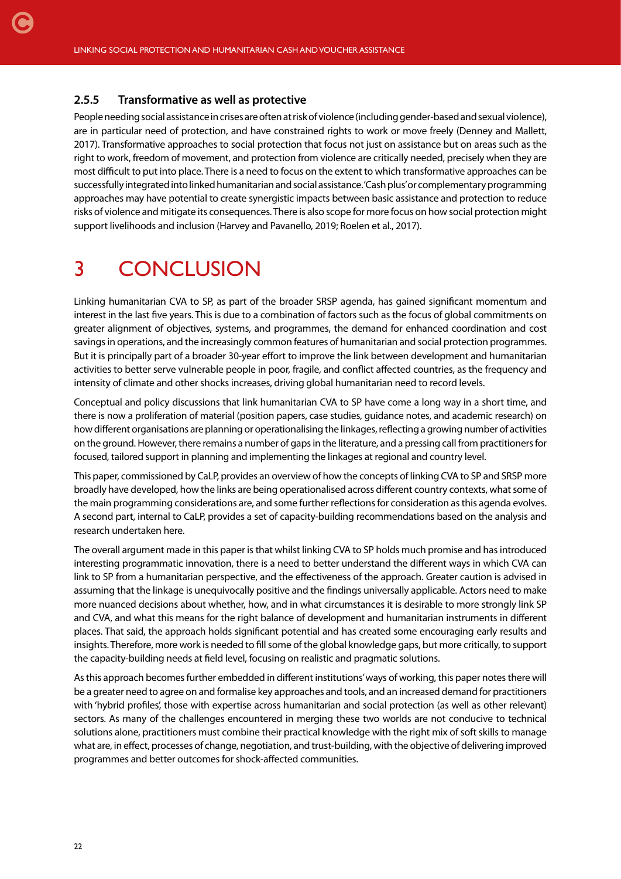### 2.5.5 Transformative as well as protective

People needing social assistance in crises are often at risk of violence (including gender-based and sexual violence), are in particular need of protection, and have constrained rights to work or move freely (Denney and Mallett, 2017). Transformative approaches to social protection that focus not just on assistance but on areas such as the right to work, freedom of movement, and protection from violence are critically needed, precisely when they are most difficult to put into place. There is a need to focus on the extent to which transformative approaches can be successfully integrated into linked humanitarian and social assistance. 'Cash plus' or complementary programming approaches may have potential to create synergistic impacts between basic assistance and protection to reduce risks of violence and mitigate its consequences. There is also scope for more focus on how social protection might support livelihoods and inclusion (Harvey and Pavanello, 2019; Roelen et al., 2017).

# 3 CONCLUSION

Linking humanitarian CVA to SP, as part of the broader SRSP agenda, has gained significant momentum and interest in the last five years. This is due to a combination of factors such as the focus of global commitments on greater alignment of objectives, systems, and programmes, the demand for enhanced coordination and cost savings in operations, and the increasingly common features of humanitarian and social protection programmes. But it is principally part of a broader 30-year effort to improve the link between development and humanitarian activities to better serve vulnerable people in poor, fragile, and conflict affected countries, as the frequency and intensity of climate and other shocks increases, driving global humanitarian need to record levels.

Conceptual and policy discussions that link humanitarian CVA to SP have come a long way in a short time, and there is now a proliferation of material (position papers, case studies, guidance notes, and academic research) on how different organisations are planning or operationalising the linkages, reflecting a growing number of activities on the ground. However, there remains a number of gaps in the literature, and a pressing call from practitioners for focused, tailored support in planning and implementing the linkages at regional and country level.

This paper, commissioned by CaLP, provides an overview of how the concepts of linking CVA to SP and SRSP more broadly have developed, how the links are being operationalised across different country contexts, what some of the main programming considerations are, and some further reflections for consideration as this agenda evolves. A second part, internal to CaLP, provides a set of capacity-building recommendations based on the analysis and research undertaken here.

The overall argument made in this paper is that whilst linking CVA to SP holds much promise and has introduced interesting programmatic innovation, there is a need to better understand the different ways in which CVA can link to SP from a humanitarian perspective, and the effectiveness of the approach. Greater caution is advised in assuming that the linkage is unequivocally positive and the findings universally applicable. Actors need to make more nuanced decisions about whether, how, and in what circumstances it is desirable to more strongly link SP and CVA, and what this means for the right balance of development and humanitarian instruments in different places. That said, the approach holds significant potential and has created some encouraging early results and insights. Therefore, more work is needed to fill some of the global knowledge gaps, but more critically, to support the capacity-building needs at field level, focusing on realistic and pragmatic solutions.

As this approach becomes further embedded in different institutions' ways of working, this paper notes there will be a greater need to agree on and formalise key approaches and tools, and an increased demand for practitioners with 'hybrid profiles', those with expertise across humanitarian and social protection (as well as other relevant) sectors. As many of the challenges encountered in merging these two worlds are not conducive to technical solutions alone, practitioners must combine their practical knowledge with the right mix of soft skills to manage what are, in effect, processes of change, negotiation, and trust-building, with the objective of delivering improved programmes and better outcomes for shock-affected communities.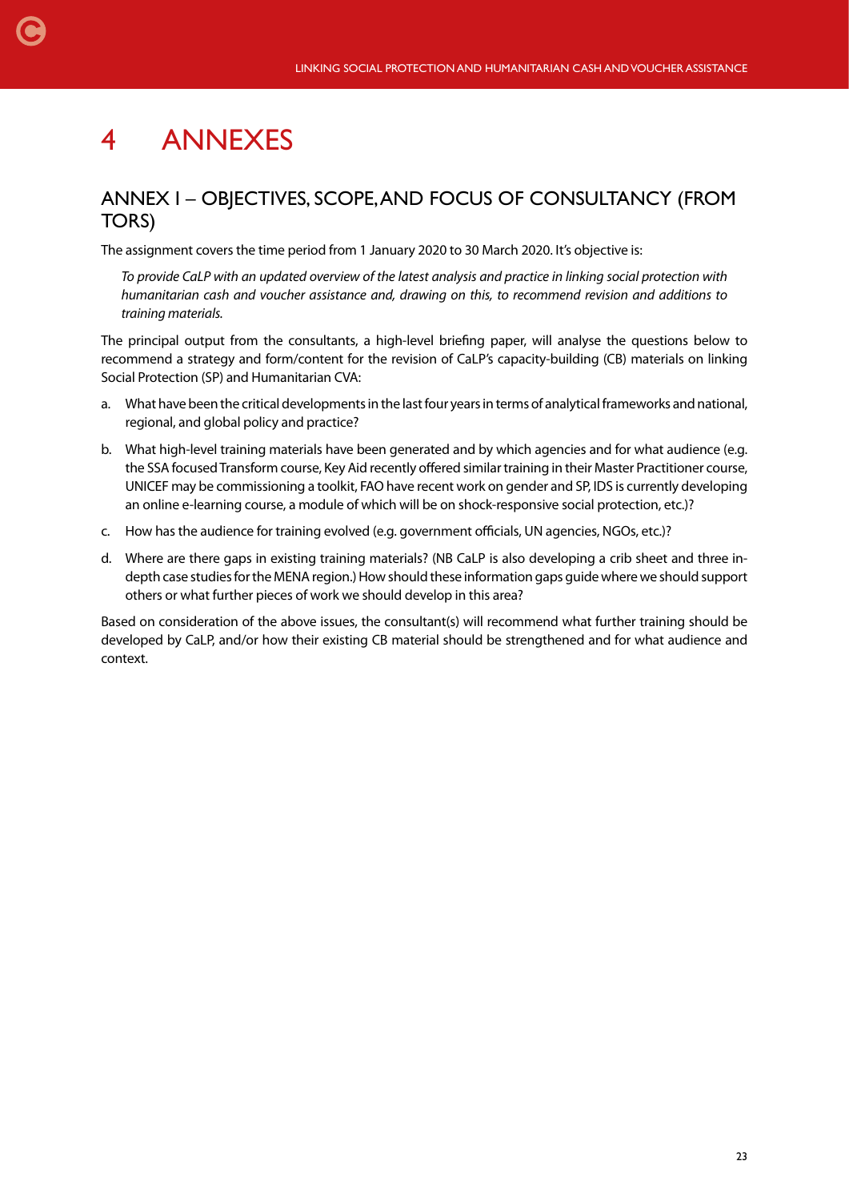# 4 ANNEXES

## ANNEX I – OBJECTIVES, SCOPE, AND FOCUS OF CONSULTANCY (FROM TORS)

The assignment covers the time period from 1 January 2020 to 30 March 2020. It's objective is:

> *To provide CaLP with an updated overview of the latest analysis and practice in linking social protection with humanitarian cash and voucher assistance and, drawing on this, to recommend revision and additions to training materials.*

The principal output from the consultants, a high-level briefing paper, will analyse the questions below to recommend a strategy and form/content for the revision of CaLP's capacity-building (CB) materials on linking Social Protection (SP) and Humanitarian CVA:

a. What have been the critical developments in the last four years in terms of analytical frameworks and national, regional, and global policy and practice?

b. What high-level training materials have been generated and by which agencies and for what audience (e.g. the SSA focused Transform course, Key Aid recently offered similar training in their Master Practitioner course, UNICEF may be commissioning a toolkit, FAO have recent work on gender and SP, IDS is currently developing an online e-learning course, a module of which will be on shock-responsive social protection, etc.)?

c. How has the audience for training evolved (e.g. government officials, UN agencies, NGOs, etc.)?

d. Where are there gaps in existing training materials? (NB CaLP is also developing a crib sheet and three in-depth case studies for the MENA region.) How should these information gaps guide where we should support others or what further pieces of work we should develop in this area?

Based on consideration of the above issues, the consultant(s) will recommend what further training should be developed by CaLP, and/or how their existing CB material should be strengthened and for what audience and context.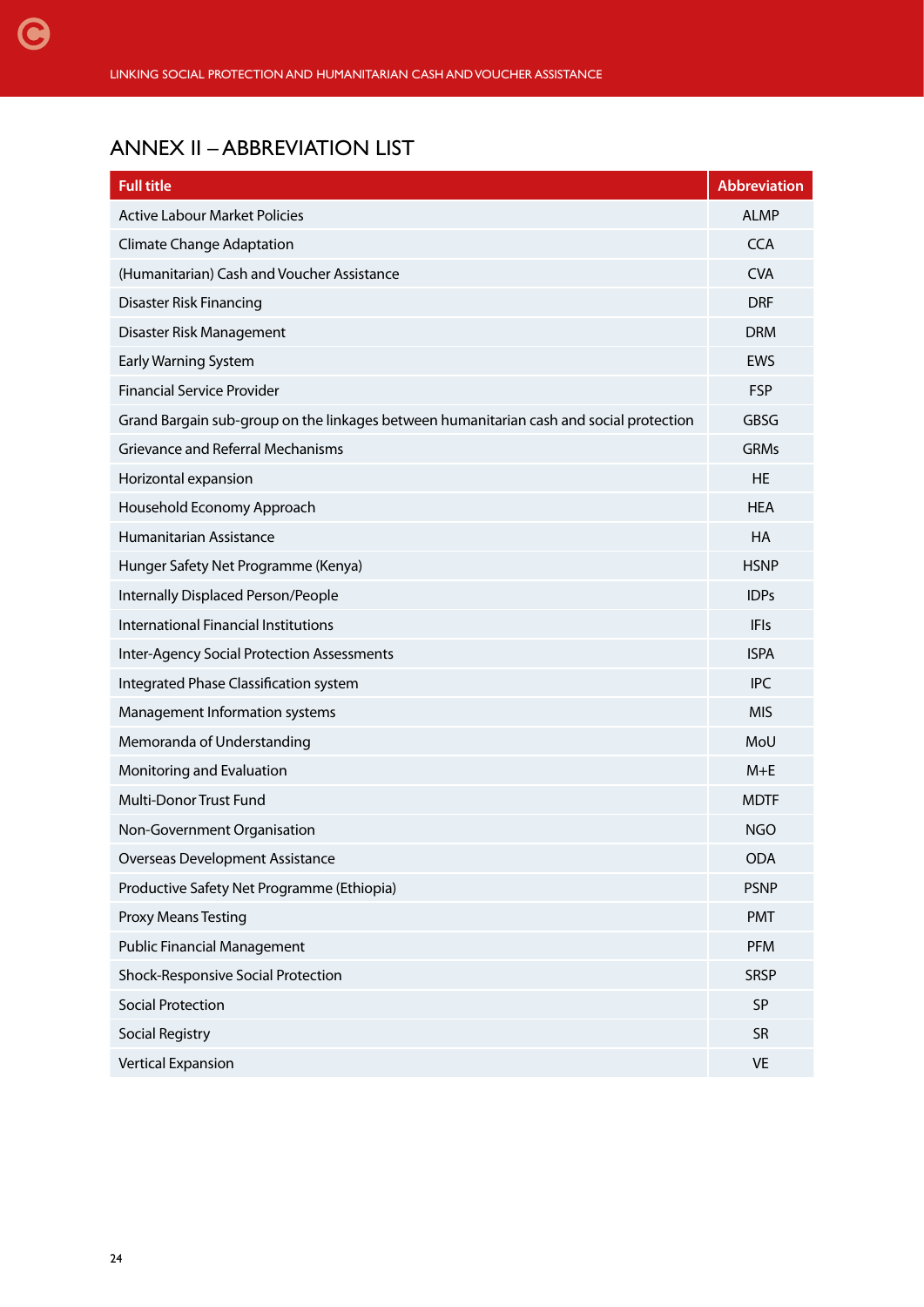## ANNEX II – ABBREVIATION LIST

| Full title | Abbreviation |
|---|---|
| Active Labour Market Policies | ALMP |
| Climate Change Adaptation | CCA |
| (Humanitarian) Cash and Voucher Assistance | CVA |
| Disaster Risk Financing | DRF |
| Disaster Risk Management | DRM |
| Early Warning System | EWS |
| Financial Service Provider | FSP |
| Grand Bargain sub-group on the linkages between humanitarian cash and social protection | GBSG |
| Grievance and Referral Mechanisms | GRMs |
| Horizontal expansion | HE |
| Household Economy Approach | HEA |
| Humanitarian Assistance | HA |
| Hunger Safety Net Programme (Kenya) | HSNP |
| Internally Displaced Person/People | IDPs |
| International Financial Institutions | IFIs |
| Inter-Agency Social Protection Assessments | ISPA |
| Integrated Phase Classification system | IPC |
| Management Information systems | MIS |
| Memoranda of Understanding | MoU |
| Monitoring and Evaluation | M+E |
| Multi-Donor Trust Fund | MDTF |
| Non-Government Organisation | NGO |
| Overseas Development Assistance | ODA |
| Productive Safety Net Programme (Ethiopia) | PSNP |
| Proxy Means Testing | PMT |
| Public Financial Management | PFM |
| Shock-Responsive Social Protection | SRSP |
| Social Protection | SP |
| Social Registry | SR |
| Vertical Expansion | VE |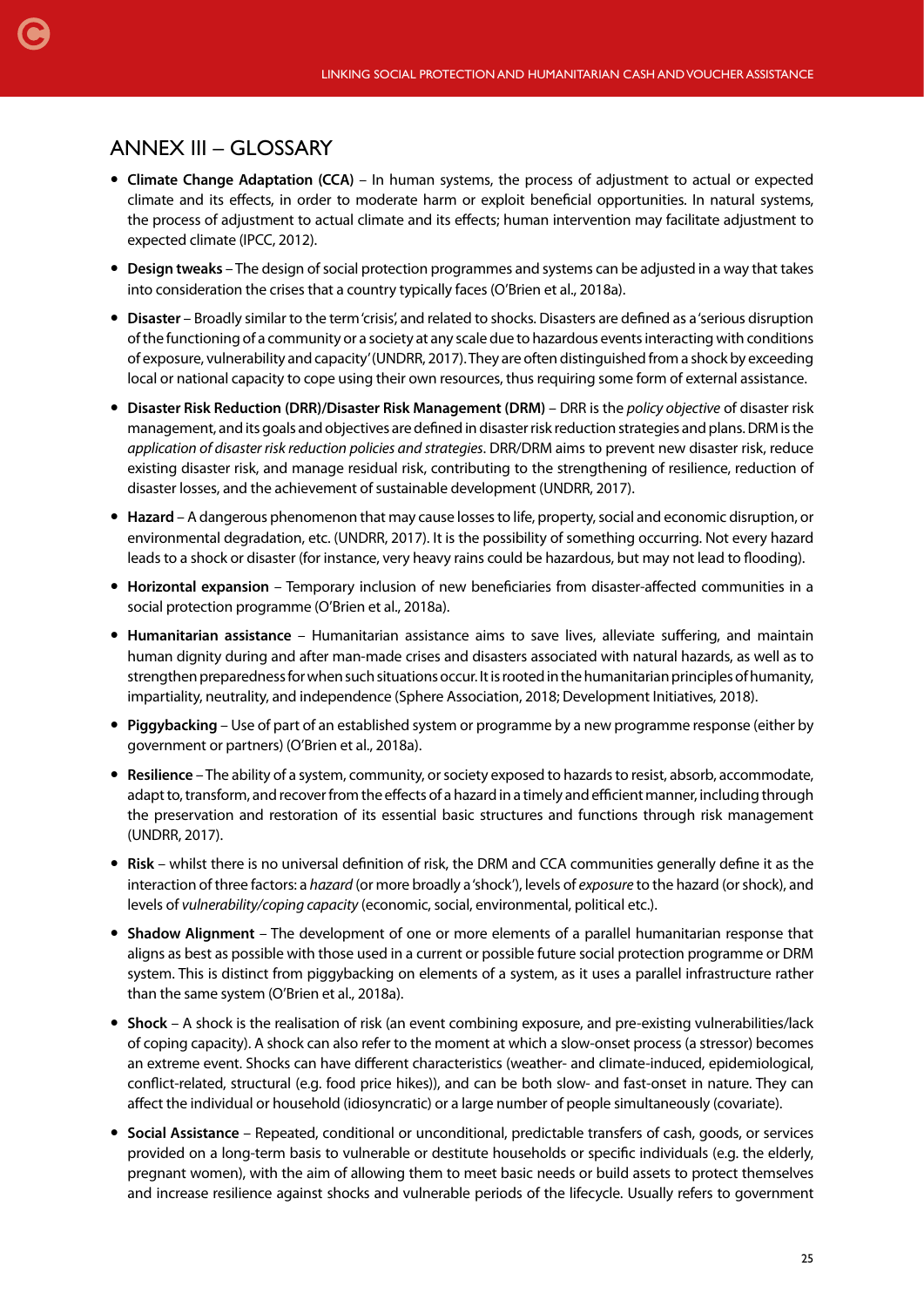## ANNEX III – GLOSSARY

- **Climate Change Adaptation (CCA)** – In human systems, the process of adjustment to actual or expected climate and its effects, in order to moderate harm or exploit beneficial opportunities. In natural systems, the process of adjustment to actual climate and its effects; human intervention may facilitate adjustment to expected climate (IPCC, 2012).
- **Design tweaks** – The design of social protection programmes and systems can be adjusted in a way that takes into consideration the crises that a country typically faces (O'Brien et al., 2018a).
- **Disaster** – Broadly similar to the term 'crisis', and related to shocks. Disasters are defined as a 'serious disruption of the functioning of a community or a society at any scale due to hazardous events interacting with conditions of exposure, vulnerability and capacity' (UNDRR, 2017). They are often distinguished from a shock by exceeding local or national capacity to cope using their own resources, thus requiring some form of external assistance.
- **Disaster Risk Reduction (DRR)/Disaster Risk Management (DRM)** – DRR is the *policy objective* of disaster risk management, and its goals and objectives are defined in disaster risk reduction strategies and plans. DRM is the *application of disaster risk reduction policies and strategies*. DRR/DRM aims to prevent new disaster risk, reduce existing disaster risk, and manage residual risk, contributing to the strengthening of resilience, reduction of disaster losses, and the achievement of sustainable development (UNDRR, 2017).
- **Hazard** – A dangerous phenomenon that may cause losses to life, property, social and economic disruption, or environmental degradation, etc. (UNDRR, 2017). It is the possibility of something occurring. Not every hazard leads to a shock or disaster (for instance, very heavy rains could be hazardous, but may not lead to flooding).
- **Horizontal expansion** – Temporary inclusion of new beneficiaries from disaster-affected communities in a social protection programme (O'Brien et al., 2018a).
- **Humanitarian assistance** – Humanitarian assistance aims to save lives, alleviate suffering, and maintain human dignity during and after man-made crises and disasters associated with natural hazards, as well as to strengthen preparedness for when such situations occur. It is rooted in the humanitarian principles of humanity, impartiality, neutrality, and independence (Sphere Association, 2018; Development Initiatives, 2018).
- **Piggybacking** – Use of part of an established system or programme by a new programme response (either by government or partners) (O'Brien et al., 2018a).
- **Resilience** – The ability of a system, community, or society exposed to hazards to resist, absorb, accommodate, adapt to, transform, and recover from the effects of a hazard in a timely and efficient manner, including through the preservation and restoration of its essential basic structures and functions through risk management (UNDRR, 2017).
- **Risk** – whilst there is no universal definition of risk, the DRM and CCA communities generally define it as the interaction of three factors: a *hazard* (or more broadly a 'shock'), levels of *exposure* to the hazard (or shock), and levels of *vulnerability/coping capacity* (economic, social, environmental, political etc.).
- **Shadow Alignment** – The development of one or more elements of a parallel humanitarian response that aligns as best as possible with those used in a current or possible future social protection programme or DRM system. This is distinct from piggybacking on elements of a system, as it uses a parallel infrastructure rather than the same system (O'Brien et al., 2018a).
- **Shock** – A shock is the realisation of risk (an event combining exposure, and pre-existing vulnerabilities/lack of coping capacity). A shock can also refer to the moment at which a slow-onset process (a stressor) becomes an extreme event. Shocks can have different characteristics (weather- and climate-induced, epidemiological, conflict-related, structural (e.g. food price hikes)), and can be both slow- and fast-onset in nature. They can affect the individual or household (idiosyncratic) or a large number of people simultaneously (covariate).
- **Social Assistance** – Repeated, conditional or unconditional, predictable transfers of cash, goods, or services provided on a long-term basis to vulnerable or destitute households or specific individuals (e.g. the elderly, pregnant women), with the aim of allowing them to meet basic needs or build assets to protect themselves and increase resilience against shocks and vulnerable periods of the lifecycle. Usually refers to government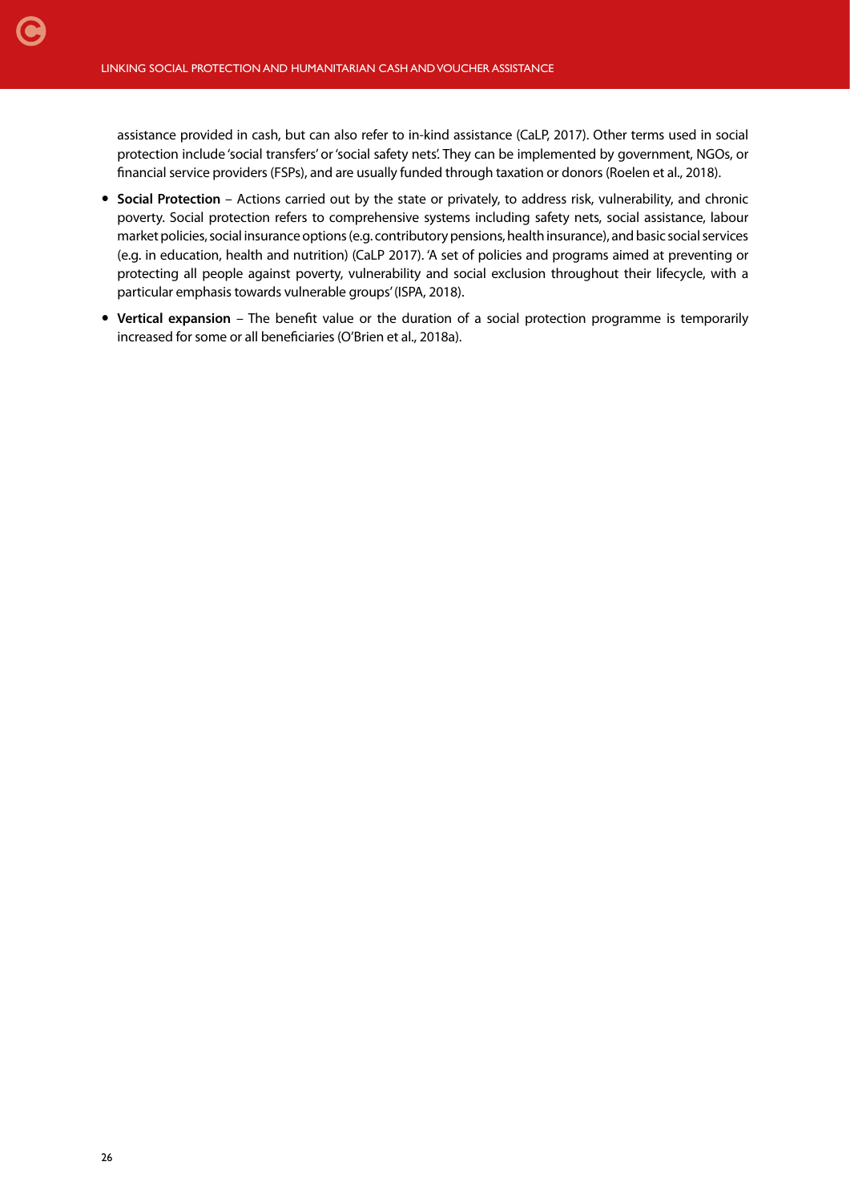assistance provided in cash, but can also refer to in-kind assistance (CaLP, 2017). Other terms used in social protection include 'social transfers' or 'social safety nets'. They can be implemented by government, NGOs, or financial service providers (FSPs), and are usually funded through taxation or donors (Roelen et al., 2018).

- **Social Protection** – Actions carried out by the state or privately, to address risk, vulnerability, and chronic poverty. Social protection refers to comprehensive systems including safety nets, social assistance, labour market policies, social insurance options (e.g. contributory pensions, health insurance), and basic social services (e.g. in education, health and nutrition) (CaLP 2017). 'A set of policies and programs aimed at preventing or protecting all people against poverty, vulnerability and social exclusion throughout their lifecycle, with a particular emphasis towards vulnerable groups' (ISPA, 2018).
- **Vertical expansion** – The benefit value or the duration of a social protection programme is temporarily increased for some or all beneficiaries (O'Brien et al., 2018a).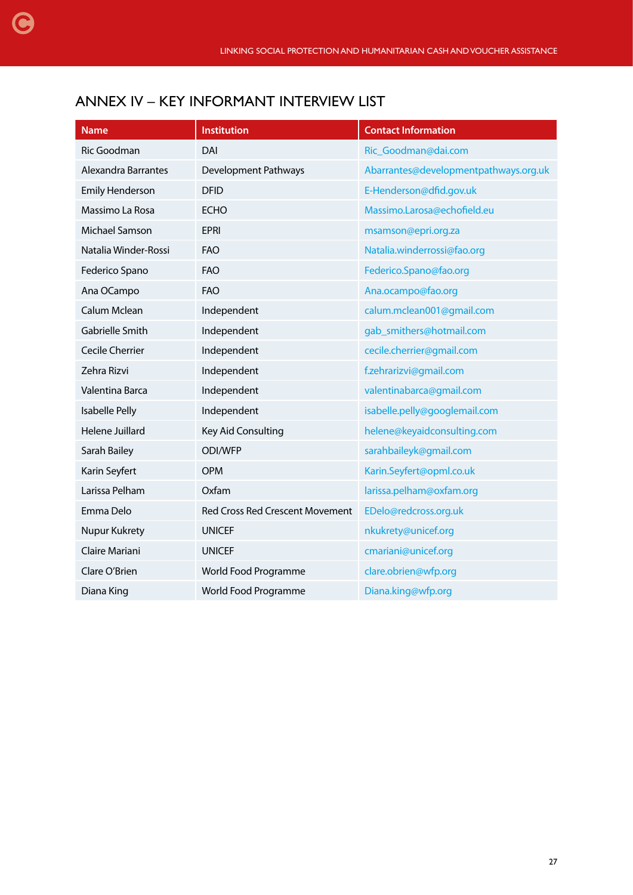# ANNEX IV – KEY INFORMANT INTERVIEW LIST

| Name | Institution | Contact Information |
|---|---|---|
| Ric Goodman | DAI | Ric_Goodman@dai.com |
| Alexandra Barrantes | Development Pathways | Abarrantes@developmentpathways.org.uk |
| Emily Henderson | DFID | E-Henderson@dfid.gov.uk |
| Massimo La Rosa | ECHO | Massimo.Larosa@echofield.eu |
| Michael Samson | EPRI | msamson@epri.org.za |
| Natalia Winder-Rossi | FAO | Natalia.winderrossi@fao.org |
| Federico Spano | FAO | Federico.Spano@fao.org |
| Ana OCampo | FAO | Ana.ocampo@fao.org |
| Calum Mclean | Independent | calum.mclean001@gmail.com |
| Gabrielle Smith | Independent | gab_smithers@hotmail.com |
| Cecile Cherrier | Independent | cecile.cherrier@gmail.com |
| Zehra Rizvi | Independent | f.zehrarizvi@gmail.com |
| Valentina Barca | Independent | valentinabarca@gmail.com |
| Isabelle Pelly | Independent | isabelle.pelly@googlemail.com |
| Helene Juillard | Key Aid Consulting | helene@keyaidconsulting.com |
| Sarah Bailey | ODI/WFP | sarahbaileyk@gmail.com |
| Karin Seyfert | OPM | Karin.Seyfert@opml.co.uk |
| Larissa Pelham | Oxfam | larissa.pelham@oxfam.org |
| Emma Delo | Red Cross Red Crescent Movement | EDelo@redcross.org.uk |
| Nupur Kukrety | UNICEF | nkukrety@unicef.org |
| Claire Mariani | UNICEF | cmariani@unicef.org |
| Clare O'Brien | World Food Programme | clare.obrien@wfp.org |
| Diana King | World Food Programme | Diana.king@wfp.org |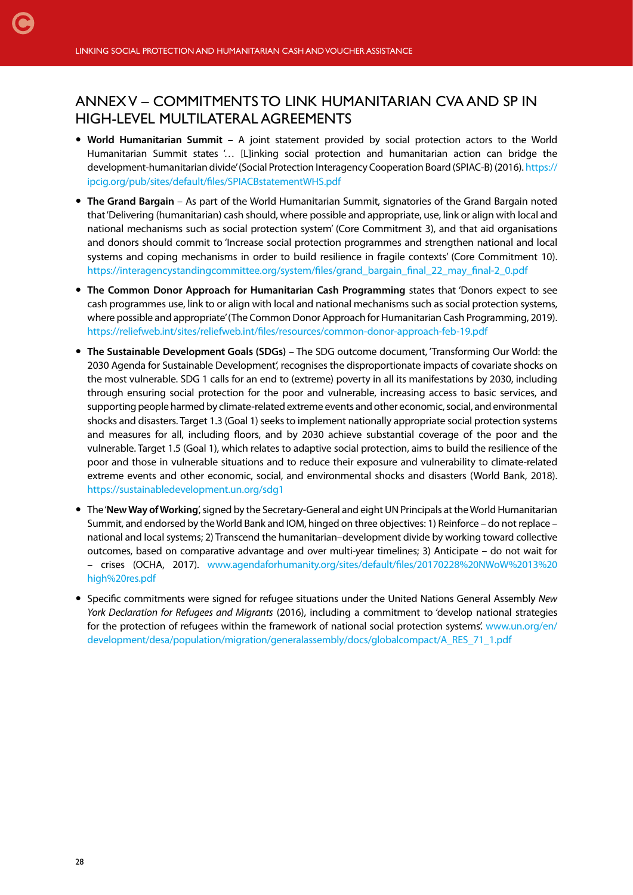# ANNEX V – COMMITMENTS TO LINK HUMANITARIAN CVA AND SP IN HIGH-LEVEL MULTILATERAL AGREEMENTS

- **World Humanitarian Summit** – A joint statement provided by social protection actors to the World Humanitarian Summit states '… [L]inking social protection and humanitarian action can bridge the development-humanitarian divide' (Social Protection Interagency Cooperation Board (SPIAC-B) (2016). https://ipcig.org/pub/sites/default/files/SPIACBstatementWHS.pdf
- **The Grand Bargain** – As part of the World Humanitarian Summit, signatories of the Grand Bargain noted that 'Delivering (humanitarian) cash should, where possible and appropriate, use, link or align with local and national mechanisms such as social protection system' (Core Commitment 3), and that aid organisations and donors should commit to 'Increase social protection programmes and strengthen national and local systems and coping mechanisms in order to build resilience in fragile contexts' (Core Commitment 10). https://interagencystandingcommittee.org/system/files/grand_bargain_final_22_may_final-2_0.pdf
- **The Common Donor Approach for Humanitarian Cash Programming** states that 'Donors expect to see cash programmes use, link to or align with local and national mechanisms such as social protection systems, where possible and appropriate' (The Common Donor Approach for Humanitarian Cash Programming, 2019). https://reliefweb.int/sites/reliefweb.int/files/resources/common-donor-approach-feb-19.pdf
- **The Sustainable Development Goals (SDGs)** – The SDG outcome document, 'Transforming Our World: the 2030 Agenda for Sustainable Development', recognises the disproportionate impacts of covariate shocks on the most vulnerable. SDG 1 calls for an end to (extreme) poverty in all its manifestations by 2030, including through ensuring social protection for the poor and vulnerable, increasing access to basic services, and supporting people harmed by climate-related extreme events and other economic, social, and environmental shocks and disasters. Target 1.3 (Goal 1) seeks to implement nationally appropriate social protection systems and measures for all, including floors, and by 2030 achieve substantial coverage of the poor and the vulnerable. Target 1.5 (Goal 1), which relates to adaptive social protection, aims to build the resilience of the poor and those in vulnerable situations and to reduce their exposure and vulnerability to climate-related extreme events and other economic, social, and environmental shocks and disasters (World Bank, 2018). https://sustainabledevelopment.un.org/sdg1
- The '**New Way of Working**', signed by the Secretary-General and eight UN Principals at the World Humanitarian Summit, and endorsed by the World Bank and IOM, hinged on three objectives: 1) Reinforce – do not replace – national and local systems; 2) Transcend the humanitarian–development divide by working toward collective outcomes, based on comparative advantage and over multi-year timelines; 3) Anticipate – do not wait for – crises (OCHA, 2017). www.agendaforhumanity.org/sites/default/files/20170228%20NWoW%2013%20high%20res.pdf
- Specific commitments were signed for refugee situations under the United Nations General Assembly *New York Declaration for Refugees and Migrants* (2016), including a commitment to 'develop national strategies for the protection of refugees within the framework of national social protection systems'. www.un.org/en/development/desa/population/migration/generalassembly/docs/globalcompact/A_RES_71_1.pdf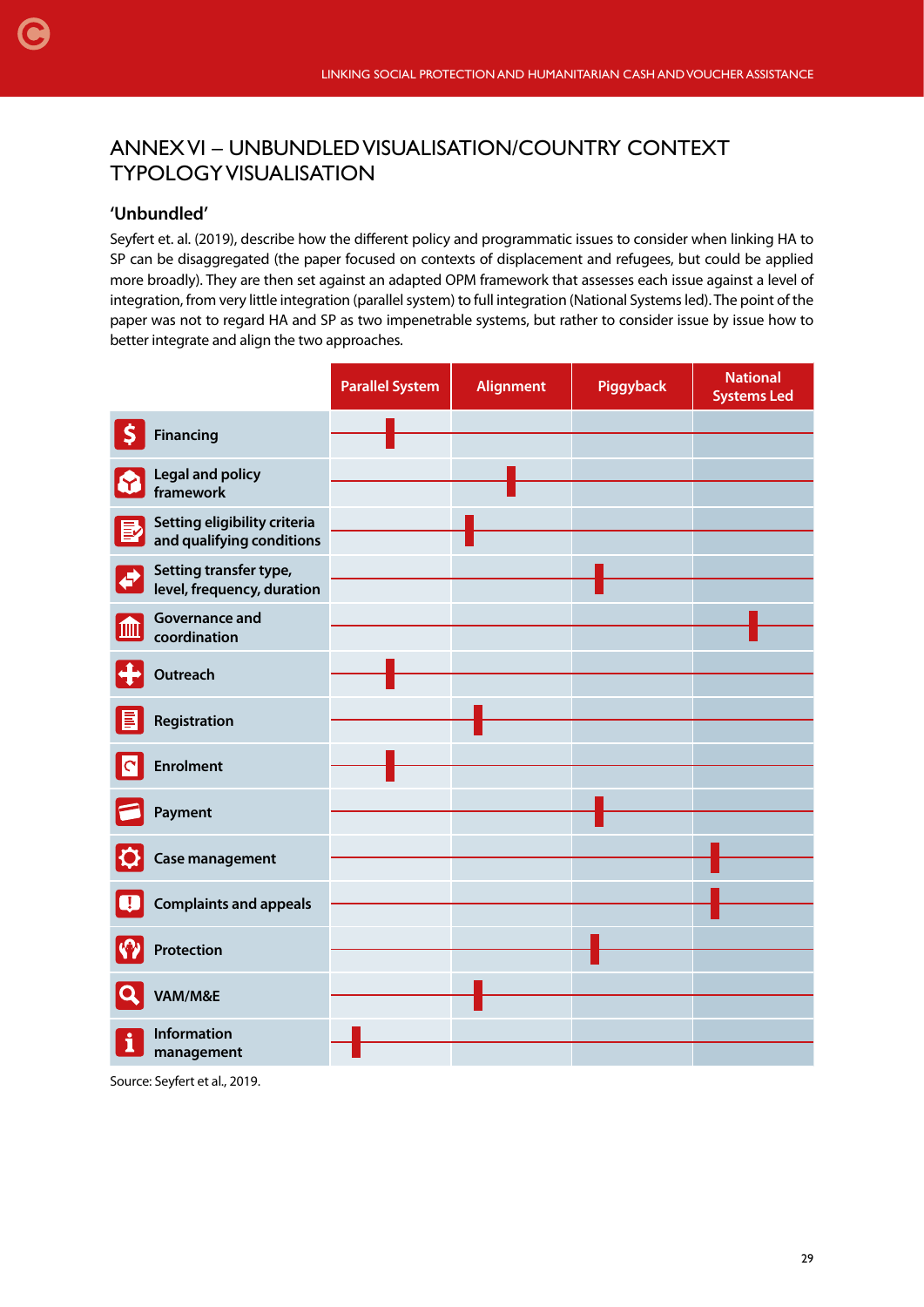# ANNEX VI – UNBUNDLED VISUALISATION/COUNTRY CONTEXT TYPOLOGY VISUALISATION

## 'Unbundled'

Seyfert et. al. (2019), describe how the different policy and programmatic issues to consider when linking HA to SP can be disaggregated (the paper focused on contexts of displacement and refugees, but could be applied more broadly). They are then set against an adapted OPM framework that assesses each issue against a level of integration, from very little integration (parallel system) to full integration (National Systems led). The point of the paper was not to regard HA and SP as two impenetrable systems, but rather to consider issue by issue how to better integrate and align the two approaches.

| | Parallel System | Alignment | Piggyback | National Systems Led |
|---|---|---|---|---|
| Financing | X | | | |
| Legal and policy framework | | X | | |
| Setting eligibility criteria and qualifying conditions | | X | | |
| Setting transfer type, level, frequency, duration | | | X | |
| Governance and coordination | | | | X |
| Outreach | X | | | |
| Registration | | X | | |
| Enrolment | X | | | |
| Payment | | | X | |
| Case management | | | | X |
| Complaints and appeals | | | | X |
| Protection | | | X | |
| VAM/M&E | | X | | |
| Information management | X | | | |

Source: Seyfert et al., 2019.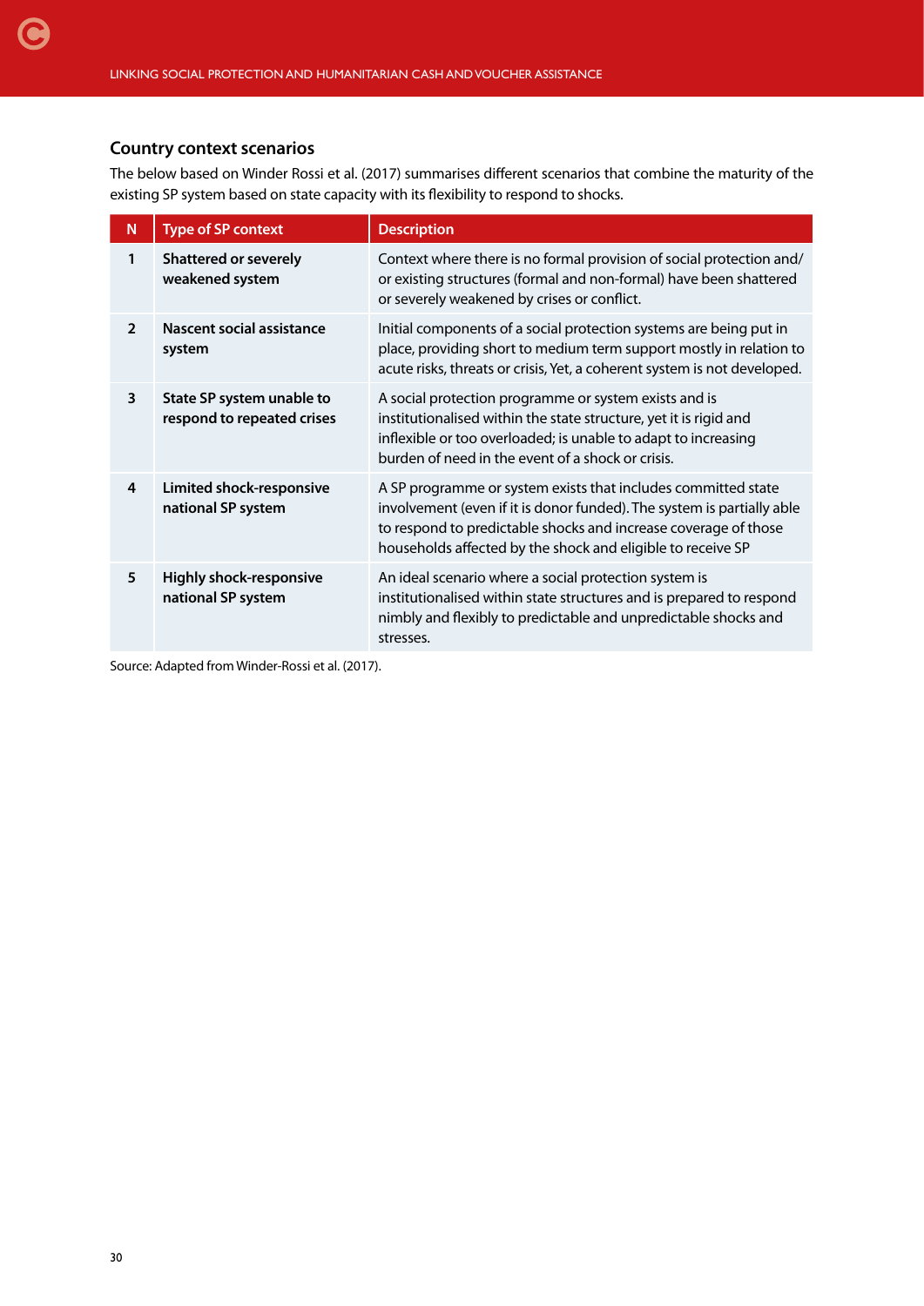### Country context scenarios

The below based on Winder Rossi et al. (2017) summarises different scenarios that combine the maturity of the existing SP system based on state capacity with its flexibility to respond to shocks.

| N | Type of SP context | Description |
|---|---|---|
| 1 | **Shattered or severely weakened system** | Context where there is no formal provision of social protection and/or existing structures (formal and non-formal) have been shattered or severely weakened by crises or conflict. |
| 2 | **Nascent social assistance system** | Initial components of a social protection systems are being put in place, providing short to medium term support mostly in relation to acute risks, threats or crisis, Yet, a coherent system is not developed. |
| 3 | **State SP system unable to respond to repeated crises** | A social protection programme or system exists and is institutionalised within the state structure, yet it is rigid and inflexible or too overloaded; is unable to adapt to increasing burden of need in the event of a shock or crisis. |
| 4 | **Limited shock-responsive national SP system** | A SP programme or system exists that includes committed state involvement (even if it is donor funded). The system is partially able to respond to predictable shocks and increase coverage of those households affected by the shock and eligible to receive SP |
| 5 | **Highly shock-responsive national SP system** | An ideal scenario where a social protection system is institutionalised within state structures and is prepared to respond nimbly and flexibly to predictable and unpredictable shocks and stresses. |

Source: Adapted from Winder-Rossi et al. (2017).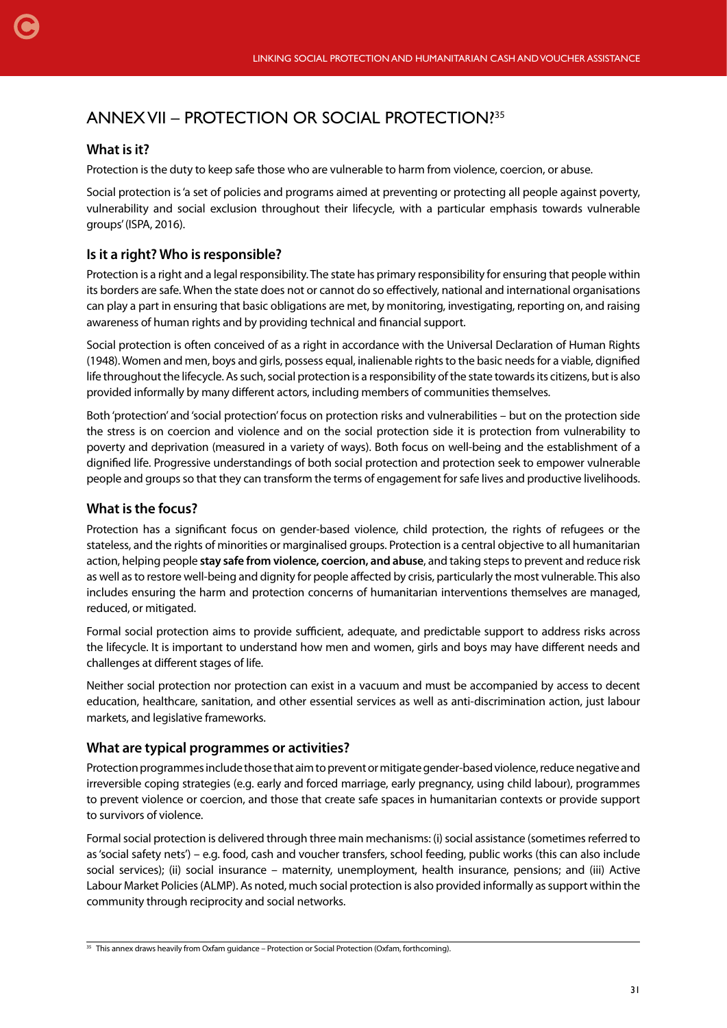## ANNEX VII – PROTECTION OR SOCIAL PROTECTION?[35]

### What is it?

Protection is the duty to keep safe those who are vulnerable to harm from violence, coercion, or abuse.

Social protection is 'a set of policies and programs aimed at preventing or protecting all people against poverty, vulnerability and social exclusion throughout their lifecycle, with a particular emphasis towards vulnerable groups' (ISPA, 2016).

### Is it a right? Who is responsible?

Protection is a right and a legal responsibility. The state has primary responsibility for ensuring that people within its borders are safe. When the state does not or cannot do so effectively, national and international organisations can play a part in ensuring that basic obligations are met, by monitoring, investigating, reporting on, and raising awareness of human rights and by providing technical and financial support.

Social protection is often conceived of as a right in accordance with the Universal Declaration of Human Rights (1948). Women and men, boys and girls, possess equal, inalienable rights to the basic needs for a viable, dignified life throughout the lifecycle. As such, social protection is a responsibility of the state towards its citizens, but is also provided informally by many different actors, including members of communities themselves.

Both 'protection' and 'social protection' focus on protection risks and vulnerabilities – but on the protection side the stress is on coercion and violence and on the social protection side it is protection from vulnerability to poverty and deprivation (measured in a variety of ways). Both focus on well-being and the establishment of a dignified life. Progressive understandings of both social protection and protection seek to empower vulnerable people and groups so that they can transform the terms of engagement for safe lives and productive livelihoods.

### What is the focus?

Protection has a significant focus on gender-based violence, child protection, the rights of refugees or the stateless, and the rights of minorities or marginalised groups. Protection is a central objective to all humanitarian action, helping people **stay safe from violence, coercion, and abuse**, and taking steps to prevent and reduce risk as well as to restore well-being and dignity for people affected by crisis, particularly the most vulnerable. This also includes ensuring the harm and protection concerns of humanitarian interventions themselves are managed, reduced, or mitigated.

Formal social protection aims to provide sufficient, adequate, and predictable support to address risks across the lifecycle. It is important to understand how men and women, girls and boys may have different needs and challenges at different stages of life.

Neither social protection nor protection can exist in a vacuum and must be accompanied by access to decent education, healthcare, sanitation, and other essential services as well as anti-discrimination action, just labour markets, and legislative frameworks.

### What are typical programmes or activities?

Protection programmes include those that aim to prevent or mitigate gender-based violence, reduce negative and irreversible coping strategies (e.g. early and forced marriage, early pregnancy, using child labour), programmes to prevent violence or coercion, and those that create safe spaces in humanitarian contexts or provide support to survivors of violence.

Formal social protection is delivered through three main mechanisms: (i) social assistance (sometimes referred to as 'social safety nets') – e.g. food, cash and voucher transfers, school feeding, public works (this can also include social services); (ii) social insurance – maternity, unemployment, health insurance, pensions; and (iii) Active Labour Market Policies (ALMP). As noted, much social protection is also provided informally as support within the community through reciprocity and social networks.

---

[35] This annex draws heavily from Oxfam guidance – Protection or Social Protection (Oxfam, forthcoming).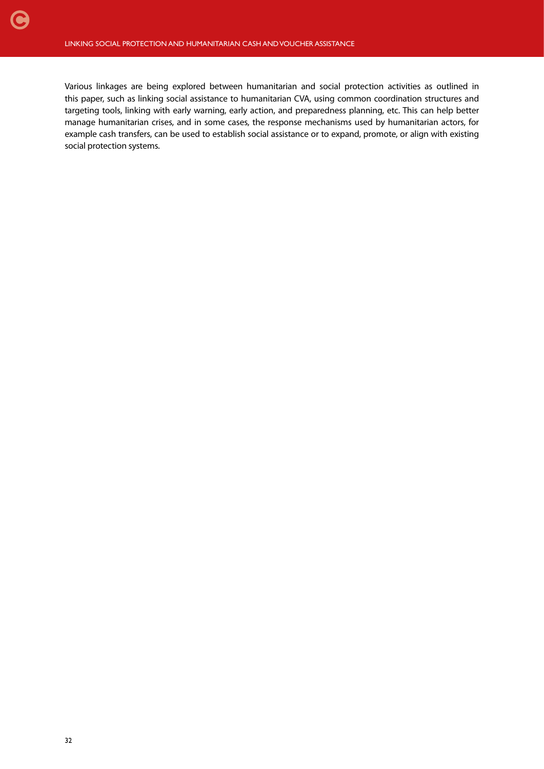Various linkages are being explored between humanitarian and social protection activities as outlined in this paper, such as linking social assistance to humanitarian CVA, using common coordination structures and targeting tools, linking with early warning, early action, and preparedness planning, etc. This can help better manage humanitarian crises, and in some cases, the response mechanisms used by humanitarian actors, for example cash transfers, can be used to establish social assistance or to expand, promote, or align with existing social protection systems.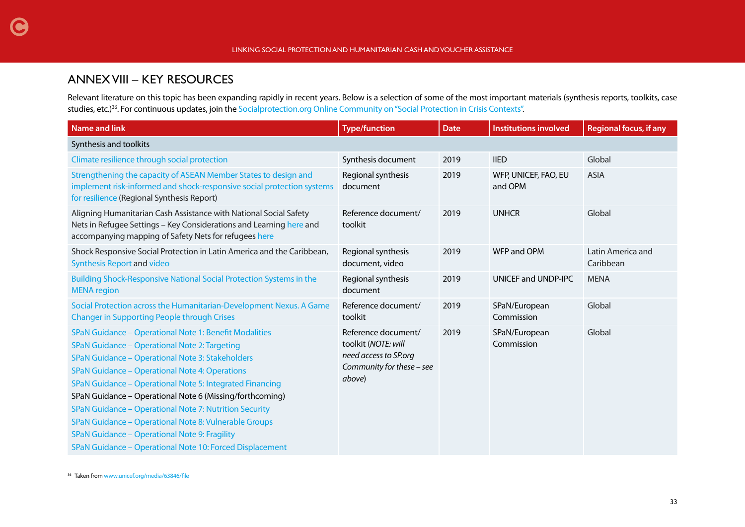# ANNEX VIII – KEY RESOURCES

Relevant literature on this topic has been expanding rapidly in recent years. Below is a selection of some of the most important materials (synthesis reports, toolkits, case studies, etc.)[36]. For continuous updates, join the Socialprotection.org Online Community on "Social Protection in Crisis Contexts".

| Name and link | Type/function | Date | Institutions involved | Regional focus, if any |
|---|---|---|---|---|
| Synthesis and toolkits | | | | |
| Climate resilience through social protection | Synthesis document | 2019 | IIED | Global |
| Strengthening the capacity of ASEAN Member States to design and implement risk-informed and shock-responsive social protection systems for resilience (Regional Synthesis Report) | Regional synthesis document | 2019 | WFP, UNICEF, FAO, EU and OPM | ASIA |
| Aligning Humanitarian Cash Assistance with National Social Safety Nets in Refugee Settings – Key Considerations and Learning here and accompanying mapping of Safety Nets for refugees here | Reference document/ toolkit | 2019 | UNHCR | Global |
| Shock Responsive Social Protection in Latin America and the Caribbean, Synthesis Report and video | Regional synthesis document, video | 2019 | WFP and OPM | Latin America and Caribbean |
| Building Shock-Responsive National Social Protection Systems in the MENA region | Regional synthesis document | 2019 | UNICEF and UNDP-IPC | MENA |
| Social Protection across the Humanitarian-Development Nexus. A Game Changer in Supporting People through Crises | Reference document/ toolkit | 2019 | SPaN/European Commission | Global |
| SPaN Guidance – Operational Note 1: Benefit Modalities<br>SPaN Guidance – Operational Note 2: Targeting<br>SPaN Guidance – Operational Note 3: Stakeholders<br>SPaN Guidance – Operational Note 4: Operations<br>SPaN Guidance – Operational Note 5: Integrated Financing<br>SPaN Guidance – Operational Note 6 (Missing/forthcoming)<br>SPaN Guidance – Operational Note 7: Nutrition Security<br>SPaN Guidance – Operational Note 8: Vulnerable Groups<br>SPaN Guidance – Operational Note 9: Fragility<br>SPaN Guidance – Operational Note 10: Forced Displacement | Reference document/ toolkit (*NOTE: will need access to SP.org Community for these – see above*) | 2019 | SPaN/European Commission | Global |

[36] Taken from www.unicef.org/media/63846/file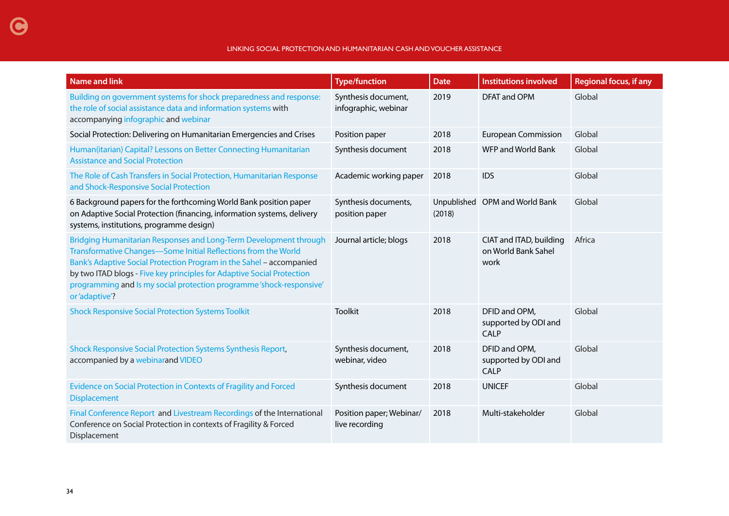| Name and link | Type/function | Date | Institutions involved | Regional focus, if any |
|---|---|---|---|---|
| Building on government systems for shock preparedness and response: the role of social assistance data and information systems with accompanying infographic and webinar | Synthesis document, infographic, webinar | 2019 | DFAT and OPM | Global |
| Social Protection: Delivering on Humanitarian Emergencies and Crises | Position paper | 2018 | European Commission | Global |
| Human(itarian) Capital? Lessons on Better Connecting Humanitarian Assistance and Social Protection | Synthesis document | 2018 | WFP and World Bank | Global |
| The Role of Cash Transfers in Social Protection, Humanitarian Response and Shock-Responsive Social Protection | Academic working paper | 2018 | IDS | Global |
| 6 Background papers for the forthcoming World Bank position paper on Adaptive Social Protection (financing, information systems, delivery systems, institutions, programme design) | Synthesis documents, position paper | Unpublished (2018) | OPM and World Bank | Global |
| Bridging Humanitarian Responses and Long-Term Development through Transformative Changes—Some Initial Reflections from the World Bank's Adaptive Social Protection Program in the Sahel – accompanied by two ITAD blogs - Five key principles for Adaptive Social Protection programming and Is my social protection programme 'shock-responsive' or 'adaptive'? | Journal article; blogs | 2018 | CIAT and ITAD, building on World Bank Sahel work | Africa |
| Shock Responsive Social Protection Systems Toolkit | Toolkit | 2018 | DFID and OPM, supported by ODI and CALP | Global |
| Shock Responsive Social Protection Systems Synthesis Report, accompanied by a webinarand VIDEO | Synthesis document, webinar, video | 2018 | DFID and OPM, supported by ODI and CALP | Global |
| Evidence on Social Protection in Contexts of Fragility and Forced Displacement | Synthesis document | 2018 | UNICEF | Global |
| Final Conference Report and Livestream Recordings of the International Conference on Social Protection in contexts of Fragility & Forced Displacement | Position paper; Webinar/ live recording | 2018 | Multi-stakeholder | Global |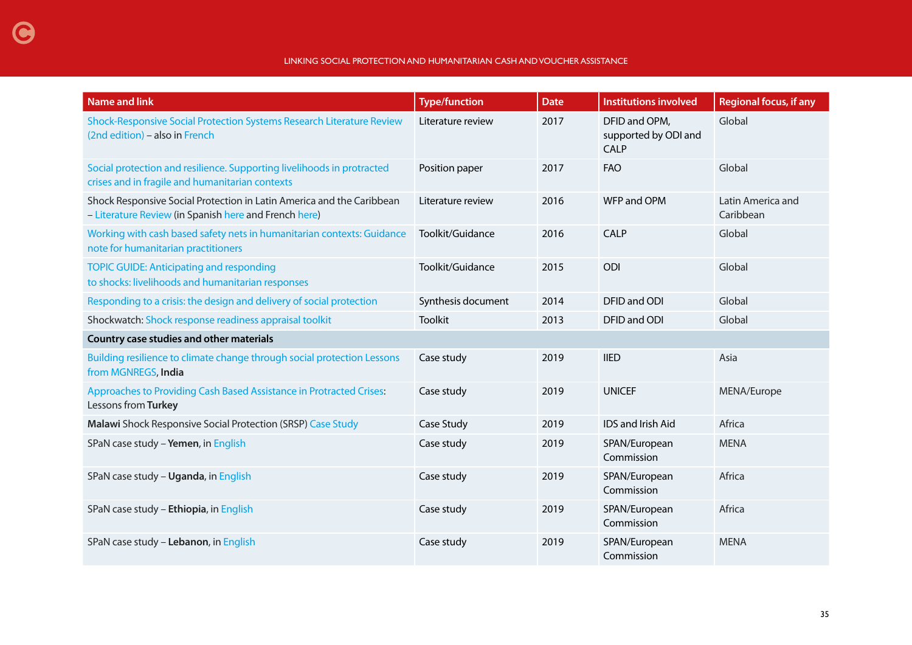| Name and link | Type/function | Date | Institutions involved | Regional focus, if any |
|---|---|---|---|---|
| Shock-Responsive Social Protection Systems Research Literature Review (2nd edition) – also in French | Literature review | 2017 | DFID and OPM, supported by ODI and CALP | Global |
| Social protection and resilience. Supporting livelihoods in protracted crises and in fragile and humanitarian contexts | Position paper | 2017 | FAO | Global |
| Shock Responsive Social Protection in Latin America and the Caribbean – Literature Review (in Spanish here and French here) | Literature review | 2016 | WFP and OPM | Latin America and Caribbean |
| Working with cash based safety nets in humanitarian contexts: Guidance note for humanitarian practitioners | Toolkit/Guidance | 2016 | CALP | Global |
| TOPIC GUIDE: Anticipating and responding to shocks: livelihoods and humanitarian responses | Toolkit/Guidance | 2015 | ODI | Global |
| Responding to a crisis: the design and delivery of social protection | Synthesis document | 2014 | DFID and ODI | Global |
| Shockwatch: Shock response readiness appraisal toolkit | Toolkit | 2013 | DFID and ODI | Global |
| **Country case studies and other materials** | | | | |
| Building resilience to climate change through social protection Lessons from MGNREGS, **India** | Case study | 2019 | IIED | Asia |
| Approaches to Providing Cash Based Assistance in Protracted Crises: Lessons from **Turkey** | Case study | 2019 | UNICEF | MENA/Europe |
| **Malawi** Shock Responsive Social Protection (SRSP) Case Study | Case Study | 2019 | IDS and Irish Aid | Africa |
| SPaN case study – **Yemen**, in English | Case study | 2019 | SPAN/European Commission | MENA |
| SPaN case study – **Uganda**, in English | Case study | 2019 | SPAN/European Commission | Africa |
| SPaN case study – **Ethiopia**, in English | Case study | 2019 | SPAN/European Commission | Africa |
| SPaN case study – **Lebanon**, in English | Case study | 2019 | SPAN/European Commission | MENA |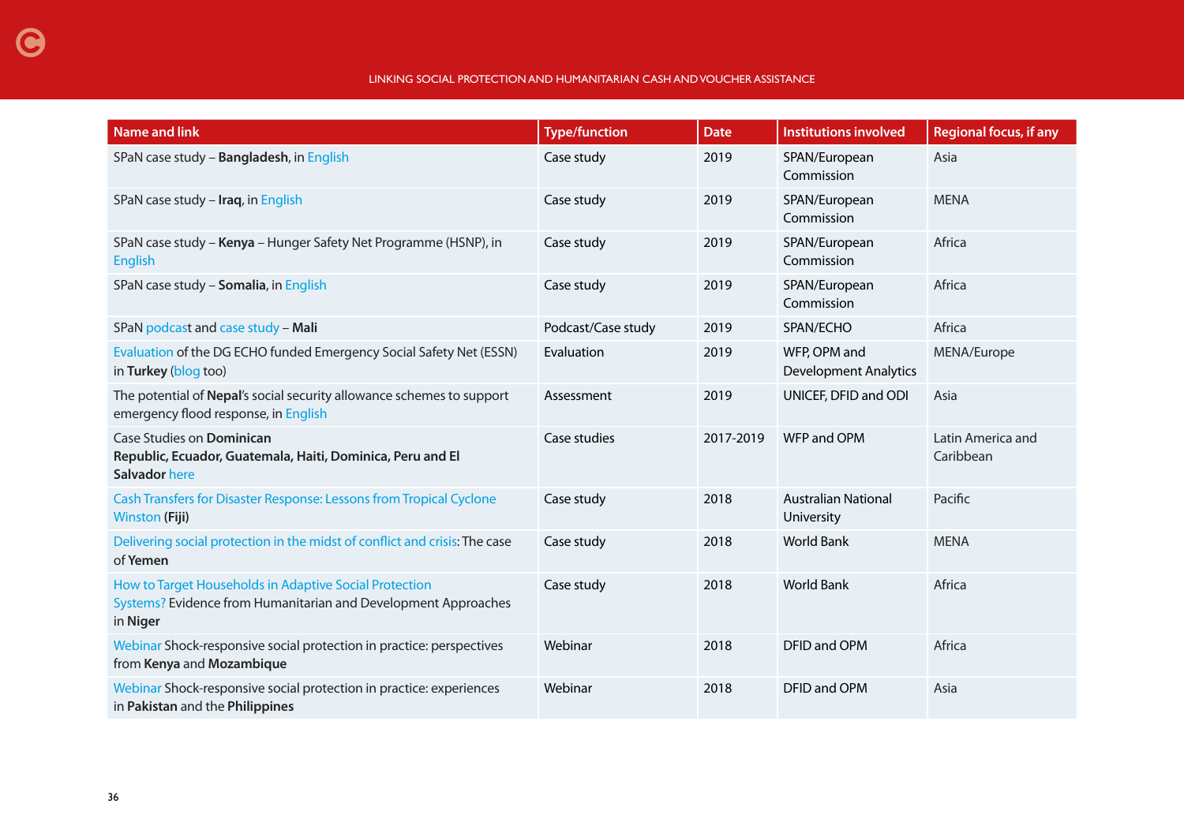| Name and link | Type/function | Date | Institutions involved | Regional focus, if any |
|---|---|---|---|---|
| SPaN case study – **Bangladesh**, in English | Case study | 2019 | SPAN/European Commission | Asia |
| SPaN case study – **Iraq**, in English | Case study | 2019 | SPAN/European Commission | MENA |
| SPaN case study – **Kenya** – Hunger Safety Net Programme (HSNP), in English | Case study | 2019 | SPAN/European Commission | Africa |
| SPaN case study – **Somalia**, in English | Case study | 2019 | SPAN/European Commission | Africa |
| SPaN podcast and case study – **Mali** | Podcast/Case study | 2019 | SPAN/ECHO | Africa |
| Evaluation of the DG ECHO funded Emergency Social Safety Net (ESSN) in **Turkey** (blog too) | Evaluation | 2019 | WFP, OPM and Development Analytics | MENA/Europe |
| The potential of **Nepal**'s social security allowance schemes to support emergency flood response, in English | Assessment | 2019 | UNICEF, DFID and ODI | Asia |
| Case Studies on **Dominican Republic, Ecuador, Guatemala, Haiti, Dominica, Peru and El Salvador** here | Case studies | 2017-2019 | WFP and OPM | Latin America and Caribbean |
| Cash Transfers for Disaster Response: Lessons from Tropical Cyclone Winston **(Fiji)** | Case study | 2018 | Australian National University | Pacific |
| Delivering social protection in the midst of conflict and crisis: The case of **Yemen** | Case study | 2018 | World Bank | MENA |
| How to Target Households in Adaptive Social Protection Systems? Evidence from Humanitarian and Development Approaches in **Niger** | Case study | 2018 | World Bank | Africa |
| Webinar Shock-responsive social protection in practice: perspectives from **Kenya** and **Mozambique** | Webinar | 2018 | DFID and OPM | Africa |
| Webinar Shock-responsive social protection in practice: experiences in **Pakistan** and the **Philippines** | Webinar | 2018 | DFID and OPM | Asia |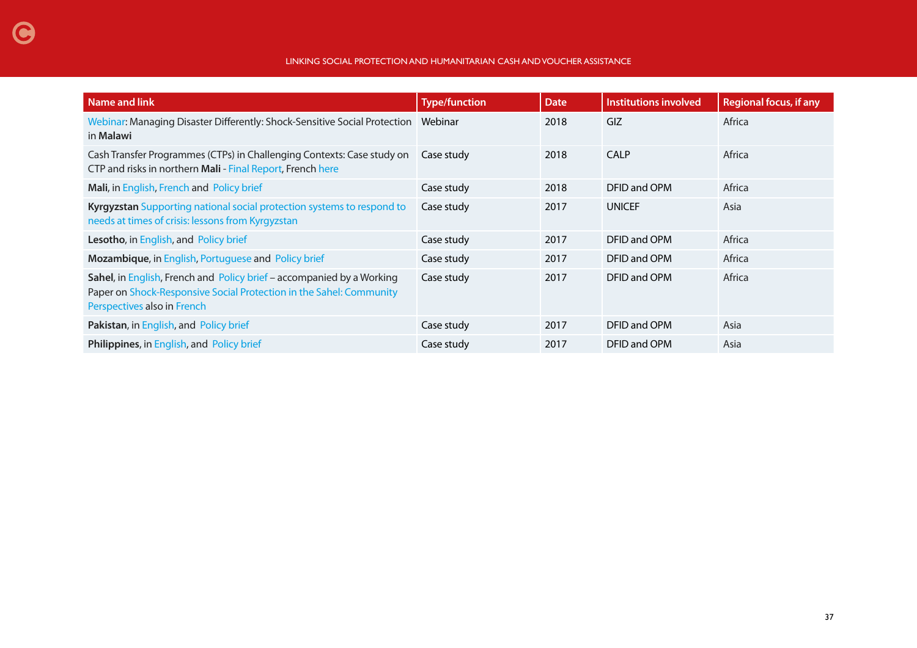| Name and link | Type/function | Date | Institutions involved | Regional focus, if any |
|---|---|---|---|---|
| Webinar: Managing Disaster Differently: Shock-Sensitive Social Protection in **Malawi** | Webinar | 2018 | GIZ | Africa |
| Cash Transfer Programmes (CTPs) in Challenging Contexts: Case study on CTP and risks in northern **Mali** - Final Report, French here | Case study | 2018 | CALP | Africa |
| **Mali**, in English, French and Policy brief | Case study | 2018 | DFID and OPM | Africa |
| **Kyrgyzstan** Supporting national social protection systems to respond to needs at times of crisis: lessons from Kyrgyzstan | Case study | 2017 | UNICEF | Asia |
| **Lesotho**, in English, and Policy brief | Case study | 2017 | DFID and OPM | Africa |
| **Mozambique**, in English, Portuguese and Policy brief | Case study | 2017 | DFID and OPM | Africa |
| **Sahel**, in English, French and Policy brief – accompanied by a Working Paper on Shock-Responsive Social Protection in the Sahel: Community Perspectives also in French | Case study | 2017 | DFID and OPM | Africa |
| **Pakistan**, in English, and Policy brief | Case study | 2017 | DFID and OPM | Asia |
| **Philippines**, in English, and Policy brief | Case study | 2017 | DFID and OPM | Asia |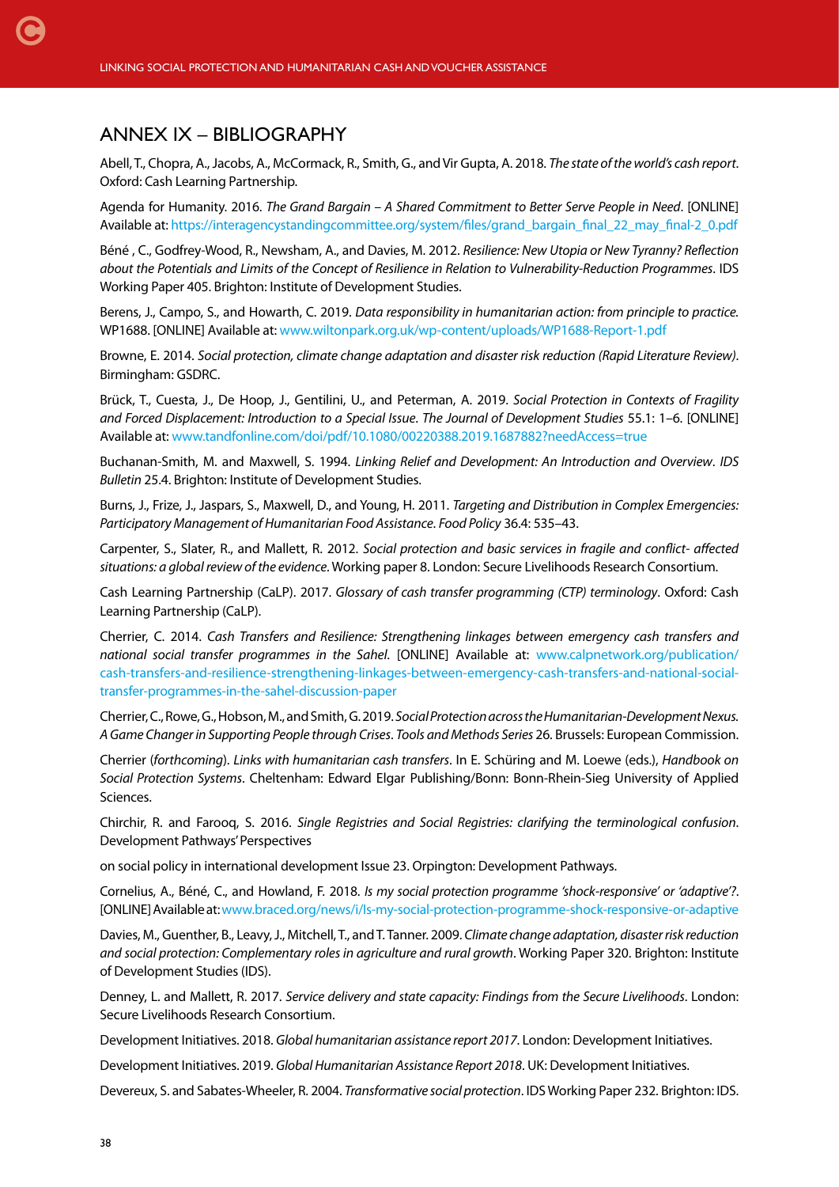## ANNEX IX – BIBLIOGRAPHY

Abell, T., Chopra, A., Jacobs, A., McCormack, R., Smith, G., and Vir Gupta, A. 2018. *The state of the world's cash report*. Oxford: Cash Learning Partnership.

Agenda for Humanity. 2016. *The Grand Bargain – A Shared Commitment to Better Serve People in Need*. [ONLINE] Available at: https://interagencystandingcommittee.org/system/files/grand_bargain_final_22_may_final-2_0.pdf

Béné , C., Godfrey-Wood, R., Newsham, A., and Davies, M. 2012. *Resilience: New Utopia or New Tyranny? Reflection about the Potentials and Limits of the Concept of Resilience in Relation to Vulnerability-Reduction Programmes*. IDS Working Paper 405. Brighton: Institute of Development Studies.

Berens, J., Campo, S., and Howarth, C. 2019. *Data responsibility in humanitarian action: from principle to practice.* WP1688. [ONLINE] Available at: www.wiltonpark.org.uk/wp-content/uploads/WP1688-Report-1.pdf

Browne, E. 2014. *Social protection, climate change adaptation and disaster risk reduction (Rapid Literature Review)*. Birmingham: GSDRC.

Brück, T., Cuesta, J., De Hoop, J., Gentilini, U., and Peterman, A. 2019. *Social Protection in Contexts of Fragility and Forced Displacement: Introduction to a Special Issue. The Journal of Development Studies* 55.1: 1–6. [ONLINE] Available at: www.tandfonline.com/doi/pdf/10.1080/00220388.2019.1687882?needAccess=true

Buchanan-Smith, M. and Maxwell, S. 1994. *Linking Relief and Development: An Introduction and Overview*. *IDS Bulletin* 25.4. Brighton: Institute of Development Studies.

Burns, J., Frize, J., Jaspars, S., Maxwell, D., and Young, H. 2011. *Targeting and Distribution in Complex Emergencies: Participatory Management of Humanitarian Food Assistance*. *Food Policy* 36.4: 535–43.

Carpenter, S., Slater, R., and Mallett, R. 2012. *Social protection and basic services in fragile and conflict- affected situations: a global review of the evidence*. Working paper 8. London: Secure Livelihoods Research Consortium.

Cash Learning Partnership (CaLP). 2017. *Glossary of cash transfer programming (CTP) terminology*. Oxford: Cash Learning Partnership (CaLP).

Cherrier, C. 2014. *Cash Transfers and Resilience: Strengthening linkages between emergency cash transfers and national social transfer programmes in the Sahel*. [ONLINE] Available at: www.calpnetwork.org/publication/cash-transfers-and-resilience-strengthening-linkages-between-emergency-cash-transfers-and-national-social-transfer-programmes-in-the-sahel-discussion-paper

Cherrier, C., Rowe, G., Hobson, M., and Smith, G. 2019. *Social Protection across the Humanitarian-Development Nexus. A Game Changer in Supporting People through Crises*. *Tools and Methods Series* 26. Brussels: European Commission.

Cherrier (*forthcoming*). *Links with humanitarian cash transfers*. In E. Schüring and M. Loewe (eds.), *Handbook on Social Protection Systems*. Cheltenham: Edward Elgar Publishing/Bonn: Bonn-Rhein-Sieg University of Applied Sciences.

Chirchir, R. and Farooq, S. 2016. *Single Registries and Social Registries: clarifying the terminological confusion*. Development Pathways' Perspectives

on social policy in international development Issue 23. Orpington: Development Pathways.

Cornelius, A., Béné, C., and Howland, F. 2018. *Is my social protection programme 'shock-responsive' or 'adaptive'?*. [ONLINE] Available at: www.braced.org/news/i/Is-my-social-protection-programme-shock-responsive-or-adaptive

Davies, M., Guenther, B., Leavy, J., Mitchell, T., and T. Tanner. 2009. *Climate change adaptation, disaster risk reduction and social protection: Complementary roles in agriculture and rural growth*. Working Paper 320. Brighton: Institute of Development Studies (IDS).

Denney, L. and Mallett, R. 2017. *Service delivery and state capacity: Findings from the Secure Livelihoods*. London: Secure Livelihoods Research Consortium.

Development Initiatives. 2018. *Global humanitarian assistance report 2017*. London: Development Initiatives.

Development Initiatives. 2019. *Global Humanitarian Assistance Report 2018*. UK: Development Initiatives.

Devereux, S. and Sabates-Wheeler, R. 2004. *Transformative social protection*. IDS Working Paper 232. Brighton: IDS.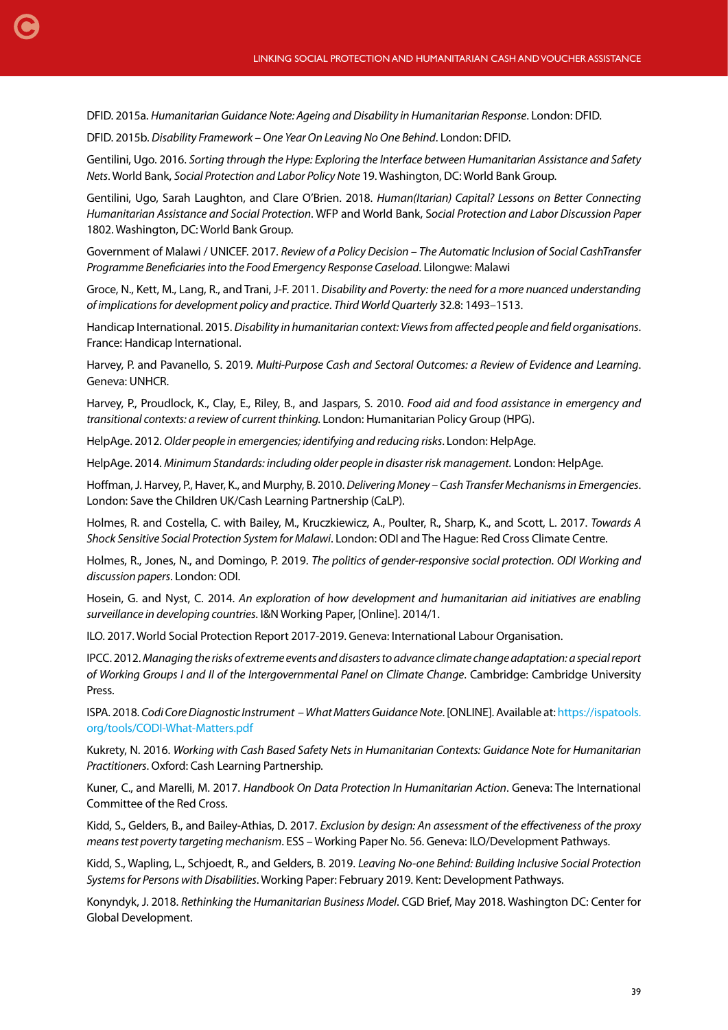DFID. 2015a. *Humanitarian Guidance Note: Ageing and Disability in Humanitarian Response*. London: DFID.

DFID. 2015b. *Disability Framework – One Year On Leaving No One Behind*. London: DFID.

Gentilini, Ugo. 2016. *Sorting through the Hype: Exploring the Interface between Humanitarian Assistance and Safety Nets*. World Bank, *Social Protection and Labor Policy Note* 19. Washington, DC: World Bank Group.

Gentilini, Ugo, Sarah Laughton, and Clare O'Brien. 2018. *Human(Itarian) Capital? Lessons on Better Connecting Humanitarian Assistance and Social Protection*. WFP and World Bank, *Social Protection and Labor Discussion Paper* 1802. Washington, DC: World Bank Group.

Government of Malawi / UNICEF. 2017. *Review of a Policy Decision – The Automatic Inclusion of Social CashTransfer Programme Beneficiaries into the Food Emergency Response Caseload*. Lilongwe: Malawi

Groce, N., Kett, M., Lang, R., and Trani, J-F. 2011. *Disability and Poverty: the need for a more nuanced understanding of implications for development policy and practice*. *Third World Quarterly* 32.8: 1493–1513.

Handicap International. 2015. *Disability in humanitarian context: Views from affected people and field organisations*. France: Handicap International.

Harvey, P. and Pavanello, S. 2019. *Multi-Purpose Cash and Sectoral Outcomes: a Review of Evidence and Learning*. Geneva: UNHCR.

Harvey, P., Proudlock, K., Clay, E., Riley, B., and Jaspars, S. 2010. *Food aid and food assistance in emergency and transitional contexts: a review of current thinking.* London: Humanitarian Policy Group (HPG).

HelpAge. 2012. *Older people in emergencies; identifying and reducing risks*. London: HelpAge.

HelpAge. 2014. *Minimum Standards: including older people in disaster risk management.* London: HelpAge.

Hoffman, J. Harvey, P., Haver, K., and Murphy, B. 2010. *Delivering Money – Cash Transfer Mechanisms in Emergencies*. London: Save the Children UK/Cash Learning Partnership (CaLP).

Holmes, R. and Costella, C. with Bailey, M., Kruczkiewicz, A., Poulter, R., Sharp, K., and Scott, L. 2017. *Towards A Shock Sensitive Social Protection System for Malawi*. London: ODI and The Hague: Red Cross Climate Centre.

Holmes, R., Jones, N., and Domingo, P. 2019. *The politics of gender-responsive social protection. ODI Working and discussion papers*. London: ODI.

Hosein, G. and Nyst, C. 2014. *An exploration of how development and humanitarian aid initiatives are enabling surveillance in developing countries*. I&N Working Paper, [Online]. 2014/1.

ILO. 2017. World Social Protection Report 2017-2019. Geneva: International Labour Organisation.

IPCC. 2012. *Managing the risks of extreme events and disasters to advance climate change adaptation: a special report of Working Groups I and II of the Intergovernmental Panel on Climate Change*. Cambridge: Cambridge University Press.

ISPA. 2018. *Codi Core Diagnostic Instrument – What Matters Guidance Note*. [ONLINE]. Available at: https://ispatools.org/tools/CODI-What-Matters.pdf

Kukrety, N. 2016. *Working with Cash Based Safety Nets in Humanitarian Contexts: Guidance Note for Humanitarian Practitioners*. Oxford: Cash Learning Partnership.

Kuner, C., and Marelli, M. 2017. *Handbook On Data Protection In Humanitarian Action*. Geneva: The International Committee of the Red Cross.

Kidd, S., Gelders, B., and Bailey-Athias, D. 2017. *Exclusion by design: An assessment of the effectiveness of the proxy means test poverty targeting mechanism*. ESS – Working Paper No. 56. Geneva: ILO/Development Pathways.

Kidd, S., Wapling, L., Schjoedt, R., and Gelders, B. 2019. *Leaving No-one Behind: Building Inclusive Social Protection Systems for Persons with Disabilities*. Working Paper: February 2019. Kent: Development Pathways.

Konyndyk, J. 2018. *Rethinking the Humanitarian Business Model*. CGD Brief, May 2018. Washington DC: Center for Global Development.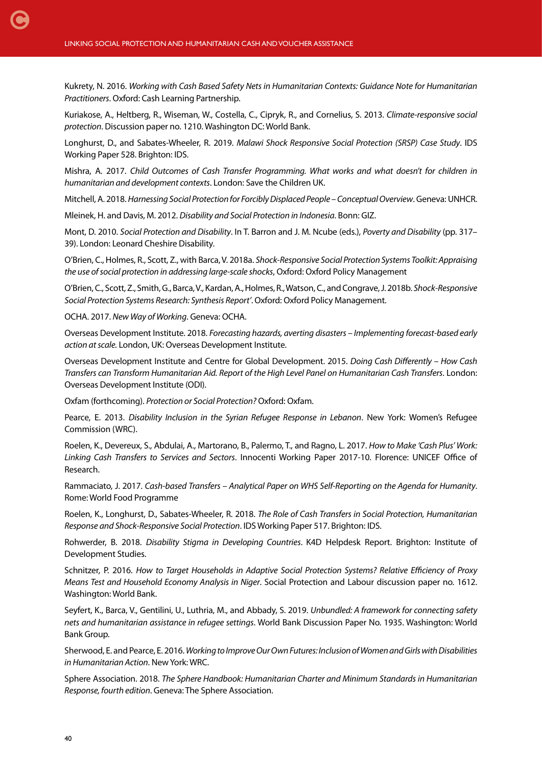Kukrety, N. 2016. *Working with Cash Based Safety Nets in Humanitarian Contexts: Guidance Note for Humanitarian Practitioners*. Oxford: Cash Learning Partnership.

Kuriakose, A., Heltberg, R., Wiseman, W., Costella, C., Cipryk, R., and Cornelius, S. 2013. *Climate-responsive social protection*. Discussion paper no. 1210. Washington DC: World Bank.

Longhurst, D., and Sabates-Wheeler, R. 2019. *Malawi Shock Responsive Social Protection (SRSP) Case Study*. IDS Working Paper 528. Brighton: IDS.

Mishra, A. 2017. *Child Outcomes of Cash Transfer Programming. What works and what doesn't for children in humanitarian and development contexts*. London: Save the Children UK.

Mitchell, A. 2018. *Harnessing Social Protection for Forcibly Displaced People – Conceptual Overview*. Geneva: UNHCR.

Mleinek, H. and Davis, M. 2012. *Disability and Social Protection in Indonesia*. Bonn: GIZ.

Mont, D. 2010. *Social Protection and Disability*. In T. Barron and J. M. Ncube (eds.), *Poverty and Disability* (pp. 317–39). London: Leonard Cheshire Disability.

O'Brien, C., Holmes, R., Scott, Z., with Barca, V. 2018a. *Shock-Responsive Social Protection Systems Toolkit: Appraising the use of social protection in addressing large-scale shocks*, Oxford: Oxford Policy Management

O'Brien, C., Scott, Z., Smith, G., Barca, V., Kardan, A., Holmes, R., Watson, C., and Congrave, J. 2018b. *Shock-Responsive Social Protection Systems Research: Synthesis Report'*. Oxford: Oxford Policy Management.

OCHA. 2017. *New Way of Working*. Geneva: OCHA.

Overseas Development Institute. 2018. *Forecasting hazards, averting disasters – Implementing forecast-based early action at scale.* London, UK: Overseas Development Institute.

Overseas Development Institute and Centre for Global Development. 2015. *Doing Cash Differently – How Cash Transfers can Transform Humanitarian Aid. Report of the High Level Panel on Humanitarian Cash Transfers*. London: Overseas Development Institute (ODI).

Oxfam (forthcoming). *Protection or Social Protection?* Oxford: Oxfam.

Pearce, E. 2013. *Disability Inclusion in the Syrian Refugee Response in Lebanon*. New York: Women's Refugee Commission (WRC).

Roelen, K., Devereux, S., Abdulai, A., Martorano, B., Palermo, T., and Ragno, L. 2017. *How to Make 'Cash Plus' Work: Linking Cash Transfers to Services and Sectors*. Innocenti Working Paper 2017-10. Florence: UNICEF Office of Research.

Rammaciato, J. 2017. *Cash-based Transfers – Analytical Paper on WHS Self-Reporting on the Agenda for Humanity*. Rome: World Food Programme

Roelen, K., Longhurst, D., Sabates-Wheeler, R. 2018. *The Role of Cash Transfers in Social Protection, Humanitarian Response and Shock-Responsive Social Protection*. IDS Working Paper 517. Brighton: IDS.

Rohwerder, B. 2018. *Disability Stigma in Developing Countries*. K4D Helpdesk Report. Brighton: Institute of Development Studies.

Schnitzer, P. 2016. *How to Target Households in Adaptive Social Protection Systems? Relative Efficiency of Proxy Means Test and Household Economy Analysis in Niger*. Social Protection and Labour discussion paper no. 1612. Washington: World Bank.

Seyfert, K., Barca, V., Gentilini, U., Luthria, M., and Abbady, S. 2019. *Unbundled: A framework for connecting safety nets and humanitarian assistance in refugee settings*. World Bank Discussion Paper No. 1935. Washington: World Bank Group.

Sherwood, E. and Pearce, E. 2016. *Working to Improve Our Own Futures: Inclusion of Women and Girls with Disabilities in Humanitarian Action*. New York: WRC.

Sphere Association. 2018. *The Sphere Handbook: Humanitarian Charter and Minimum Standards in Humanitarian Response, fourth edition*. Geneva: The Sphere Association.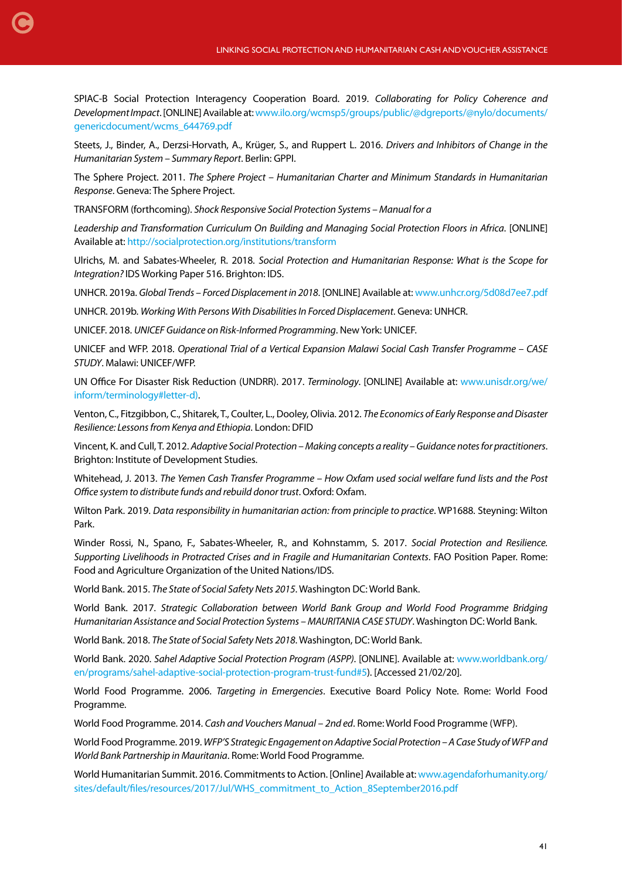SPIAC-B Social Protection Interagency Cooperation Board. 2019. *Collaborating for Policy Coherence and Development Impact*. [ONLINE] Available at: www.ilo.org/wcmsp5/groups/public/@dgreports/@nylo/documents/genericdocument/wcms_644769.pdf

Steets, J., Binder, A., Derzsi-Horvath, A., Krüger, S., and Ruppert L. 2016. *Drivers and Inhibitors of Change in the Humanitarian System – Summary Report*. Berlin: GPPI.

The Sphere Project. 2011. *The Sphere Project – Humanitarian Charter and Minimum Standards in Humanitarian Response*. Geneva: The Sphere Project.

TRANSFORM (forthcoming). *Shock Responsive Social Protection Systems – Manual for a*

*Leadership and Transformation Curriculum On Building and Managing Social Protection Floors in Africa.* [ONLINE] Available at: http://socialprotection.org/institutions/transform

Ulrichs, M. and Sabates-Wheeler, R. 2018. *Social Protection and Humanitarian Response: What is the Scope for Integration?* IDS Working Paper 516. Brighton: IDS.

UNHCR. 2019a. *Global Trends – Forced Displacement in 2018*. [ONLINE] Available at: www.unhcr.org/5d08d7ee7.pdf

UNHCR. 2019b. *Working With Persons With Disabilities In Forced Displacement*. Geneva: UNHCR.

UNICEF. 2018. *UNICEF Guidance on Risk-Informed Programming*. New York: UNICEF.

UNICEF and WFP. 2018. *Operational Trial of a Vertical Expansion Malawi Social Cash Transfer Programme – CASE STUDY*. Malawi: UNICEF/WFP.

UN Office For Disaster Risk Reduction (UNDRR). 2017. *Terminology*. [ONLINE] Available at: www.unisdr.org/we/inform/terminology#letter-d).

Venton, C., Fitzgibbon, C., Shitarek, T., Coulter, L., Dooley, Olivia. 2012. *The Economics of Early Response and Disaster Resilience: Lessons from Kenya and Ethiopia*. London: DFID

Vincent, K. and Cull, T. 2012. *Adaptive Social Protection – Making concepts a reality – Guidance notes for practitioners*. Brighton: Institute of Development Studies.

Whitehead, J. 2013. *The Yemen Cash Transfer Programme – How Oxfam used social welfare fund lists and the Post Office system to distribute funds and rebuild donor trust*. Oxford: Oxfam.

Wilton Park. 2019. *Data responsibility in humanitarian action: from principle to practice*. WP1688. Steyning: Wilton Park.

Winder Rossi, N., Spano, F., Sabates-Wheeler, R., and Kohnstamm, S. 2017. *Social Protection and Resilience. Supporting Livelihoods in Protracted Crises and in Fragile and Humanitarian Contexts*. FAO Position Paper. Rome: Food and Agriculture Organization of the United Nations/IDS.

World Bank. 2015. *The State of Social Safety Nets 2015*. Washington DC: World Bank.

World Bank. 2017. *Strategic Collaboration between World Bank Group and World Food Programme Bridging Humanitarian Assistance and Social Protection Systems – MAURITANIA CASE STUDY*. Washington DC: World Bank.

World Bank. 2018. *The State of Social Safety Nets 2018*. Washington, DC: World Bank.

World Bank. 2020. *Sahel Adaptive Social Protection Program (ASPP)*. [ONLINE]. Available at: www.worldbank.org/en/programs/sahel-adaptive-social-protection-program-trust-fund#5). [Accessed 21/02/20].

World Food Programme. 2006. *Targeting in Emergencies*. Executive Board Policy Note. Rome: World Food Programme.

World Food Programme. 2014. *Cash and Vouchers Manual – 2nd ed*. Rome: World Food Programme (WFP).

World Food Programme. 2019. *WFP'S Strategic Engagement on Adaptive Social Protection – A Case Study of WFP and World Bank Partnership in Mauritania*. Rome: World Food Programme.

World Humanitarian Summit. 2016. Commitments to Action. [Online] Available at: www.agendaforhumanity.org/sites/default/files/resources/2017/Jul/WHS_commitment_to_Action_8September2016.pdf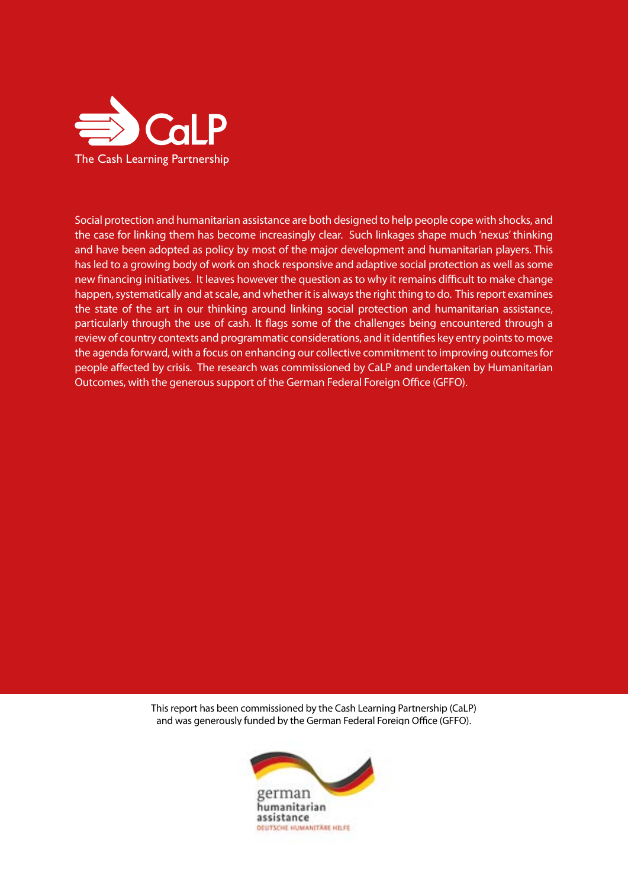CaLP

The Cash Learning Partnership

Social protection and humanitarian assistance are both designed to help people cope with shocks, and the case for linking them has become increasingly clear. Such linkages shape much 'nexus' thinking and have been adopted as policy by most of the major development and humanitarian players. This has led to a growing body of work on shock responsive and adaptive social protection as well as some new financing initiatives. It leaves however the question as to why it remains difficult to make change happen, systematically and at scale, and whether it is always the right thing to do. This report examines the state of the art in our thinking around linking social protection and humanitarian assistance, particularly through the use of cash. It flags some of the challenges being encountered through a review of country contexts and programmatic considerations, and it identifies key entry points to move the agenda forward, with a focus on enhancing our collective commitment to improving outcomes for people affected by crisis. The research was commissioned by CaLP and undertaken by Humanitarian Outcomes, with the generous support of the German Federal Foreign Office (GFFO).

This report has been commissioned by the Cash Learning Partnership (CaLP) and was generously funded by the German Federal Foreign Office (GFFO).

german
humanitarian
assistance
DEUTSCHE HUMANITÄRE HILFE